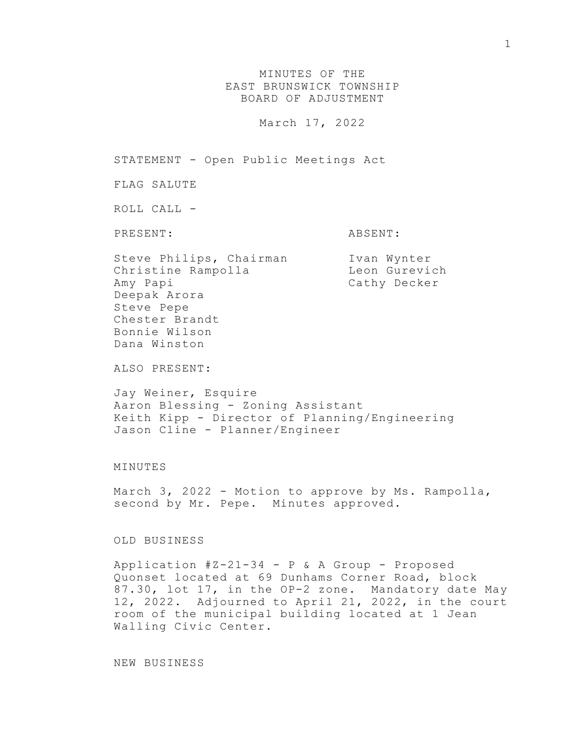# MINUTES OF THE EAST BRUNSWICK TOWNSHIP BOARD OF ADJUSTMENT

March 17, 2022

STATEMENT - Open Public Meetings Act

FLAG SALUTE

ROLL CALL -

| PRESENT: | ABSENT: |
|---|---|
| Steve Philips, Chairman | Ivan Wynter |
| Christine Rampolla | Leon Gurevich |
| Amy Papi | Cathy Decker |
| Deepak Arora | |
| Steve Pepe | |
| Chester Brandt | |
| Bonnie Wilson | |
| Dana Winston | |

ALSO PRESENT:

Jay Weiner, Esquire
Aaron Blessing - Zoning Assistant
Keith Kipp - Director of Planning/Engineering
Jason Cline - Planner/Engineer

MINUTES

March 3, 2022 - Motion to approve by Ms. Rampolla, second by Mr. Pepe. Minutes approved.

OLD BUSINESS

Application #Z-21-34 - P & A Group - Proposed Quonset located at 69 Dunhams Corner Road, block 87.30, lot 17, in the OP-2 zone. Mandatory date May 12, 2022. Adjourned to April 21, 2022, in the court room of the municipal building located at 1 Jean Walling Civic Center.

NEW BUSINESS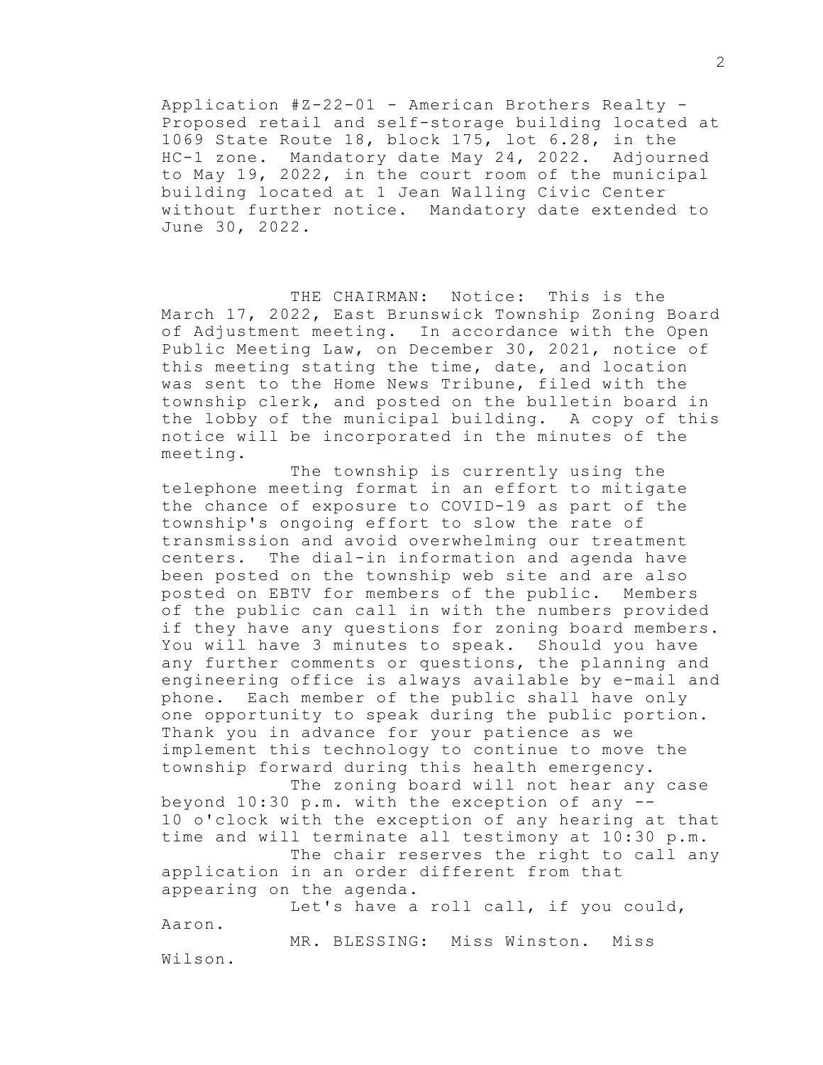Application #Z-22-01 - American Brothers Realty - Proposed retail and self-storage building located at 1069 State Route 18, block 175, lot 6.28, in the HC-1 zone. Mandatory date May 24, 2022. Adjourned to May 19, 2022, in the court room of the municipal building located at 1 Jean Walling Civic Center without further notice. Mandatory date extended to June 30, 2022.

THE CHAIRMAN: Notice: This is the March 17, 2022, East Brunswick Township Zoning Board of Adjustment meeting. In accordance with the Open Public Meeting Law, on December 30, 2021, notice of this meeting stating the time, date, and location was sent to the Home News Tribune, filed with the township clerk, and posted on the bulletin board in the lobby of the municipal building. A copy of this notice will be incorporated in the minutes of the meeting.

The township is currently using the telephone meeting format in an effort to mitigate the chance of exposure to COVID-19 as part of the township's ongoing effort to slow the rate of transmission and avoid overwhelming our treatment centers. The dial-in information and agenda have been posted on the township web site and are also posted on EBTV for members of the public. Members of the public can call in with the numbers provided if they have any questions for zoning board members. You will have 3 minutes to speak. Should you have any further comments or questions, the planning and engineering office is always available by e-mail and phone. Each member of the public shall have only one opportunity to speak during the public portion. Thank you in advance for your patience as we implement this technology to continue to move the township forward during this health emergency.

The zoning board will not hear any case beyond 10:30 p.m. with the exception of any -- 10 o'clock with the exception of any hearing at that time and will terminate all testimony at 10:30 p.m.

The chair reserves the right to call any application in an order different from that appearing on the agenda.

Let's have a roll call, if you could, Aaron.

MR. BLESSING: Miss Winston. Miss Wilson.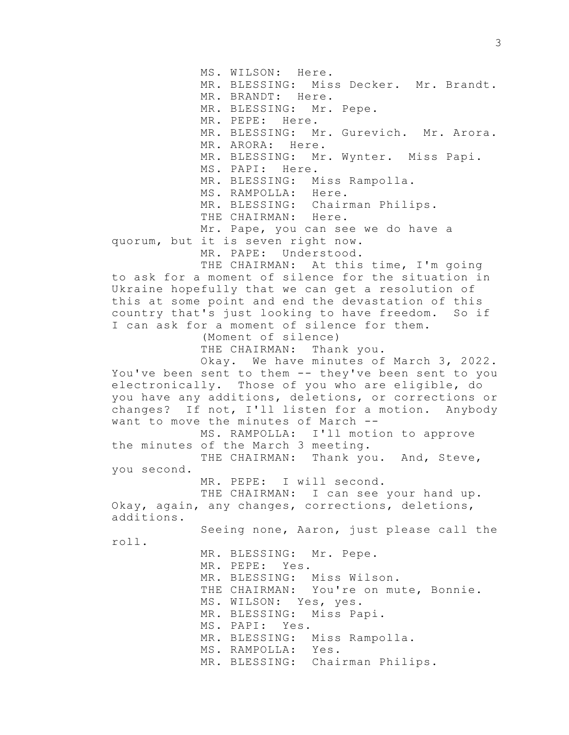MS. WILSON: Here.

MR. BLESSING: Miss Decker. Mr. Brandt.

MR. BRANDT: Here.

MR. BLESSING: Mr. Pepe.

MR. PEPE: Here.

MR. BLESSING: Mr. Gurevich. Mr. Arora.

MR. ARORA: Here.

MR. BLESSING: Mr. Wynter. Miss Papi.

MS. PAPI: Here.

MR. BLESSING: Miss Rampolla.

MS. RAMPOLLA: Here.

MR. BLESSING: Chairman Philips.

THE CHAIRMAN: Here.

Mr. Pape, you can see we do have a quorum, but it is seven right now.

MR. PAPE: Understood.

THE CHAIRMAN: At this time, I'm going to ask for a moment of silence for the situation in Ukraine hopefully that we can get a resolution of this at some point and end the devastation of this country that's just looking to have freedom. So if I can ask for a moment of silence for them.

(Moment of silence)

THE CHAIRMAN: Thank you.

Okay. We have minutes of March 3, 2022. You've been sent to them -- they've been sent to you electronically. Those of you who are eligible, do you have any additions, deletions, or corrections or changes? If not, I'll listen for a motion. Anybody want to move the minutes of March --

MS. RAMPOLLA: I'll motion to approve the minutes of the March 3 meeting.

THE CHAIRMAN: Thank you. And, Steve, you second.

MR. PEPE: I will second.

THE CHAIRMAN: I can see your hand up. Okay, again, any changes, corrections, deletions, additions.

Seeing none, Aaron, just please call the roll.

MR. BLESSING: Mr. Pepe.

MR. PEPE: Yes.

MR. BLESSING: Miss Wilson.

THE CHAIRMAN: You're on mute, Bonnie.

MS. WILSON: Yes, yes.

MR. BLESSING: Miss Papi.

MS. PAPI: Yes.

MR. BLESSING: Miss Rampolla.

MS. RAMPOLLA: Yes.

MR. BLESSING: Chairman Philips.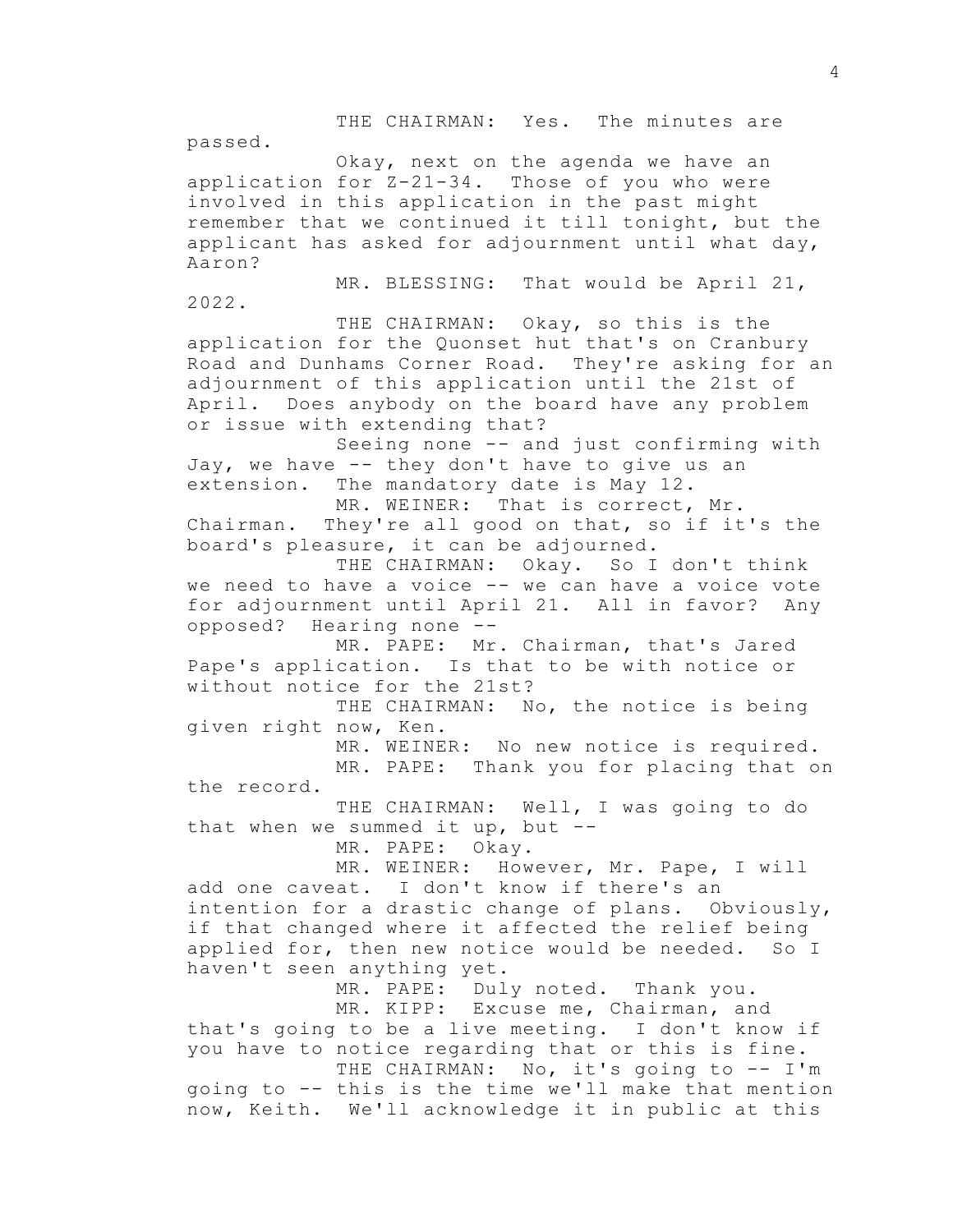THE CHAIRMAN: Yes. The minutes are passed.

Okay, next on the agenda we have an application for Z-21-34. Those of you who were involved in this application in the past might remember that we continued it till tonight, but the applicant has asked for adjournment until what day, Aaron?

MR. BLESSING: That would be April 21, 2022.

THE CHAIRMAN: Okay, so this is the application for the Quonset hut that's on Cranbury Road and Dunhams Corner Road. They're asking for an adjournment of this application until the 21st of April. Does anybody on the board have any problem or issue with extending that?

Seeing none -- and just confirming with Jay, we have -- they don't have to give us an extension. The mandatory date is May 12.

MR. WEINER: That is correct, Mr. Chairman. They're all good on that, so if it's the board's pleasure, it can be adjourned.

THE CHAIRMAN: Okay. So I don't think we need to have a voice -- we can have a voice vote for adjournment until April 21. All in favor? Any opposed? Hearing none --

MR. PAPE: Mr. Chairman, that's Jared Pape's application. Is that to be with notice or without notice for the 21st?

THE CHAIRMAN: No, the notice is being given right now, Ken.

MR. WEINER: No new notice is required.

MR. PAPE: Thank you for placing that on the record.

THE CHAIRMAN: Well, I was going to do that when we summed it up, but --

MR. PAPE: Okay.

MR. WEINER: However, Mr. Pape, I will add one caveat. I don't know if there's an intention for a drastic change of plans. Obviously, if that changed where it affected the relief being applied for, then new notice would be needed. So I haven't seen anything yet.

MR. PAPE: Duly noted. Thank you.

MR. KIPP: Excuse me, Chairman, and that's going to be a live meeting. I don't know if you have to notice regarding that or this is fine.

THE CHAIRMAN: No, it's going to -- I'm going to -- this is the time we'll make that mention now, Keith. We'll acknowledge it in public at this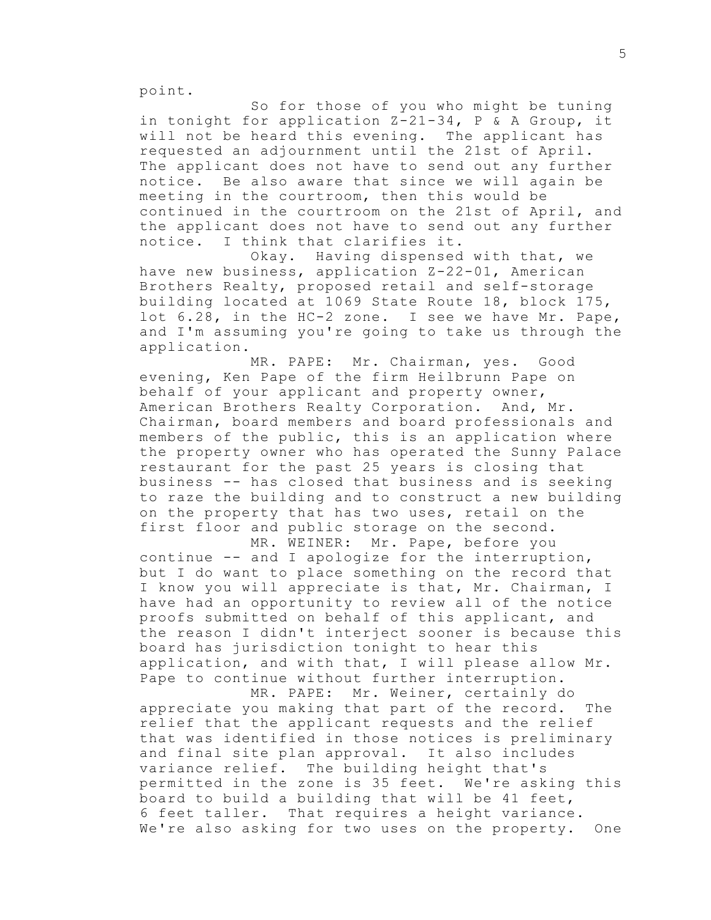point.

So for those of you who might be tuning in tonight for application Z-21-34, P & A Group, it will not be heard this evening. The applicant has requested an adjournment until the 21st of April. The applicant does not have to send out any further notice. Be also aware that since we will again be meeting in the courtroom, then this would be continued in the courtroom on the 21st of April, and the applicant does not have to send out any further notice. I think that clarifies it.

Okay. Having dispensed with that, we have new business, application Z-22-01, American Brothers Realty, proposed retail and self-storage building located at 1069 State Route 18, block 175, lot 6.28, in the HC-2 zone. I see we have Mr. Pape, and I'm assuming you're going to take us through the application.

MR. PAPE: Mr. Chairman, yes. Good evening, Ken Pape of the firm Heilbrunn Pape on behalf of your applicant and property owner, American Brothers Realty Corporation. And, Mr. Chairman, board members and board professionals and members of the public, this is an application where the property owner who has operated the Sunny Palace restaurant for the past 25 years is closing that business -- has closed that business and is seeking to raze the building and to construct a new building on the property that has two uses, retail on the first floor and public storage on the second.

MR. WEINER: Mr. Pape, before you continue -- and I apologize for the interruption, but I do want to place something on the record that I know you will appreciate is that, Mr. Chairman, I have had an opportunity to review all of the notice proofs submitted on behalf of this applicant, and the reason I didn't interject sooner is because this board has jurisdiction tonight to hear this application, and with that, I will please allow Mr. Pape to continue without further interruption.

MR. PAPE: Mr. Weiner, certainly do appreciate you making that part of the record. The relief that the applicant requests and the relief that was identified in those notices is preliminary and final site plan approval. It also includes variance relief. The building height that's permitted in the zone is 35 feet. We're asking this board to build a building that will be 41 feet, 6 feet taller. That requires a height variance. We're also asking for two uses on the property. One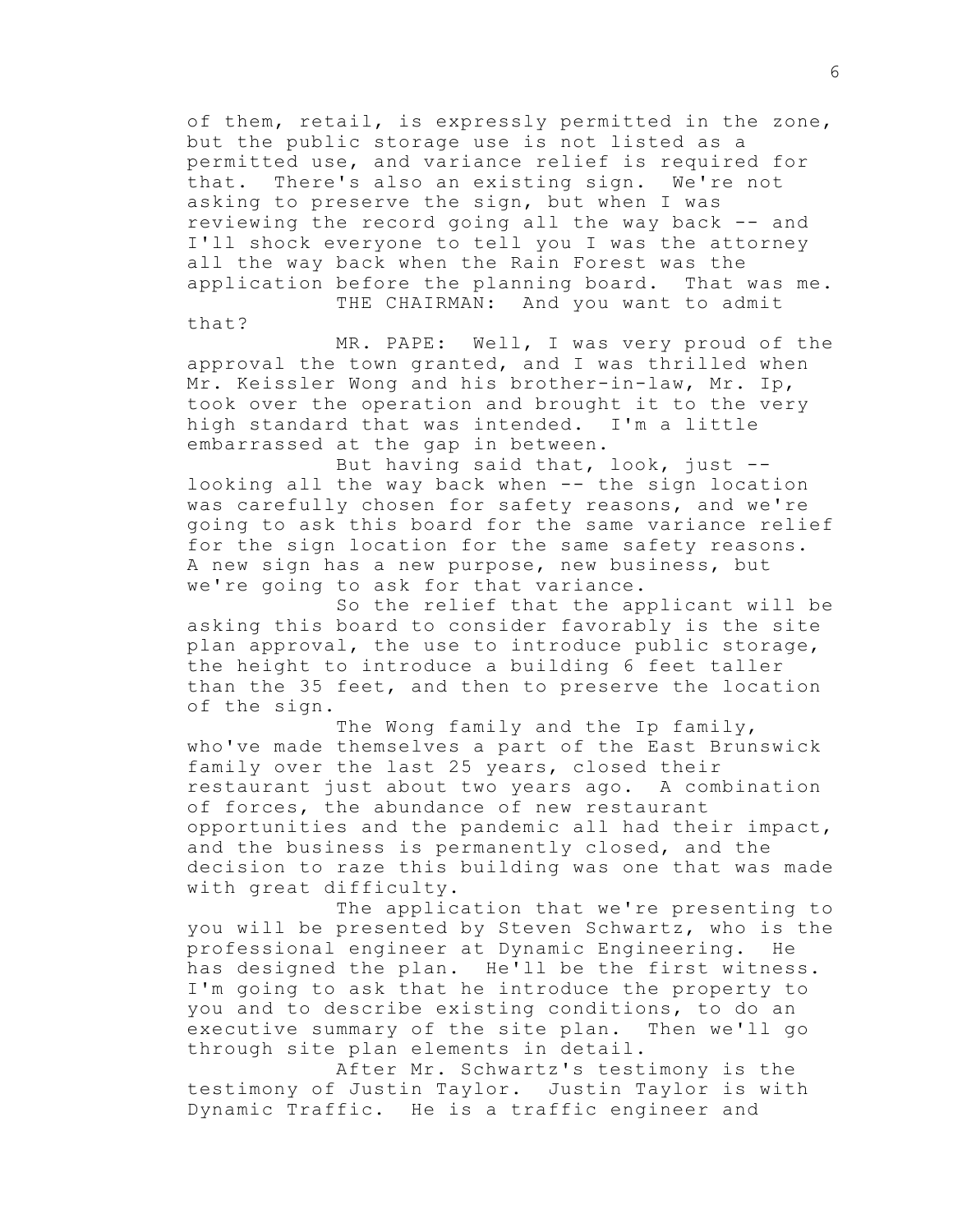of them, retail, is expressly permitted in the zone, but the public storage use is not listed as a permitted use, and variance relief is required for that. There's also an existing sign. We're not asking to preserve the sign, but when I was reviewing the record going all the way back -- and I'll shock everyone to tell you I was the attorney all the way back when the Rain Forest was the application before the planning board. That was me.

THE CHAIRMAN: And you want to admit that?

MR. PAPE: Well, I was very proud of the approval the town granted, and I was thrilled when Mr. Keissler Wong and his brother-in-law, Mr. Ip, took over the operation and brought it to the very high standard that was intended. I'm a little embarrassed at the gap in between.

But having said that, look, just -- looking all the way back when -- the sign location was carefully chosen for safety reasons, and we're going to ask this board for the same variance relief for the sign location for the same safety reasons. A new sign has a new purpose, new business, but we're going to ask for that variance.

So the relief that the applicant will be asking this board to consider favorably is the site plan approval, the use to introduce public storage, the height to introduce a building 6 feet taller than the 35 feet, and then to preserve the location of the sign.

The Wong family and the Ip family, who've made themselves a part of the East Brunswick family over the last 25 years, closed their restaurant just about two years ago. A combination of forces, the abundance of new restaurant opportunities and the pandemic all had their impact, and the business is permanently closed, and the decision to raze this building was one that was made with great difficulty.

The application that we're presenting to you will be presented by Steven Schwartz, who is the professional engineer at Dynamic Engineering. He has designed the plan. He'll be the first witness. I'm going to ask that he introduce the property to you and to describe existing conditions, to do an executive summary of the site plan. Then we'll go through site plan elements in detail.

After Mr. Schwartz's testimony is the testimony of Justin Taylor. Justin Taylor is with Dynamic Traffic. He is a traffic engineer and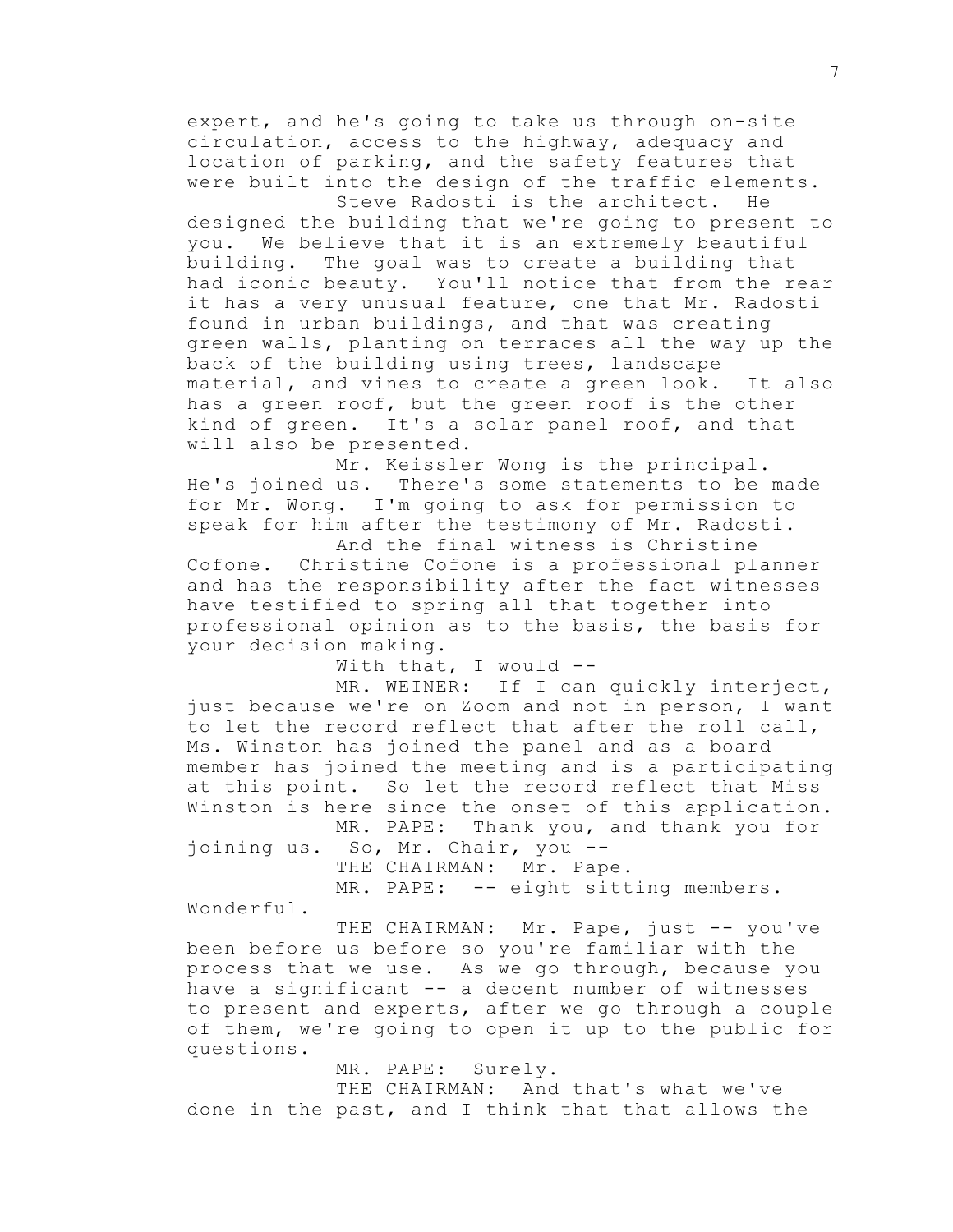expert, and he's going to take us through on-site circulation, access to the highway, adequacy and location of parking, and the safety features that were built into the design of the traffic elements.

Steve Radosti is the architect. He designed the building that we're going to present to you. We believe that it is an extremely beautiful building. The goal was to create a building that had iconic beauty. You'll notice that from the rear it has a very unusual feature, one that Mr. Radosti found in urban buildings, and that was creating green walls, planting on terraces all the way up the back of the building using trees, landscape material, and vines to create a green look. It also has a green roof, but the green roof is the other kind of green. It's a solar panel roof, and that will also be presented.

Mr. Keissler Wong is the principal. He's joined us. There's some statements to be made for Mr. Wong. I'm going to ask for permission to speak for him after the testimony of Mr. Radosti.

And the final witness is Christine Cofone. Christine Cofone is a professional planner and has the responsibility after the fact witnesses have testified to spring all that together into professional opinion as to the basis, the basis for your decision making.

With that, I would --

MR. WEINER: If I can quickly interject, just because we're on Zoom and not in person, I want to let the record reflect that after the roll call, Ms. Winston has joined the panel and as a board member has joined the meeting and is a participating at this point. So let the record reflect that Miss Winston is here since the onset of this application.

MR. PAPE: Thank you, and thank you for joining us. So, Mr. Chair, you --

THE CHAIRMAN: Mr. Pape.

MR. PAPE: -- eight sitting members. Wonderful.

THE CHAIRMAN: Mr. Pape, just -- you've been before us before so you're familiar with the process that we use. As we go through, because you have a significant -- a decent number of witnesses to present and experts, after we go through a couple of them, we're going to open it up to the public for questions.

MR. PAPE: Surely.

THE CHAIRMAN: And that's what we've done in the past, and I think that that allows the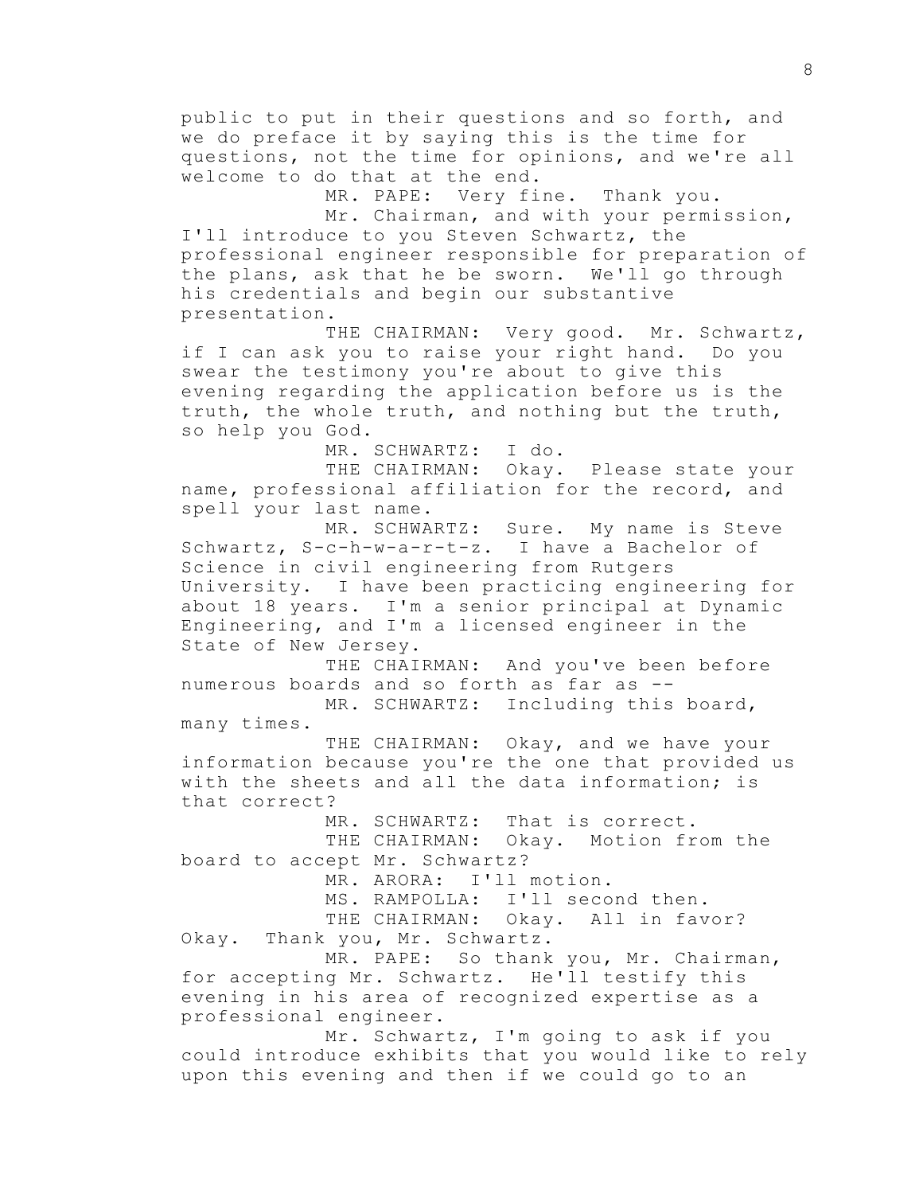public to put in their questions and so forth, and we do preface it by saying this is the time for questions, not the time for opinions, and we're all welcome to do that at the end.

MR. PAPE: Very fine. Thank you.

Mr. Chairman, and with your permission, I'll introduce to you Steven Schwartz, the professional engineer responsible for preparation of the plans, ask that he be sworn. We'll go through his credentials and begin our substantive presentation.

THE CHAIRMAN: Very good. Mr. Schwartz, if I can ask you to raise your right hand. Do you swear the testimony you're about to give this evening regarding the application before us is the truth, the whole truth, and nothing but the truth, so help you God.

MR. SCHWARTZ: I do.

THE CHAIRMAN: Okay. Please state your name, professional affiliation for the record, and spell your last name.

MR. SCHWARTZ: Sure. My name is Steve Schwartz, S-c-h-w-a-r-t-z. I have a Bachelor of Science in civil engineering from Rutgers University. I have been practicing engineering for about 18 years. I'm a senior principal at Dynamic Engineering, and I'm a licensed engineer in the State of New Jersey.

THE CHAIRMAN: And you've been before numerous boards and so forth as far as --

MR. SCHWARTZ: Including this board, many times.

THE CHAIRMAN: Okay, and we have your information because you're the one that provided us with the sheets and all the data information; is that correct?

MR. SCHWARTZ: That is correct.

THE CHAIRMAN: Okay. Motion from the board to accept Mr. Schwartz?

MR. ARORA: I'll motion.

MS. RAMPOLLA: I'll second then.

THE CHAIRMAN: Okay. All in favor? Okay. Thank you, Mr. Schwartz.

MR. PAPE: So thank you, Mr. Chairman, for accepting Mr. Schwartz. He'll testify this evening in his area of recognized expertise as a professional engineer.

Mr. Schwartz, I'm going to ask if you could introduce exhibits that you would like to rely upon this evening and then if we could go to an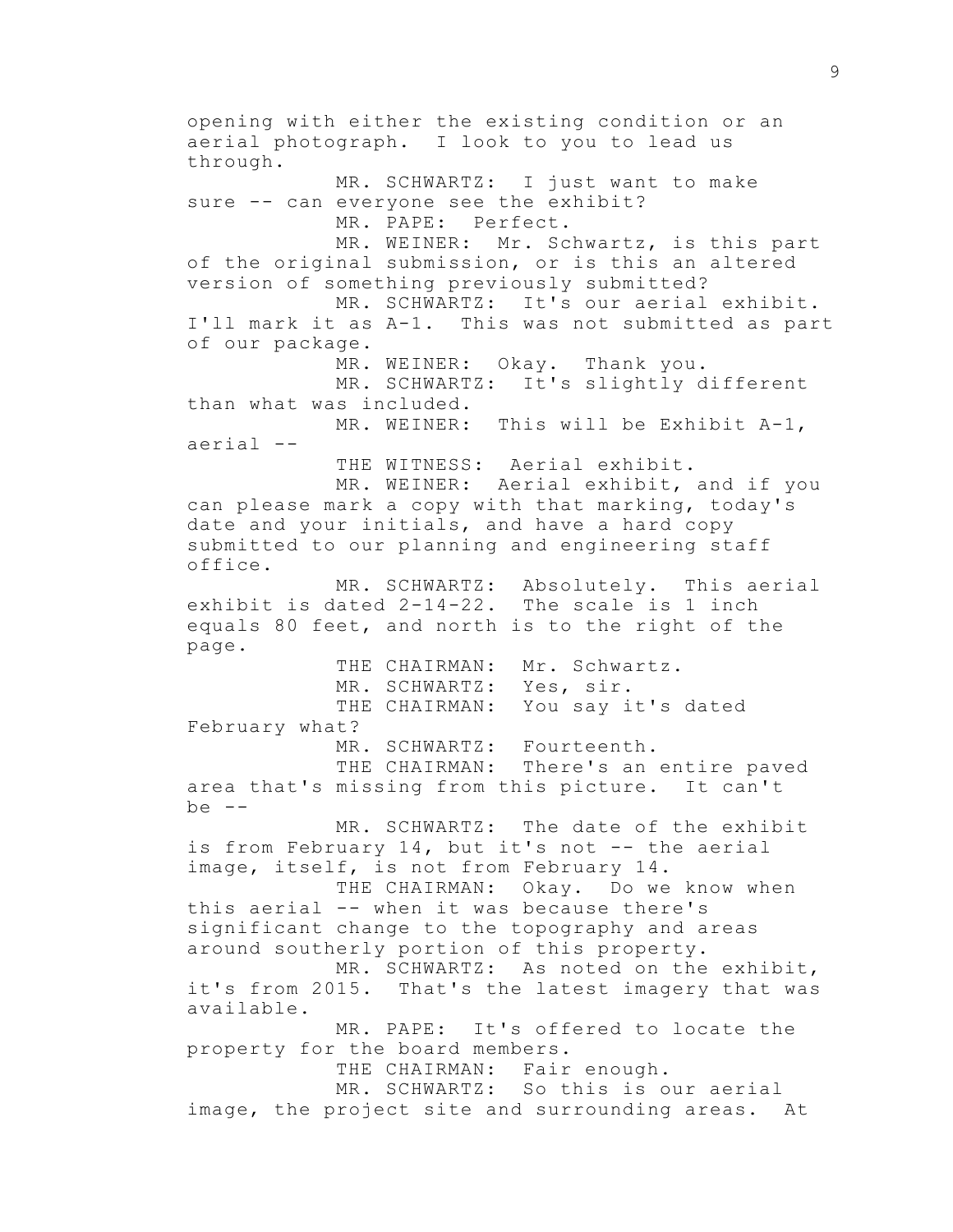opening with either the existing condition or an aerial photograph. I look to you to lead us through.

MR. SCHWARTZ: I just want to make sure -- can everyone see the exhibit?

MR. PAPE: Perfect.

MR. WEINER: Mr. Schwartz, is this part of the original submission, or is this an altered version of something previously submitted?

MR. SCHWARTZ: It's our aerial exhibit. I'll mark it as A-1. This was not submitted as part of our package.

MR. WEINER: Okay. Thank you.

MR. SCHWARTZ: It's slightly different than what was included.

MR. WEINER: This will be Exhibit A-1, aerial --

THE WITNESS: Aerial exhibit.

MR. WEINER: Aerial exhibit, and if you can please mark a copy with that marking, today's date and your initials, and have a hard copy submitted to our planning and engineering staff office.

MR. SCHWARTZ: Absolutely. This aerial exhibit is dated 2-14-22. The scale is 1 inch equals 80 feet, and north is to the right of the page.

THE CHAIRMAN: Mr. Schwartz.

MR. SCHWARTZ: Yes, sir.

THE CHAIRMAN: You say it's dated February what?

MR. SCHWARTZ: Fourteenth.

THE CHAIRMAN: There's an entire paved area that's missing from this picture. It can't be --

MR. SCHWARTZ: The date of the exhibit is from February 14, but it's not -- the aerial image, itself, is not from February 14.

THE CHAIRMAN: Okay. Do we know when this aerial -- when it was because there's significant change to the topography and areas around southerly portion of this property.

MR. SCHWARTZ: As noted on the exhibit, it's from 2015. That's the latest imagery that was available.

MR. PAPE: It's offered to locate the property for the board members.

THE CHAIRMAN: Fair enough.

MR. SCHWARTZ: So this is our aerial image, the project site and surrounding areas. At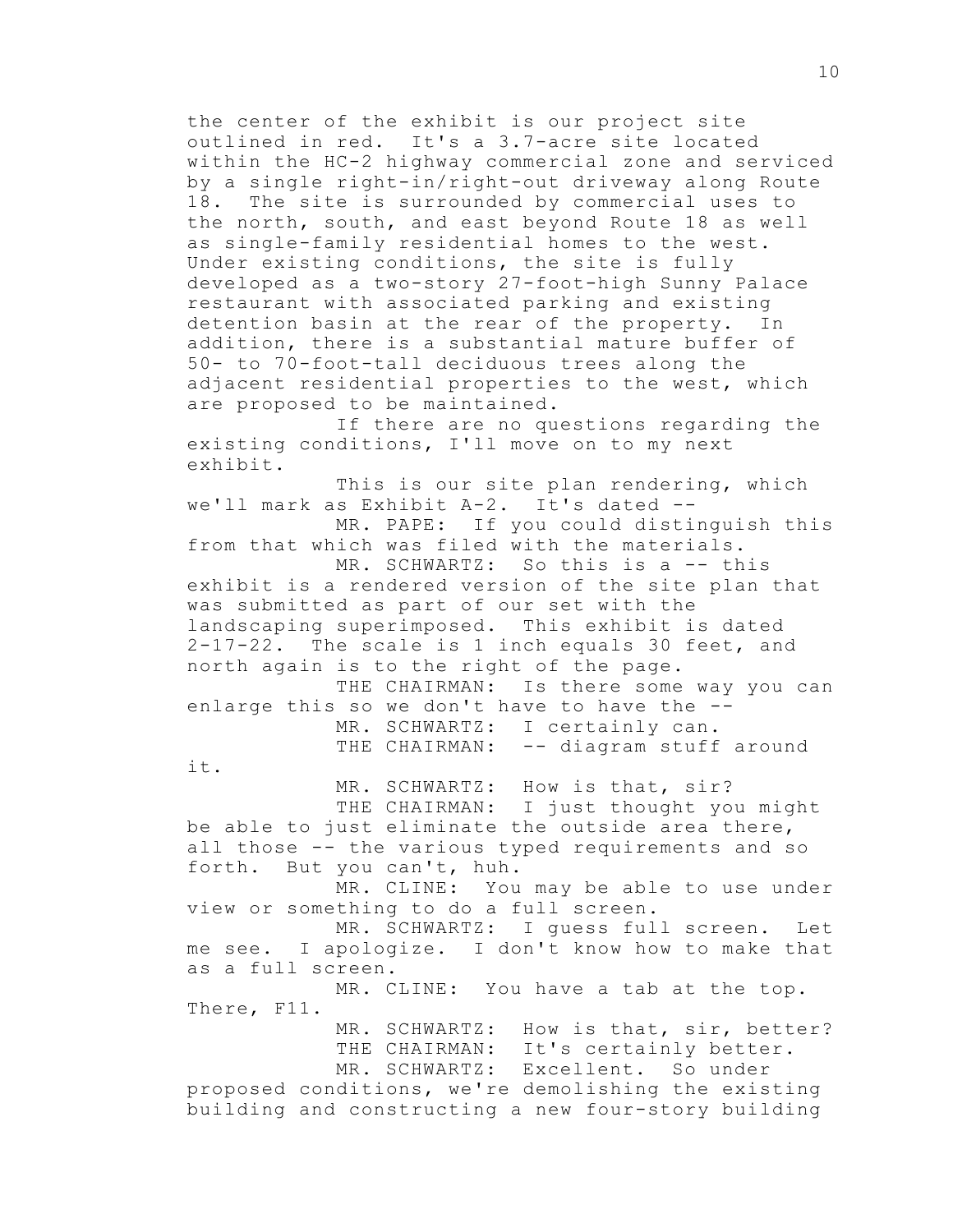the center of the exhibit is our project site outlined in red. It's a 3.7-acre site located within the HC-2 highway commercial zone and serviced by a single right-in/right-out driveway along Route 18. The site is surrounded by commercial uses to the north, south, and east beyond Route 18 as well as single-family residential homes to the west. Under existing conditions, the site is fully developed as a two-story 27-foot-high Sunny Palace restaurant with associated parking and existing detention basin at the rear of the property. In addition, there is a substantial mature buffer of 50- to 70-foot-tall deciduous trees along the adjacent residential properties to the west, which are proposed to be maintained.

If there are no questions regarding the existing conditions, I'll move on to my next exhibit.

This is our site plan rendering, which we'll mark as Exhibit A-2. It's dated --

MR. PAPE: If you could distinguish this from that which was filed with the materials.

MR. SCHWARTZ: So this is a -- this exhibit is a rendered version of the site plan that was submitted as part of our set with the landscaping superimposed. This exhibit is dated 2-17-22. The scale is 1 inch equals 30 feet, and north again is to the right of the page.

THE CHAIRMAN: Is there some way you can enlarge this so we don't have to have the --

MR. SCHWARTZ: I certainly can.

THE CHAIRMAN: -- diagram stuff around it.

MR. SCHWARTZ: How is that, sir?

THE CHAIRMAN: I just thought you might be able to just eliminate the outside area there, all those -- the various typed requirements and so forth. But you can't, huh.

MR. CLINE: You may be able to use under view or something to do a full screen.

MR. SCHWARTZ: I guess full screen. Let me see. I apologize. I don't know how to make that as a full screen.

MR. CLINE: You have a tab at the top. There, F11.

MR. SCHWARTZ: How is that, sir, better?

THE CHAIRMAN: It's certainly better.

MR. SCHWARTZ: Excellent. So under proposed conditions, we're demolishing the existing building and constructing a new four-story building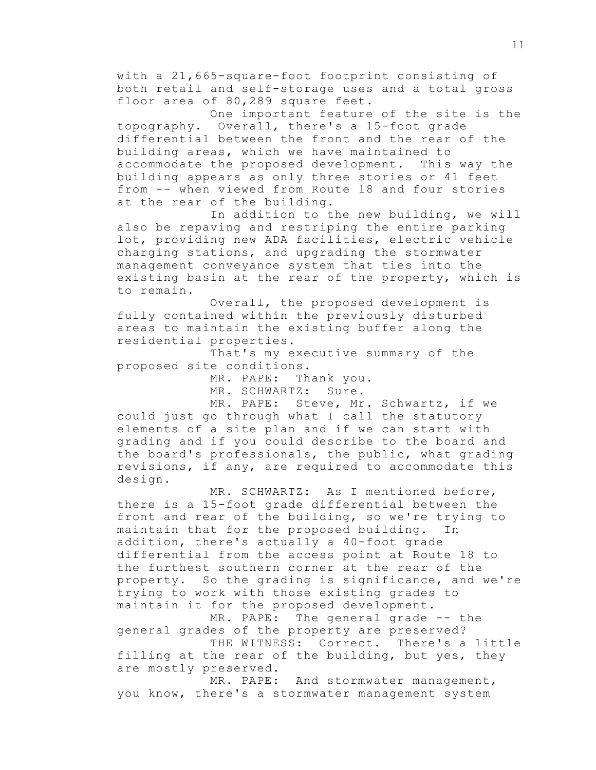with a 21,665-square-foot footprint consisting of both retail and self-storage uses and a total gross floor area of 80,289 square feet.

One important feature of the site is the topography. Overall, there's a 15-foot grade differential between the front and the rear of the building areas, which we have maintained to accommodate the proposed development. This way the building appears as only three stories or 41 feet from -- when viewed from Route 18 and four stories at the rear of the building.

In addition to the new building, we will also be repaving and restriping the entire parking lot, providing new ADA facilities, electric vehicle charging stations, and upgrading the stormwater management conveyance system that ties into the existing basin at the rear of the property, which is to remain.

Overall, the proposed development is fully contained within the previously disturbed areas to maintain the existing buffer along the residential properties.

That's my executive summary of the proposed site conditions.

MR. PAPE: Thank you.

MR. SCHWARTZ: Sure.

MR. PAPE: Steve, Mr. Schwartz, if we could just go through what I call the statutory elements of a site plan and if we can start with grading and if you could describe to the board and the board's professionals, the public, what grading revisions, if any, are required to accommodate this design.

MR. SCHWARTZ: As I mentioned before, there is a 15-foot grade differential between the front and rear of the building, so we're trying to maintain that for the proposed building. In addition, there's actually a 40-foot grade differential from the access point at Route 18 to the furthest southern corner at the rear of the property. So the grading is significance, and we're trying to work with those existing grades to maintain it for the proposed development.

MR. PAPE: The general grade -- the general grades of the property are preserved?

THE WITNESS: Correct. There's a little filling at the rear of the building, but yes, they are mostly preserved.

MR. PAPE: And stormwater management, you know, there's a stormwater management system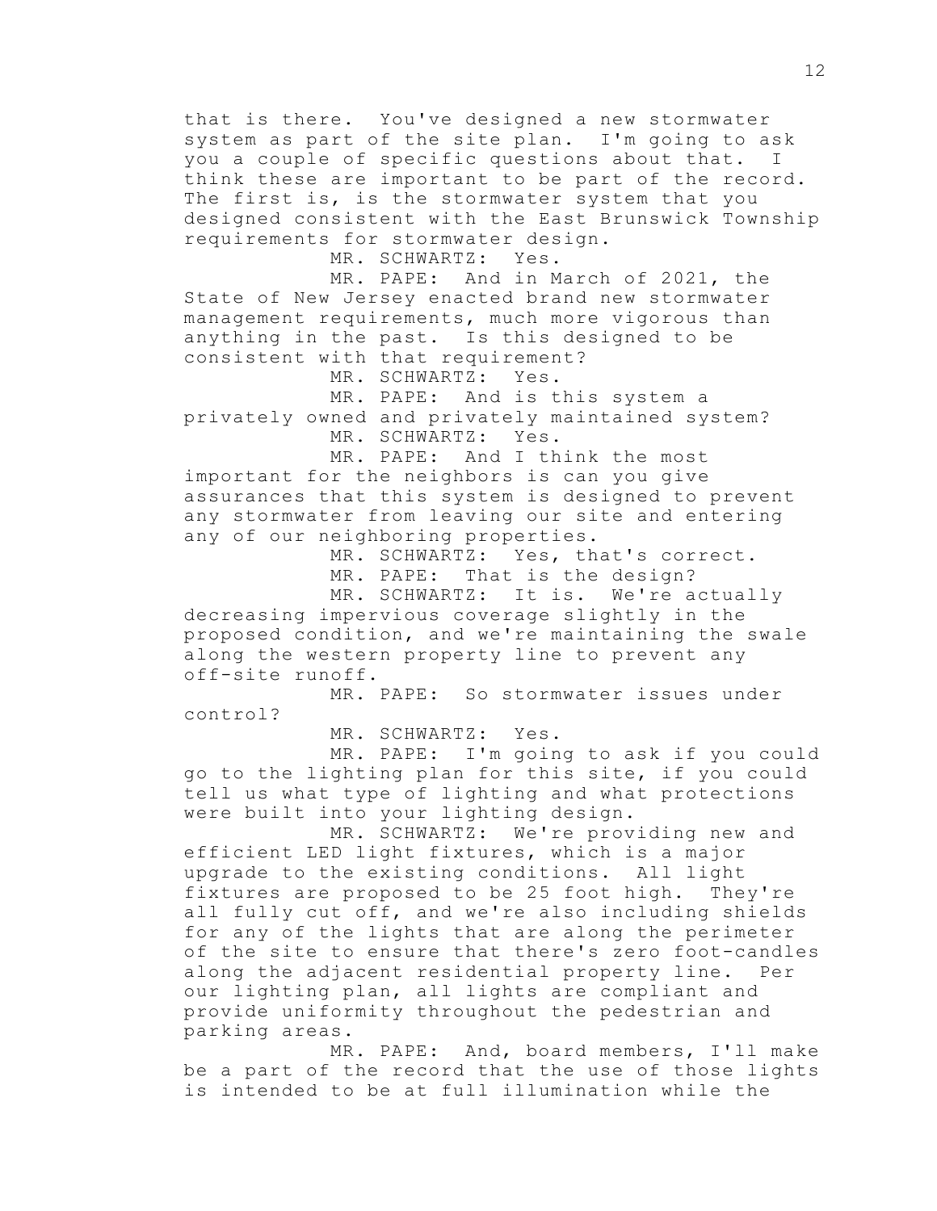that is there. You've designed a new stormwater system as part of the site plan. I'm going to ask you a couple of specific questions about that. I think these are important to be part of the record. The first is, is the stormwater system that you designed consistent with the East Brunswick Township requirements for stormwater design.

MR. SCHWARTZ: Yes.

MR. PAPE: And in March of 2021, the State of New Jersey enacted brand new stormwater management requirements, much more vigorous than anything in the past. Is this designed to be consistent with that requirement?

MR. SCHWARTZ: Yes.

MR. PAPE: And is this system a privately owned and privately maintained system?

MR. SCHWARTZ: Yes.

MR. PAPE: And I think the most important for the neighbors is can you give assurances that this system is designed to prevent any stormwater from leaving our site and entering any of our neighboring properties.

MR. SCHWARTZ: Yes, that's correct.

MR. PAPE: That is the design?

MR. SCHWARTZ: It is. We're actually decreasing impervious coverage slightly in the proposed condition, and we're maintaining the swale along the western property line to prevent any off-site runoff.

MR. PAPE: So stormwater issues under control?

MR. SCHWARTZ: Yes.

MR. PAPE: I'm going to ask if you could go to the lighting plan for this site, if you could tell us what type of lighting and what protections were built into your lighting design.

MR. SCHWARTZ: We're providing new and efficient LED light fixtures, which is a major upgrade to the existing conditions. All light fixtures are proposed to be 25 foot high. They're all fully cut off, and we're also including shields for any of the lights that are along the perimeter of the site to ensure that there's zero foot-candles along the adjacent residential property line. Per our lighting plan, all lights are compliant and provide uniformity throughout the pedestrian and parking areas.

MR. PAPE: And, board members, I'll make be a part of the record that the use of those lights is intended to be at full illumination while the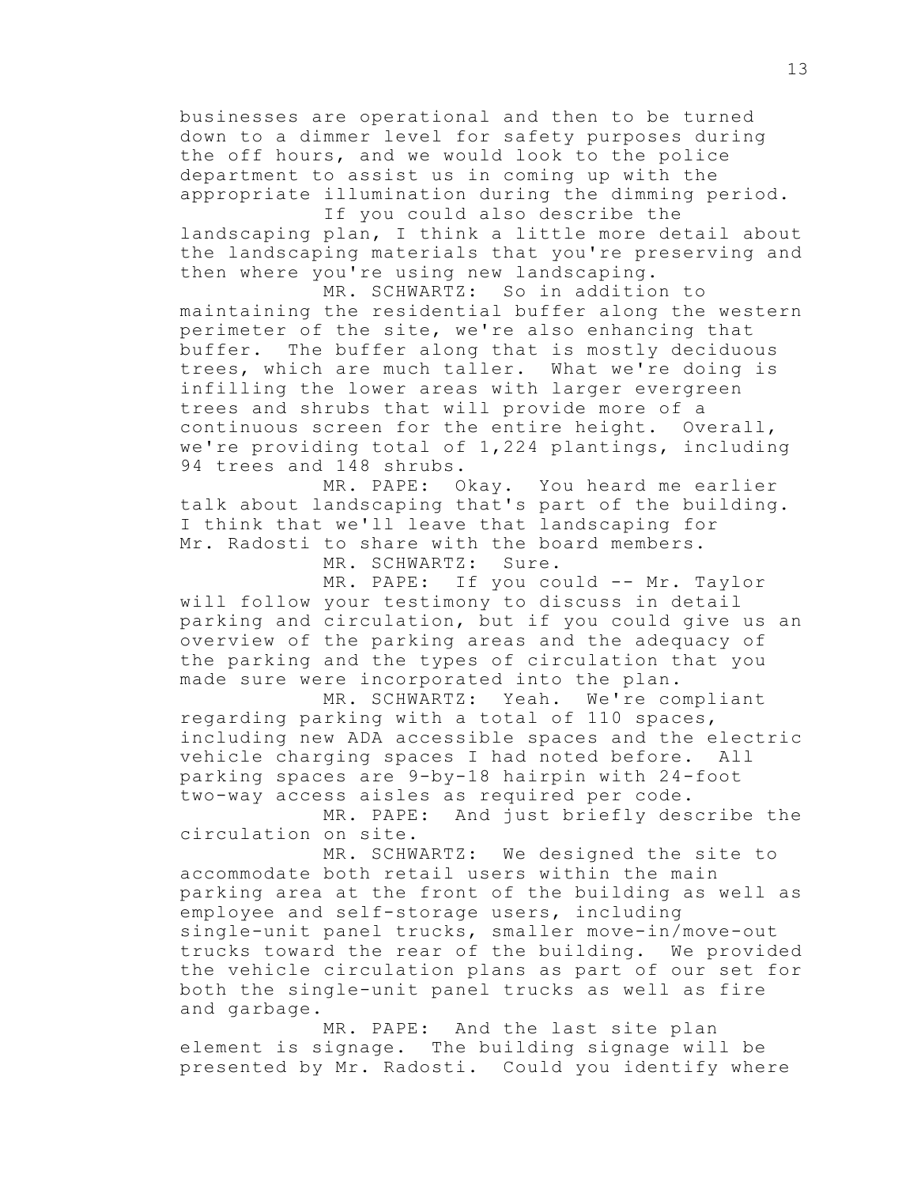businesses are operational and then to be turned down to a dimmer level for safety purposes during the off hours, and we would look to the police department to assist us in coming up with the appropriate illumination during the dimming period.

If you could also describe the landscaping plan, I think a little more detail about the landscaping materials that you're preserving and then where you're using new landscaping.

MR. SCHWARTZ: So in addition to maintaining the residential buffer along the western perimeter of the site, we're also enhancing that buffer. The buffer along that is mostly deciduous trees, which are much taller. What we're doing is infilling the lower areas with larger evergreen trees and shrubs that will provide more of a continuous screen for the entire height. Overall, we're providing total of 1,224 plantings, including 94 trees and 148 shrubs.

MR. PAPE: Okay. You heard me earlier talk about landscaping that's part of the building. I think that we'll leave that landscaping for Mr. Radosti to share with the board members.

MR. SCHWARTZ: Sure.

MR. PAPE: If you could -- Mr. Taylor will follow your testimony to discuss in detail parking and circulation, but if you could give us an overview of the parking areas and the adequacy of the parking and the types of circulation that you made sure were incorporated into the plan.

MR. SCHWARTZ: Yeah. We're compliant regarding parking with a total of 110 spaces, including new ADA accessible spaces and the electric vehicle charging spaces I had noted before. All parking spaces are 9-by-18 hairpin with 24-foot two-way access aisles as required per code.

MR. PAPE: And just briefly describe the circulation on site.

MR. SCHWARTZ: We designed the site to accommodate both retail users within the main parking area at the front of the building as well as employee and self-storage users, including single-unit panel trucks, smaller move-in/move-out trucks toward the rear of the building. We provided the vehicle circulation plans as part of our set for both the single-unit panel trucks as well as fire and garbage.

MR. PAPE: And the last site plan element is signage. The building signage will be presented by Mr. Radosti. Could you identify where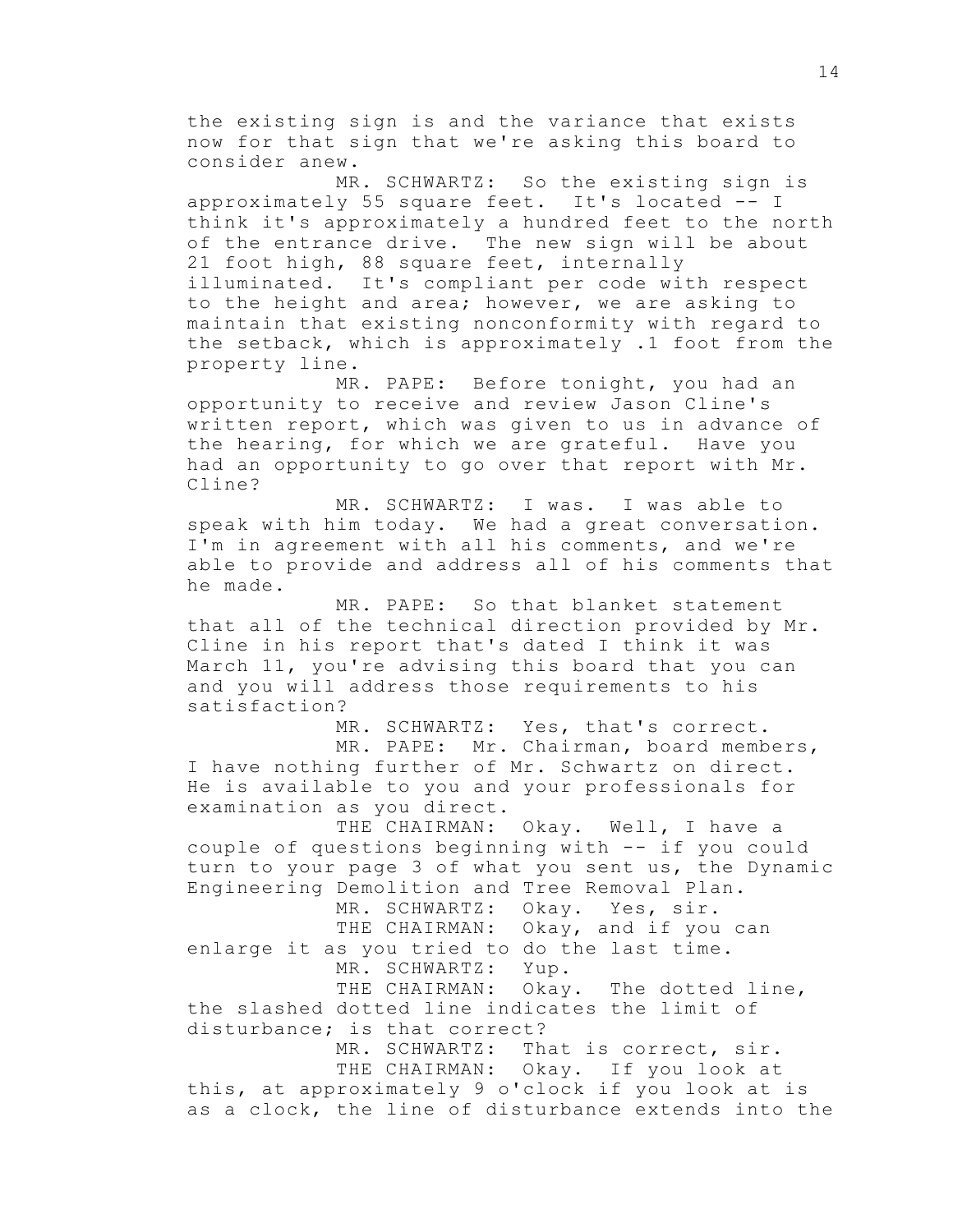the existing sign is and the variance that exists now for that sign that we're asking this board to consider anew.

MR. SCHWARTZ: So the existing sign is approximately 55 square feet. It's located -- I think it's approximately a hundred feet to the north of the entrance drive. The new sign will be about 21 foot high, 88 square feet, internally illuminated. It's compliant per code with respect to the height and area; however, we are asking to maintain that existing nonconformity with regard to the setback, which is approximately .1 foot from the property line.

MR. PAPE: Before tonight, you had an opportunity to receive and review Jason Cline's written report, which was given to us in advance of the hearing, for which we are grateful. Have you had an opportunity to go over that report with Mr. Cline?

MR. SCHWARTZ: I was. I was able to speak with him today. We had a great conversation. I'm in agreement with all his comments, and we're able to provide and address all of his comments that he made.

MR. PAPE: So that blanket statement that all of the technical direction provided by Mr. Cline in his report that's dated I think it was March 11, you're advising this board that you can and you will address those requirements to his satisfaction?

MR. SCHWARTZ: Yes, that's correct.

MR. PAPE: Mr. Chairman, board members, I have nothing further of Mr. Schwartz on direct. He is available to you and your professionals for examination as you direct.

THE CHAIRMAN: Okay. Well, I have a couple of questions beginning with -- if you could turn to your page 3 of what you sent us, the Dynamic Engineering Demolition and Tree Removal Plan.

MR. SCHWARTZ: Okay. Yes, sir.

THE CHAIRMAN: Okay, and if you can enlarge it as you tried to do the last time.

MR. SCHWARTZ: Yup.

THE CHAIRMAN: Okay. The dotted line, the slashed dotted line indicates the limit of disturbance; is that correct?

MR. SCHWARTZ: That is correct, sir.

THE CHAIRMAN: Okay. If you look at this, at approximately 9 o'clock if you look at is as a clock, the line of disturbance extends into the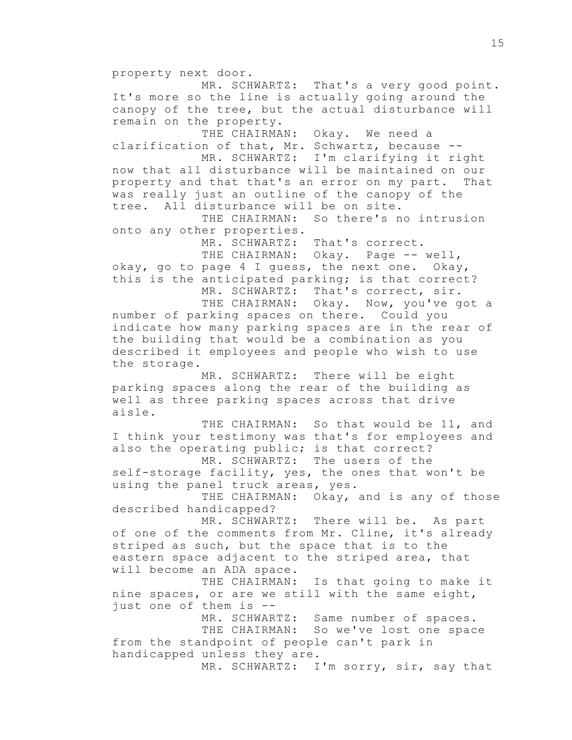property next door.

MR. SCHWARTZ: That's a very good point. It's more so the line is actually going around the canopy of the tree, but the actual disturbance will remain on the property.

THE CHAIRMAN: Okay. We need a clarification of that, Mr. Schwartz, because --

MR. SCHWARTZ: I'm clarifying it right now that all disturbance will be maintained on our property and that that's an error on my part. That was really just an outline of the canopy of the tree. All disturbance will be on site.

THE CHAIRMAN: So there's no intrusion onto any other properties.

MR. SCHWARTZ: That's correct.

THE CHAIRMAN: Okay. Page -- well, okay, go to page 4 I guess, the next one. Okay, this is the anticipated parking; is that correct?

MR. SCHWARTZ: That's correct, sir.

THE CHAIRMAN: Okay. Now, you've got a number of parking spaces on there. Could you indicate how many parking spaces are in the rear of the building that would be a combination as you described it employees and people who wish to use the storage.

MR. SCHWARTZ: There will be eight parking spaces along the rear of the building as well as three parking spaces across that drive aisle.

THE CHAIRMAN: So that would be 11, and I think your testimony was that's for employees and also the operating public; is that correct?

MR. SCHWARTZ: The users of the self-storage facility, yes, the ones that won't be using the panel truck areas, yes.

THE CHAIRMAN: Okay, and is any of those described handicapped?

MR. SCHWARTZ: There will be. As part of one of the comments from Mr. Cline, it's already striped as such, but the space that is to the eastern space adjacent to the striped area, that will become an ADA space.

THE CHAIRMAN: Is that going to make it nine spaces, or are we still with the same eight, just one of them is --

MR. SCHWARTZ: Same number of spaces.

THE CHAIRMAN: So we've lost one space from the standpoint of people can't park in handicapped unless they are.

MR. SCHWARTZ: I'm sorry, sir, say that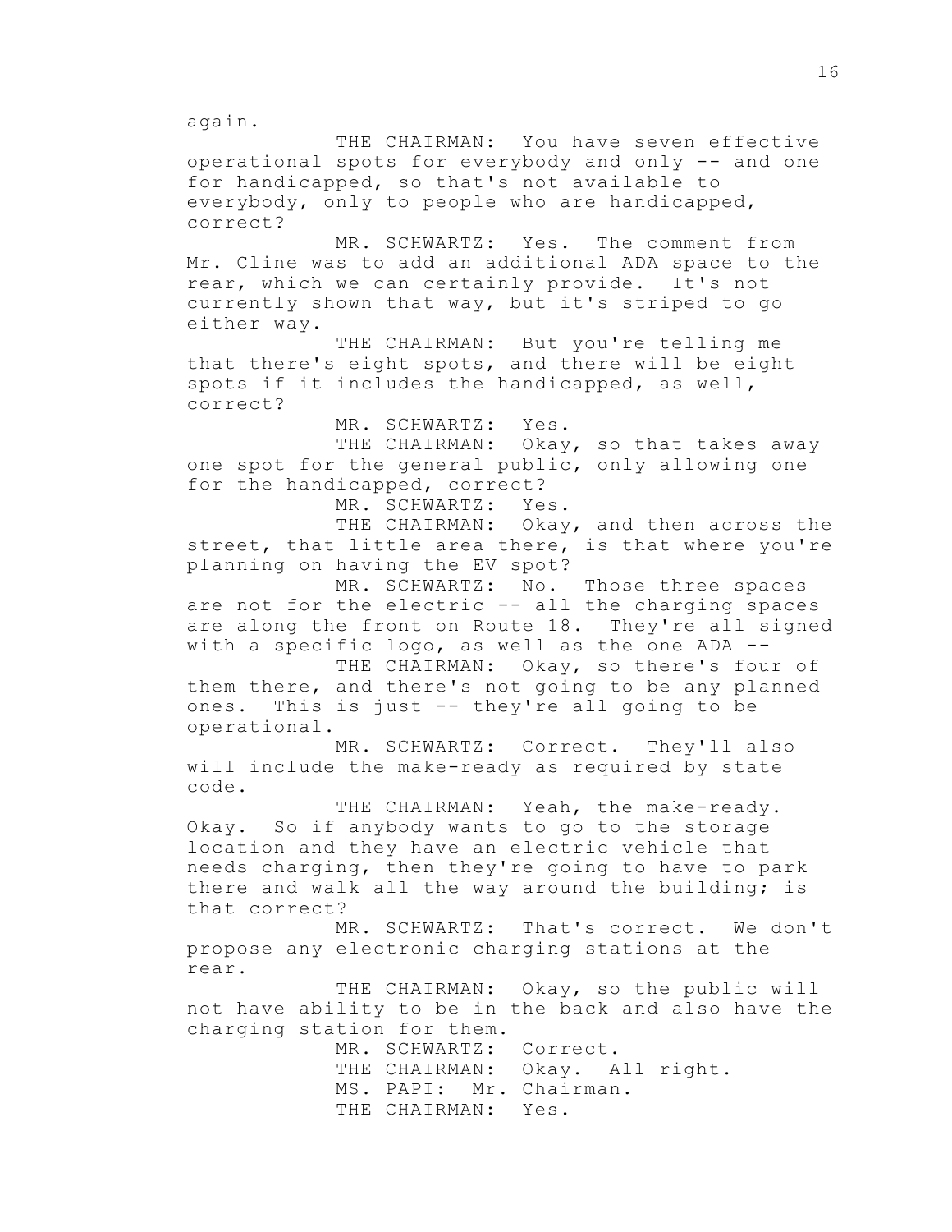again.

THE CHAIRMAN: You have seven effective operational spots for everybody and only -- and one for handicapped, so that's not available to everybody, only to people who are handicapped, correct?

MR. SCHWARTZ: Yes. The comment from Mr. Cline was to add an additional ADA space to the rear, which we can certainly provide. It's not currently shown that way, but it's striped to go either way.

THE CHAIRMAN: But you're telling me that there's eight spots, and there will be eight spots if it includes the handicapped, as well, correct?

MR. SCHWARTZ: Yes.

THE CHAIRMAN: Okay, so that takes away one spot for the general public, only allowing one for the handicapped, correct?

MR. SCHWARTZ: Yes.

THE CHAIRMAN: Okay, and then across the street, that little area there, is that where you're planning on having the EV spot?

MR. SCHWARTZ: No. Those three spaces are not for the electric -- all the charging spaces are along the front on Route 18. They're all signed with a specific logo, as well as the one ADA --

THE CHAIRMAN: Okay, so there's four of them there, and there's not going to be any planned ones. This is just -- they're all going to be operational.

MR. SCHWARTZ: Correct. They'll also will include the make-ready as required by state code.

THE CHAIRMAN: Yeah, the make-ready. Okay. So if anybody wants to go to the storage location and they have an electric vehicle that needs charging, then they're going to have to park there and walk all the way around the building; is that correct?

MR. SCHWARTZ: That's correct. We don't propose any electronic charging stations at the rear.

THE CHAIRMAN: Okay, so the public will not have ability to be in the back and also have the charging station for them.

MR. SCHWARTZ: Correct.

THE CHAIRMAN: Okay. All right.

MS. PAPI: Mr. Chairman.

THE CHAIRMAN: Yes.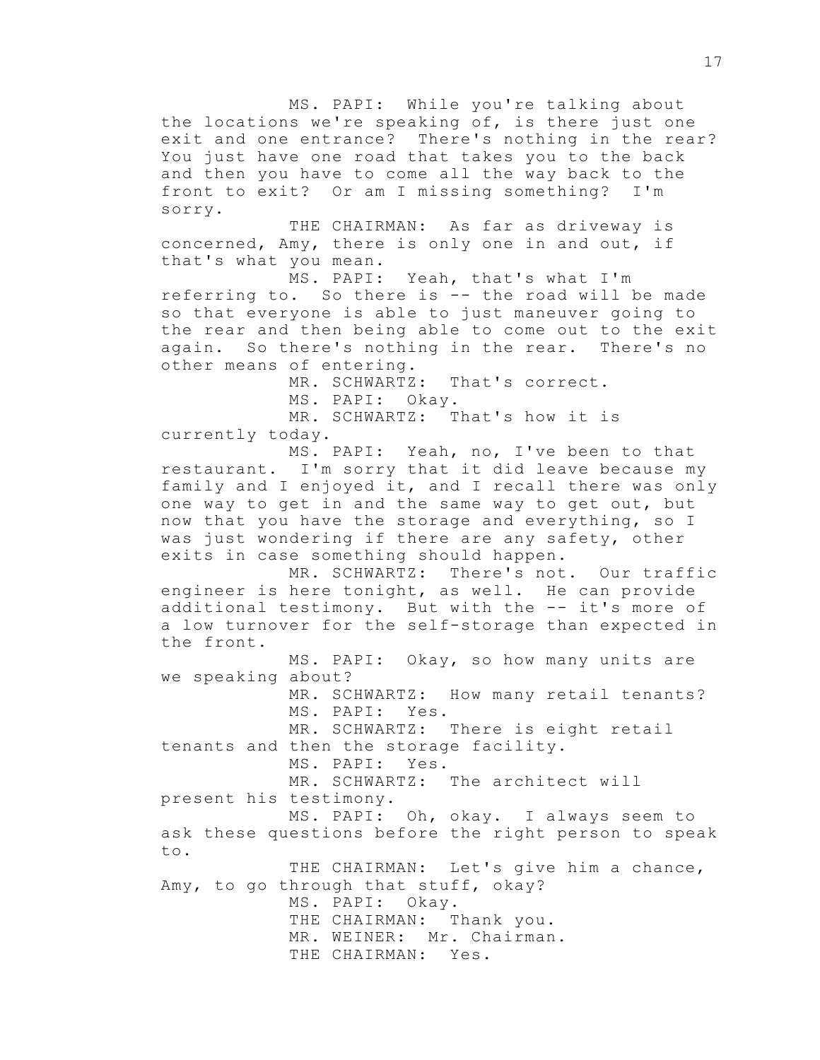MS. PAPI: While you're talking about the locations we're speaking of, is there just one exit and one entrance? There's nothing in the rear? You just have one road that takes you to the back and then you have to come all the way back to the front to exit? Or am I missing something? I'm sorry.

THE CHAIRMAN: As far as driveway is concerned, Amy, there is only one in and out, if that's what you mean.

MS. PAPI: Yeah, that's what I'm referring to. So there is -- the road will be made so that everyone is able to just maneuver going to the rear and then being able to come out to the exit again. So there's nothing in the rear. There's no other means of entering.

MR. SCHWARTZ: That's correct.

MS. PAPI: Okay.

MR. SCHWARTZ: That's how it is currently today.

MS. PAPI: Yeah, no, I've been to that restaurant. I'm sorry that it did leave because my family and I enjoyed it, and I recall there was only one way to get in and the same way to get out, but now that you have the storage and everything, so I was just wondering if there are any safety, other exits in case something should happen.

MR. SCHWARTZ: There's not. Our traffic engineer is here tonight, as well. He can provide additional testimony. But with the -- it's more of a low turnover for the self-storage than expected in the front.

MS. PAPI: Okay, so how many units are we speaking about?

MR. SCHWARTZ: How many retail tenants?

MS. PAPI: Yes.

MR. SCHWARTZ: There is eight retail tenants and then the storage facility.

MS. PAPI: Yes.

MR. SCHWARTZ: The architect will present his testimony.

MS. PAPI: Oh, okay. I always seem to ask these questions before the right person to speak to.

THE CHAIRMAN: Let's give him a chance, Amy, to go through that stuff, okay?

MS. PAPI: Okay.

THE CHAIRMAN: Thank you.

MR. WEINER: Mr. Chairman.

THE CHAIRMAN: Yes.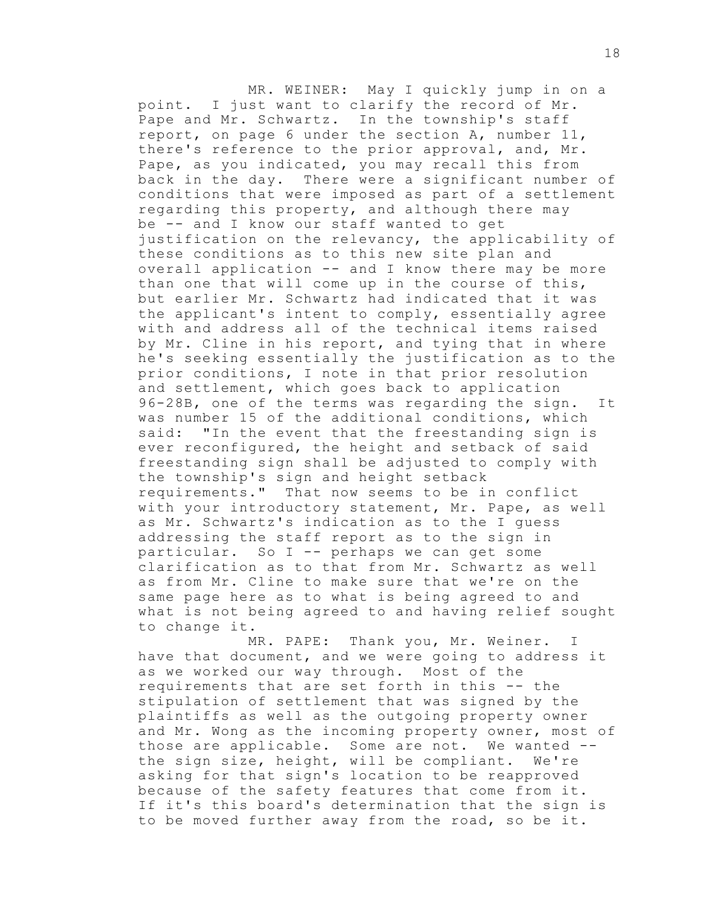MR. WEINER: May I quickly jump in on a point. I just want to clarify the record of Mr. Pape and Mr. Schwartz. In the township's staff report, on page 6 under the section A, number 11, there's reference to the prior approval, and, Mr. Pape, as you indicated, you may recall this from back in the day. There were a significant number of conditions that were imposed as part of a settlement regarding this property, and although there may be -- and I know our staff wanted to get justification on the relevancy, the applicability of these conditions as to this new site plan and overall application -- and I know there may be more than one that will come up in the course of this, but earlier Mr. Schwartz had indicated that it was the applicant's intent to comply, essentially agree with and address all of the technical items raised by Mr. Cline in his report, and tying that in where he's seeking essentially the justification as to the prior conditions, I note in that prior resolution and settlement, which goes back to application 96-28B, one of the terms was regarding the sign. It was number 15 of the additional conditions, which said: "In the event that the freestanding sign is ever reconfigured, the height and setback of said freestanding sign shall be adjusted to comply with the township's sign and height setback requirements." That now seems to be in conflict with your introductory statement, Mr. Pape, as well as Mr. Schwartz's indication as to the I guess addressing the staff report as to the sign in particular. So I -- perhaps we can get some clarification as to that from Mr. Schwartz as well as from Mr. Cline to make sure that we're on the same page here as to what is being agreed to and what is not being agreed to and having relief sought to change it.

MR. PAPE: Thank you, Mr. Weiner. I have that document, and we were going to address it as we worked our way through. Most of the requirements that are set forth in this -- the stipulation of settlement that was signed by the plaintiffs as well as the outgoing property owner and Mr. Wong as the incoming property owner, most of those are applicable. Some are not. We wanted -- the sign size, height, will be compliant. We're asking for that sign's location to be reapproved because of the safety features that come from it. If it's this board's determination that the sign is to be moved further away from the road, so be it.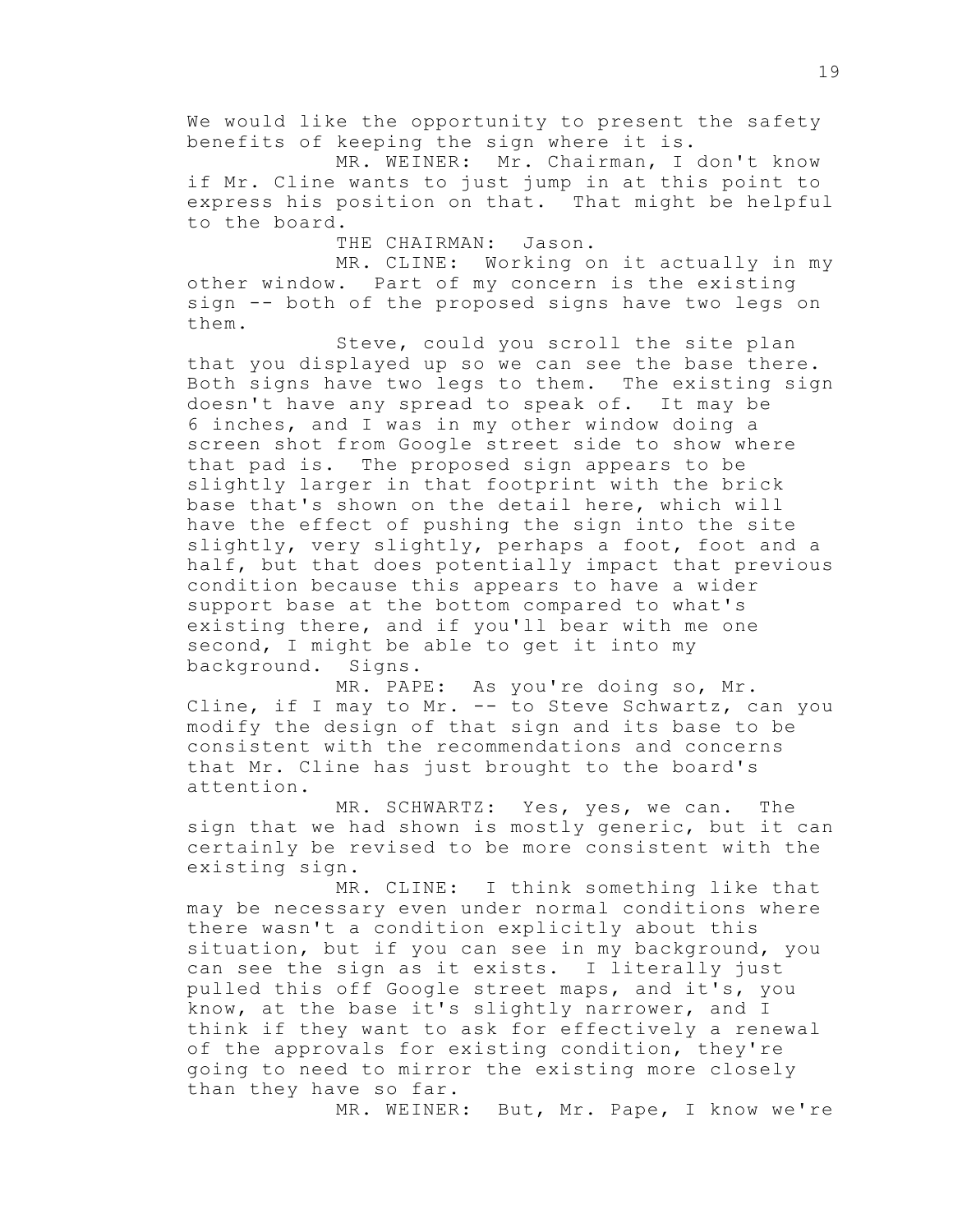We would like the opportunity to present the safety benefits of keeping the sign where it is.

MR. WEINER: Mr. Chairman, I don't know if Mr. Cline wants to just jump in at this point to express his position on that. That might be helpful to the board.

THE CHAIRMAN: Jason.

MR. CLINE: Working on it actually in my other window. Part of my concern is the existing sign -- both of the proposed signs have two legs on them.

Steve, could you scroll the site plan that you displayed up so we can see the base there. Both signs have two legs to them. The existing sign doesn't have any spread to speak of. It may be 6 inches, and I was in my other window doing a screen shot from Google street side to show where that pad is. The proposed sign appears to be slightly larger in that footprint with the brick base that's shown on the detail here, which will have the effect of pushing the sign into the site slightly, very slightly, perhaps a foot, foot and a half, but that does potentially impact that previous condition because this appears to have a wider support base at the bottom compared to what's existing there, and if you'll bear with me one second, I might be able to get it into my background. Signs.

MR. PAPE: As you're doing so, Mr. Cline, if I may to Mr. -- to Steve Schwartz, can you modify the design of that sign and its base to be consistent with the recommendations and concerns that Mr. Cline has just brought to the board's attention.

MR. SCHWARTZ: Yes, yes, we can. The sign that we had shown is mostly generic, but it can certainly be revised to be more consistent with the existing sign.

MR. CLINE: I think something like that may be necessary even under normal conditions where there wasn't a condition explicitly about this situation, but if you can see in my background, you can see the sign as it exists. I literally just pulled this off Google street maps, and it's, you know, at the base it's slightly narrower, and I think if they want to ask for effectively a renewal of the approvals for existing condition, they're going to need to mirror the existing more closely than they have so far.

MR. WEINER: But, Mr. Pape, I know we're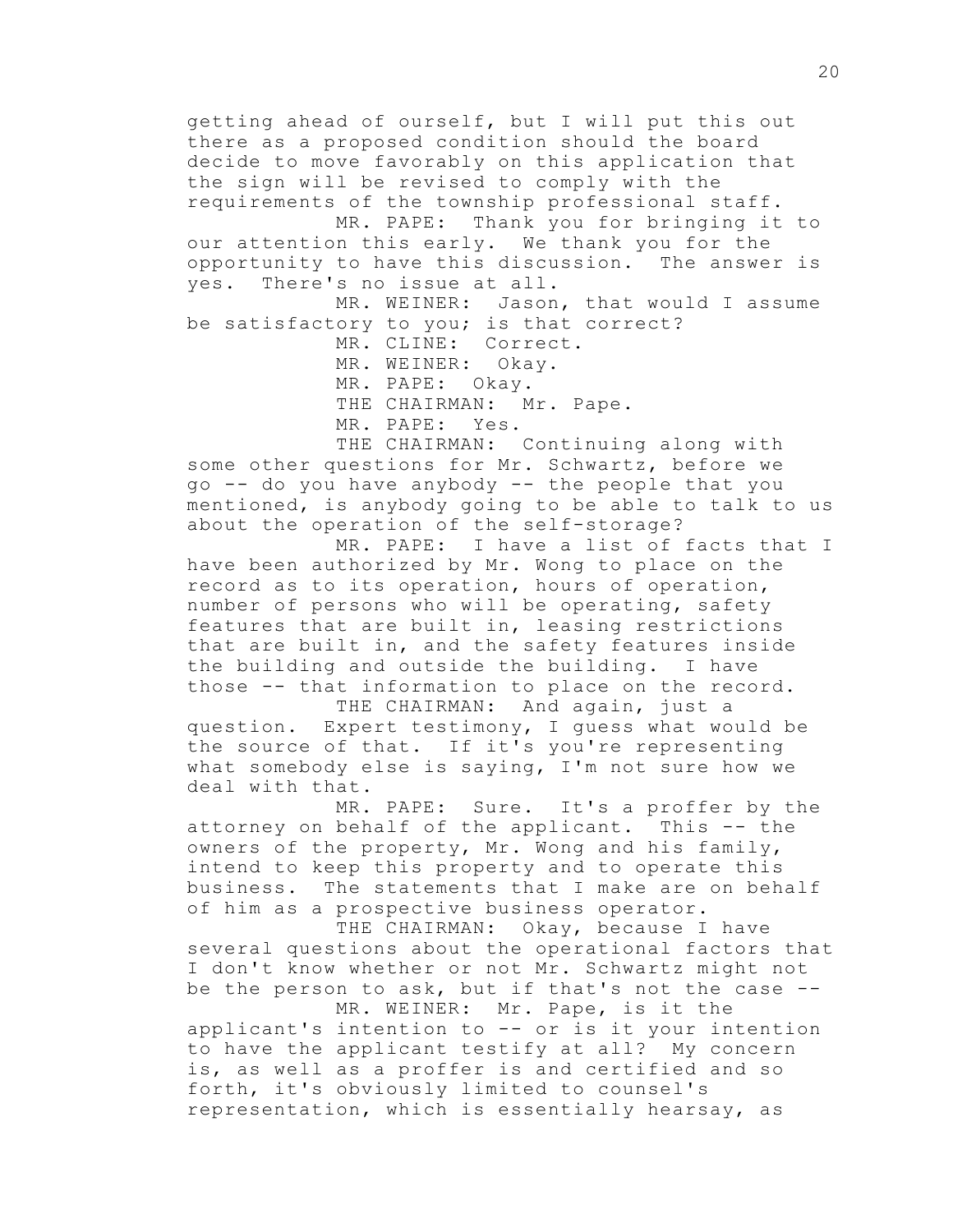getting ahead of ourself, but I will put this out there as a proposed condition should the board decide to move favorably on this application that the sign will be revised to comply with the requirements of the township professional staff.

MR. PAPE: Thank you for bringing it to our attention this early. We thank you for the opportunity to have this discussion. The answer is yes. There's no issue at all.

MR. WEINER: Jason, that would I assume be satisfactory to you; is that correct?

MR. CLINE: Correct.

MR. WEINER: Okay.

MR. PAPE: Okay.

THE CHAIRMAN: Mr. Pape.

MR. PAPE: Yes.

THE CHAIRMAN: Continuing along with some other questions for Mr. Schwartz, before we go -- do you have anybody -- the people that you mentioned, is anybody going to be able to talk to us about the operation of the self-storage?

MR. PAPE: I have a list of facts that I have been authorized by Mr. Wong to place on the record as to its operation, hours of operation, number of persons who will be operating, safety features that are built in, leasing restrictions that are built in, and the safety features inside the building and outside the building. I have those -- that information to place on the record.

THE CHAIRMAN: And again, just a question. Expert testimony, I guess what would be the source of that. If it's you're representing what somebody else is saying, I'm not sure how we deal with that.

MR. PAPE: Sure. It's a proffer by the attorney on behalf of the applicant. This -- the owners of the property, Mr. Wong and his family, intend to keep this property and to operate this business. The statements that I make are on behalf of him as a prospective business operator.

THE CHAIRMAN: Okay, because I have several questions about the operational factors that I don't know whether or not Mr. Schwartz might not be the person to ask, but if that's not the case --

MR. WEINER: Mr. Pape, is it the applicant's intention to -- or is it your intention to have the applicant testify at all? My concern is, as well as a proffer is and certified and so forth, it's obviously limited to counsel's representation, which is essentially hearsay, as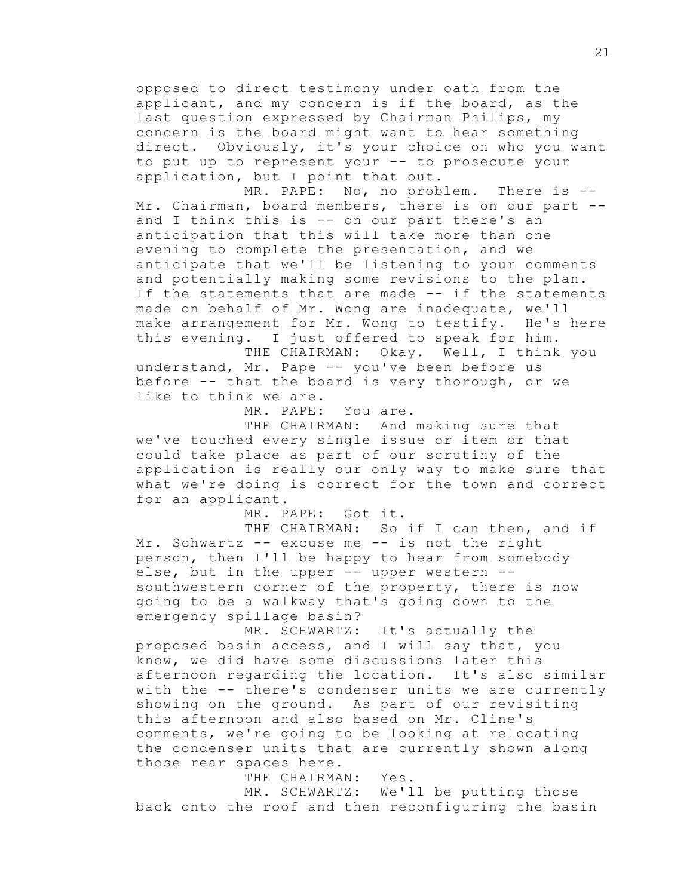opposed to direct testimony under oath from the applicant, and my concern is if the board, as the last question expressed by Chairman Philips, my concern is the board might want to hear something direct. Obviously, it's your choice on who you want to put up to represent your -- to prosecute your application, but I point that out.

MR. PAPE: No, no problem. There is -- Mr. Chairman, board members, there is on our part -- and I think this is -- on our part there's an anticipation that this will take more than one evening to complete the presentation, and we anticipate that we'll be listening to your comments and potentially making some revisions to the plan. If the statements that are made -- if the statements made on behalf of Mr. Wong are inadequate, we'll make arrangement for Mr. Wong to testify. He's here this evening. I just offered to speak for him.

THE CHAIRMAN: Okay. Well, I think you understand, Mr. Pape -- you've been before us before -- that the board is very thorough, or we like to think we are.

MR. PAPE: You are.

THE CHAIRMAN: And making sure that we've touched every single issue or item or that could take place as part of our scrutiny of the application is really our only way to make sure that what we're doing is correct for the town and correct for an applicant.

MR. PAPE: Got it.

THE CHAIRMAN: So if I can then, and if Mr. Schwartz -- excuse me -- is not the right person, then I'll be happy to hear from somebody else, but in the upper -- upper western -- southwestern corner of the property, there is now going to be a walkway that's going down to the emergency spillage basin?

MR. SCHWARTZ: It's actually the proposed basin access, and I will say that, you know, we did have some discussions later this afternoon regarding the location. It's also similar with the -- there's condenser units we are currently showing on the ground. As part of our revisiting this afternoon and also based on Mr. Cline's comments, we're going to be looking at relocating the condenser units that are currently shown along those rear spaces here.

THE CHAIRMAN: Yes.

MR. SCHWARTZ: We'll be putting those back onto the roof and then reconfiguring the basin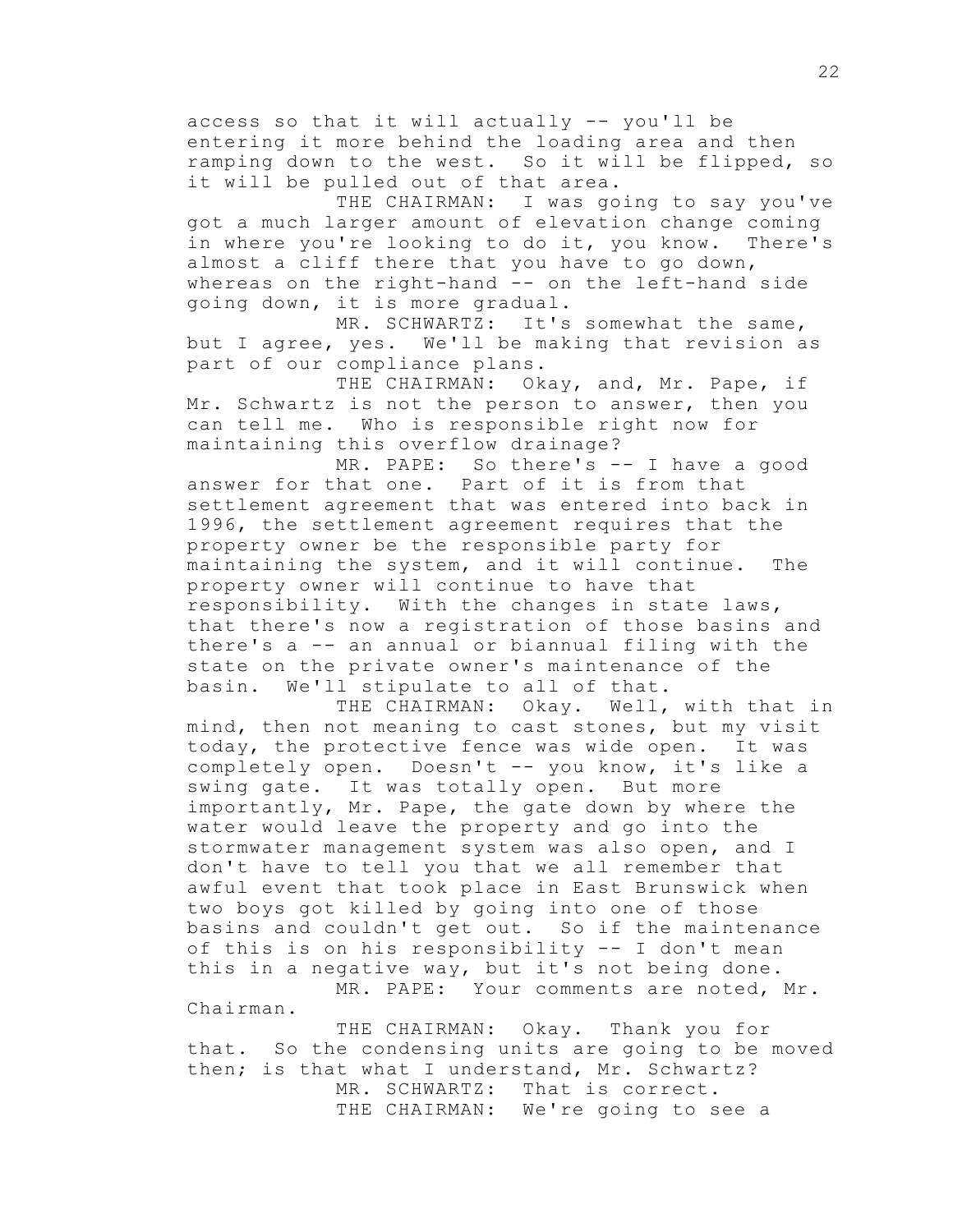access so that it will actually -- you'll be entering it more behind the loading area and then ramping down to the west. So it will be flipped, so it will be pulled out of that area.

THE CHAIRMAN: I was going to say you've got a much larger amount of elevation change coming in where you're looking to do it, you know. There's almost a cliff there that you have to go down, whereas on the right-hand -- on the left-hand side going down, it is more gradual.

MR. SCHWARTZ: It's somewhat the same, but I agree, yes. We'll be making that revision as part of our compliance plans.

THE CHAIRMAN: Okay, and, Mr. Pape, if Mr. Schwartz is not the person to answer, then you can tell me. Who is responsible right now for maintaining this overflow drainage?

MR. PAPE: So there's -- I have a good answer for that one. Part of it is from that settlement agreement that was entered into back in 1996, the settlement agreement requires that the property owner be the responsible party for maintaining the system, and it will continue. The property owner will continue to have that responsibility. With the changes in state laws, that there's now a registration of those basins and there's a -- an annual or biannual filing with the state on the private owner's maintenance of the basin. We'll stipulate to all of that.

THE CHAIRMAN: Okay. Well, with that in mind, then not meaning to cast stones, but my visit today, the protective fence was wide open. It was completely open. Doesn't -- you know, it's like a swing gate. It was totally open. But more importantly, Mr. Pape, the gate down by where the water would leave the property and go into the stormwater management system was also open, and I don't have to tell you that we all remember that awful event that took place in East Brunswick when two boys got killed by going into one of those basins and couldn't get out. So if the maintenance of this is on his responsibility -- I don't mean this in a negative way, but it's not being done.

MR. PAPE: Your comments are noted, Mr. Chairman.

THE CHAIRMAN: Okay. Thank you for that. So the condensing units are going to be moved then; is that what I understand, Mr. Schwartz?

MR. SCHWARTZ: That is correct.

THE CHAIRMAN: We're going to see a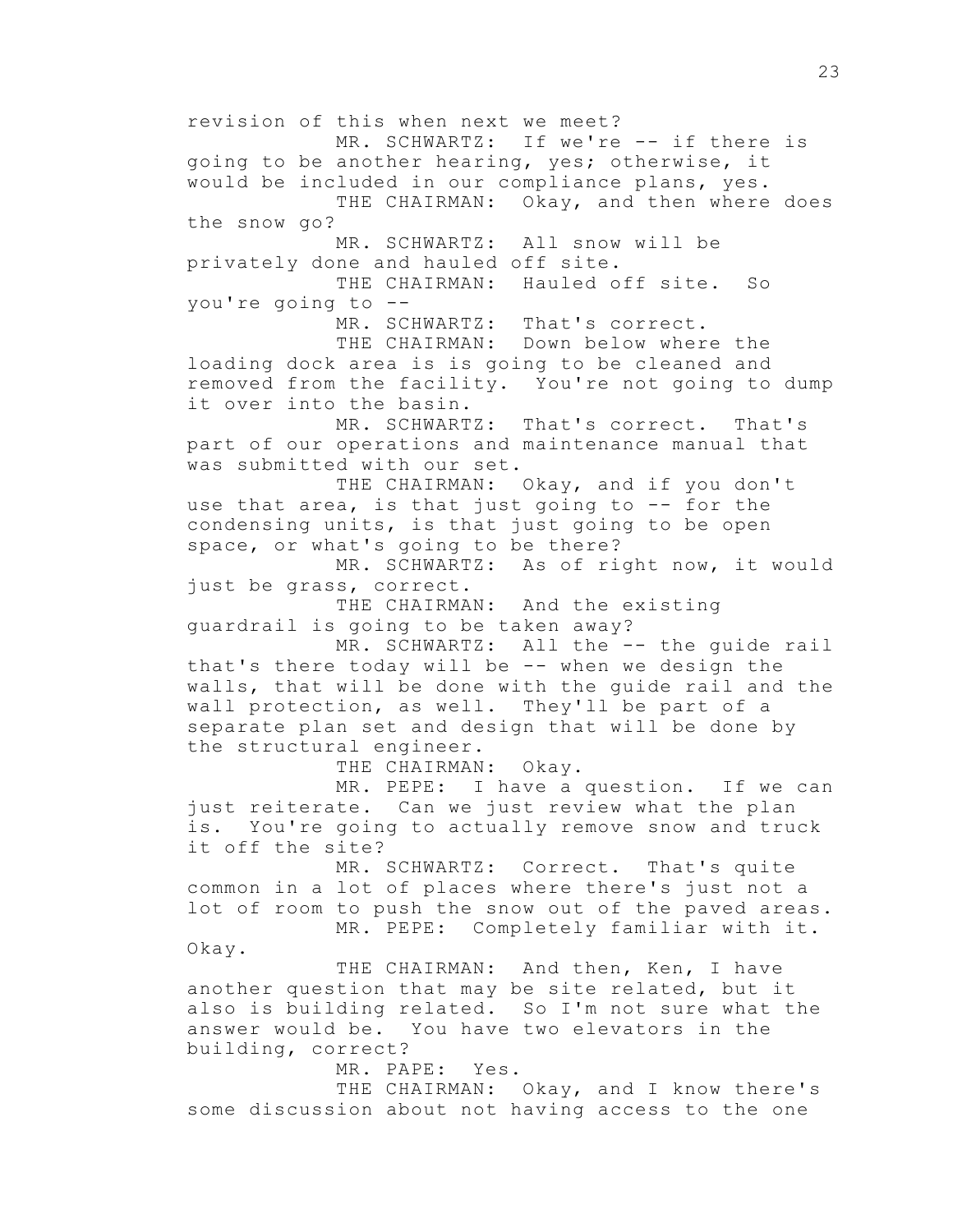revision of this when next we meet?

MR. SCHWARTZ: If we're -- if there is going to be another hearing, yes; otherwise, it would be included in our compliance plans, yes.

THE CHAIRMAN: Okay, and then where does the snow go?

MR. SCHWARTZ: All snow will be privately done and hauled off site.

THE CHAIRMAN: Hauled off site. So you're going to --

MR. SCHWARTZ: That's correct.

THE CHAIRMAN: Down below where the loading dock area is is going to be cleaned and removed from the facility. You're not going to dump it over into the basin.

MR. SCHWARTZ: That's correct. That's part of our operations and maintenance manual that was submitted with our set.

THE CHAIRMAN: Okay, and if you don't use that area, is that just going to -- for the condensing units, is that just going to be open space, or what's going to be there?

MR. SCHWARTZ: As of right now, it would just be grass, correct.

THE CHAIRMAN: And the existing guardrail is going to be taken away?

MR. SCHWARTZ: All the -- the guide rail that's there today will be -- when we design the walls, that will be done with the guide rail and the wall protection, as well. They'll be part of a separate plan set and design that will be done by the structural engineer.

THE CHAIRMAN: Okay.

MR. PEPE: I have a question. If we can just reiterate. Can we just review what the plan is. You're going to actually remove snow and truck it off the site?

MR. SCHWARTZ: Correct. That's quite common in a lot of places where there's just not a lot of room to push the snow out of the paved areas.

MR. PEPE: Completely familiar with it. Okay.

THE CHAIRMAN: And then, Ken, I have another question that may be site related, but it also is building related. So I'm not sure what the answer would be. You have two elevators in the building, correct?

MR. PAPE: Yes.

THE CHAIRMAN: Okay, and I know there's some discussion about not having access to the one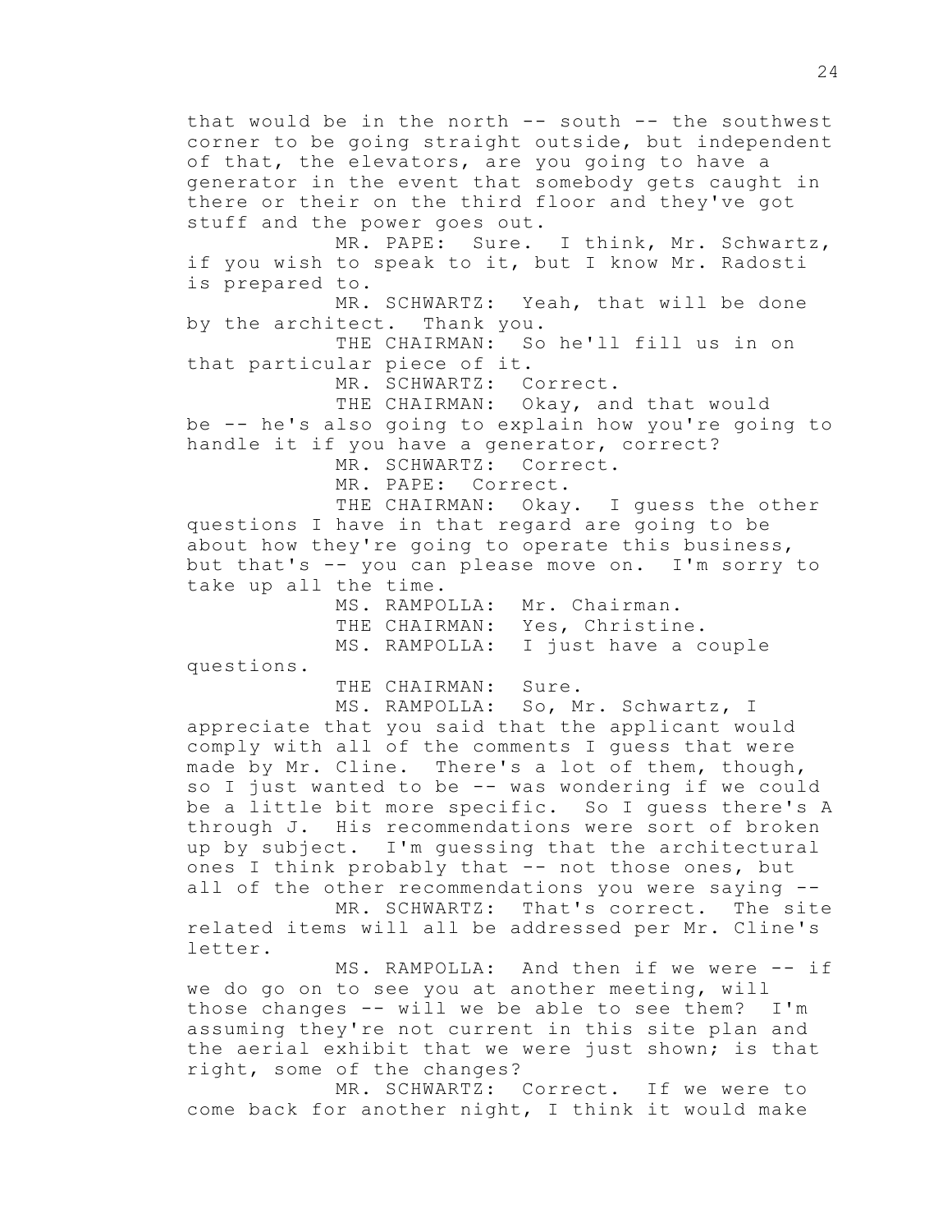that would be in the north -- south -- the southwest corner to be going straight outside, but independent of that, the elevators, are you going to have a generator in the event that somebody gets caught in there or their on the third floor and they've got stuff and the power goes out.

MR. PAPE: Sure. I think, Mr. Schwartz, if you wish to speak to it, but I know Mr. Radosti is prepared to.

MR. SCHWARTZ: Yeah, that will be done by the architect. Thank you.

THE CHAIRMAN: So he'll fill us in on that particular piece of it.

MR. SCHWARTZ: Correct.

THE CHAIRMAN: Okay, and that would be -- he's also going to explain how you're going to handle it if you have a generator, correct?

MR. SCHWARTZ: Correct.

MR. PAPE: Correct.

THE CHAIRMAN: Okay. I guess the other questions I have in that regard are going to be about how they're going to operate this business, but that's -- you can please move on. I'm sorry to take up all the time.

MS. RAMPOLLA: Mr. Chairman.

THE CHAIRMAN: Yes, Christine.

MS. RAMPOLLA: I just have a couple questions.

THE CHAIRMAN: Sure.

MS. RAMPOLLA: So, Mr. Schwartz, I appreciate that you said that the applicant would comply with all of the comments I guess that were made by Mr. Cline. There's a lot of them, though, so I just wanted to be -- was wondering if we could be a little bit more specific. So I guess there's A through J. His recommendations were sort of broken up by subject. I'm guessing that the architectural ones I think probably that -- not those ones, but all of the other recommendations you were saying --

MR. SCHWARTZ: That's correct. The site related items will all be addressed per Mr. Cline's letter.

MS. RAMPOLLA: And then if we were -- if we do go on to see you at another meeting, will those changes -- will we be able to see them? I'm assuming they're not current in this site plan and the aerial exhibit that we were just shown; is that right, some of the changes?

MR. SCHWARTZ: Correct. If we were to come back for another night, I think it would make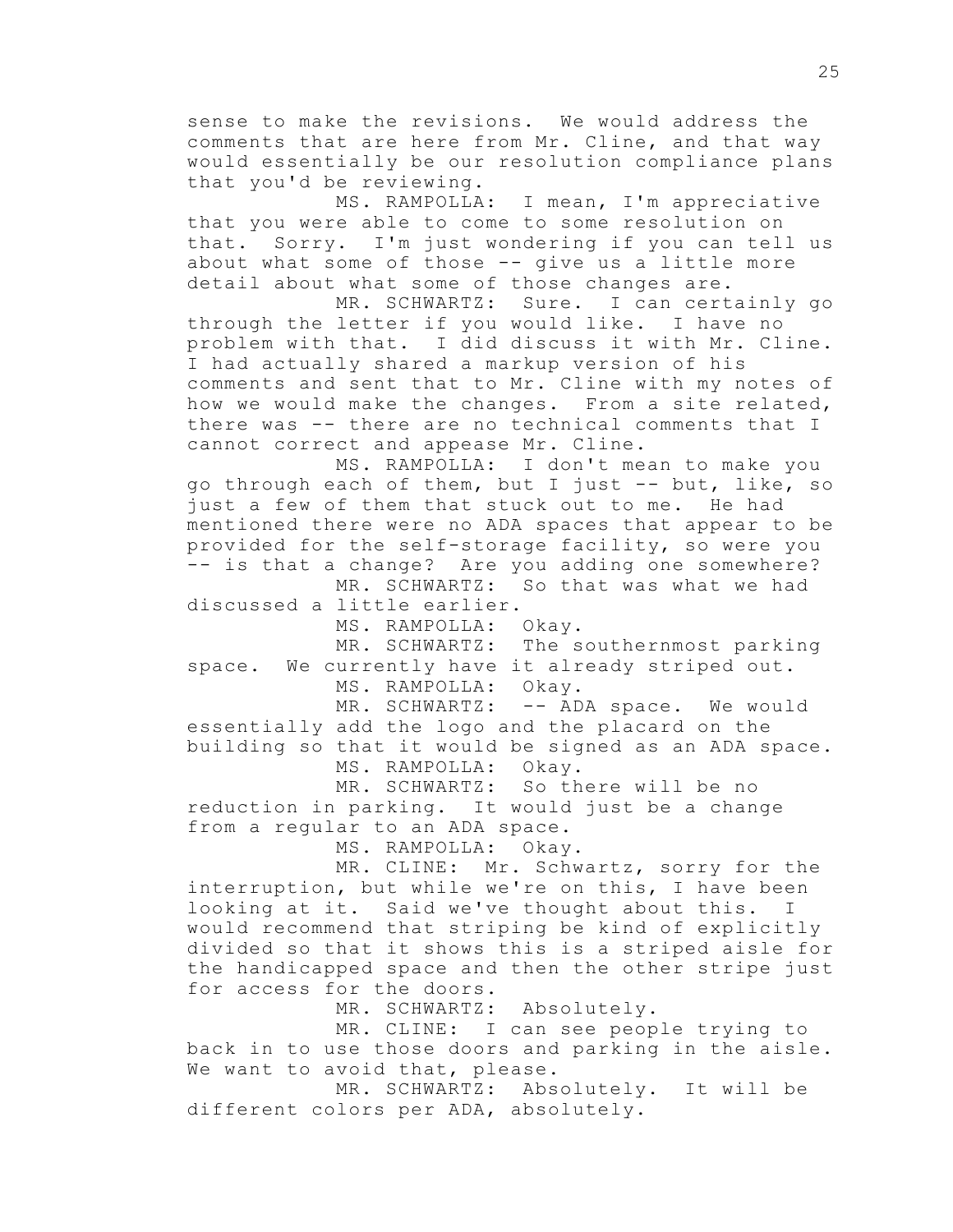sense to make the revisions. We would address the comments that are here from Mr. Cline, and that way would essentially be our resolution compliance plans that you'd be reviewing.

MS. RAMPOLLA: I mean, I'm appreciative that you were able to come to some resolution on that. Sorry. I'm just wondering if you can tell us about what some of those -- give us a little more detail about what some of those changes are.

MR. SCHWARTZ: Sure. I can certainly go through the letter if you would like. I have no problem with that. I did discuss it with Mr. Cline. I had actually shared a markup version of his comments and sent that to Mr. Cline with my notes of how we would make the changes. From a site related, there was -- there are no technical comments that I cannot correct and appease Mr. Cline.

MS. RAMPOLLA: I don't mean to make you go through each of them, but I just -- but, like, so just a few of them that stuck out to me. He had mentioned there were no ADA spaces that appear to be provided for the self-storage facility, so were you -- is that a change? Are you adding one somewhere?

MR. SCHWARTZ: So that was what we had discussed a little earlier.

MS. RAMPOLLA: Okay.

MR. SCHWARTZ: The southernmost parking space. We currently have it already striped out.

MS. RAMPOLLA: Okay.

MR. SCHWARTZ: -- ADA space. We would essentially add the logo and the placard on the building so that it would be signed as an ADA space.

MS. RAMPOLLA: Okay.

MR. SCHWARTZ: So there will be no reduction in parking. It would just be a change from a regular to an ADA space.

MS. RAMPOLLA: Okay.

MR. CLINE: Mr. Schwartz, sorry for the interruption, but while we're on this, I have been looking at it. Said we've thought about this. I would recommend that striping be kind of explicitly divided so that it shows this is a striped aisle for the handicapped space and then the other stripe just for access for the doors.

MR. SCHWARTZ: Absolutely.

MR. CLINE: I can see people trying to back in to use those doors and parking in the aisle. We want to avoid that, please.

MR. SCHWARTZ: Absolutely. It will be different colors per ADA, absolutely.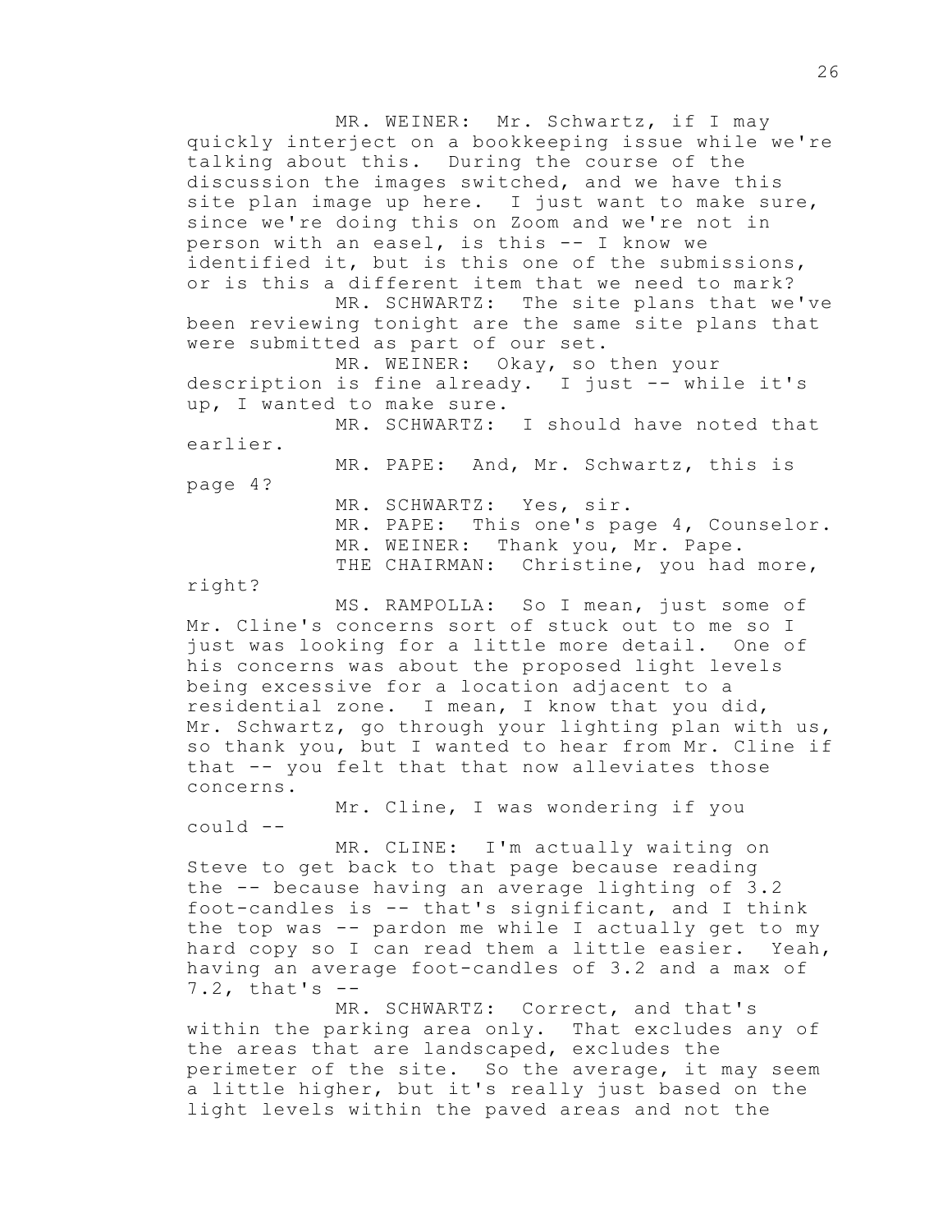MR. WEINER: Mr. Schwartz, if I may quickly interject on a bookkeeping issue while we're talking about this. During the course of the discussion the images switched, and we have this site plan image up here. I just want to make sure, since we're doing this on Zoom and we're not in person with an easel, is this -- I know we identified it, but is this one of the submissions, or is this a different item that we need to mark?

MR. SCHWARTZ: The site plans that we've been reviewing tonight are the same site plans that were submitted as part of our set.

MR. WEINER: Okay, so then your description is fine already. I just -- while it's up, I wanted to make sure.

MR. SCHWARTZ: I should have noted that earlier.

MR. PAPE: And, Mr. Schwartz, this is page 4?

MR. SCHWARTZ: Yes, sir.

MR. PAPE: This one's page 4, Counselor.

MR. WEINER: Thank you, Mr. Pape.

THE CHAIRMAN: Christine, you had more, right?

MS. RAMPOLLA: So I mean, just some of Mr. Cline's concerns sort of stuck out to me so I just was looking for a little more detail. One of his concerns was about the proposed light levels being excessive for a location adjacent to a residential zone. I mean, I know that you did, Mr. Schwartz, go through your lighting plan with us, so thank you, but I wanted to hear from Mr. Cline if that -- you felt that that now alleviates those concerns.

Mr. Cline, I was wondering if you could --

MR. CLINE: I'm actually waiting on Steve to get back to that page because reading the -- because having an average lighting of 3.2 foot-candles is -- that's significant, and I think the top was -- pardon me while I actually get to my hard copy so I can read them a little easier. Yeah, having an average foot-candles of 3.2 and a max of 7.2, that's --

MR. SCHWARTZ: Correct, and that's within the parking area only. That excludes any of the areas that are landscaped, excludes the perimeter of the site. So the average, it may seem a little higher, but it's really just based on the light levels within the paved areas and not the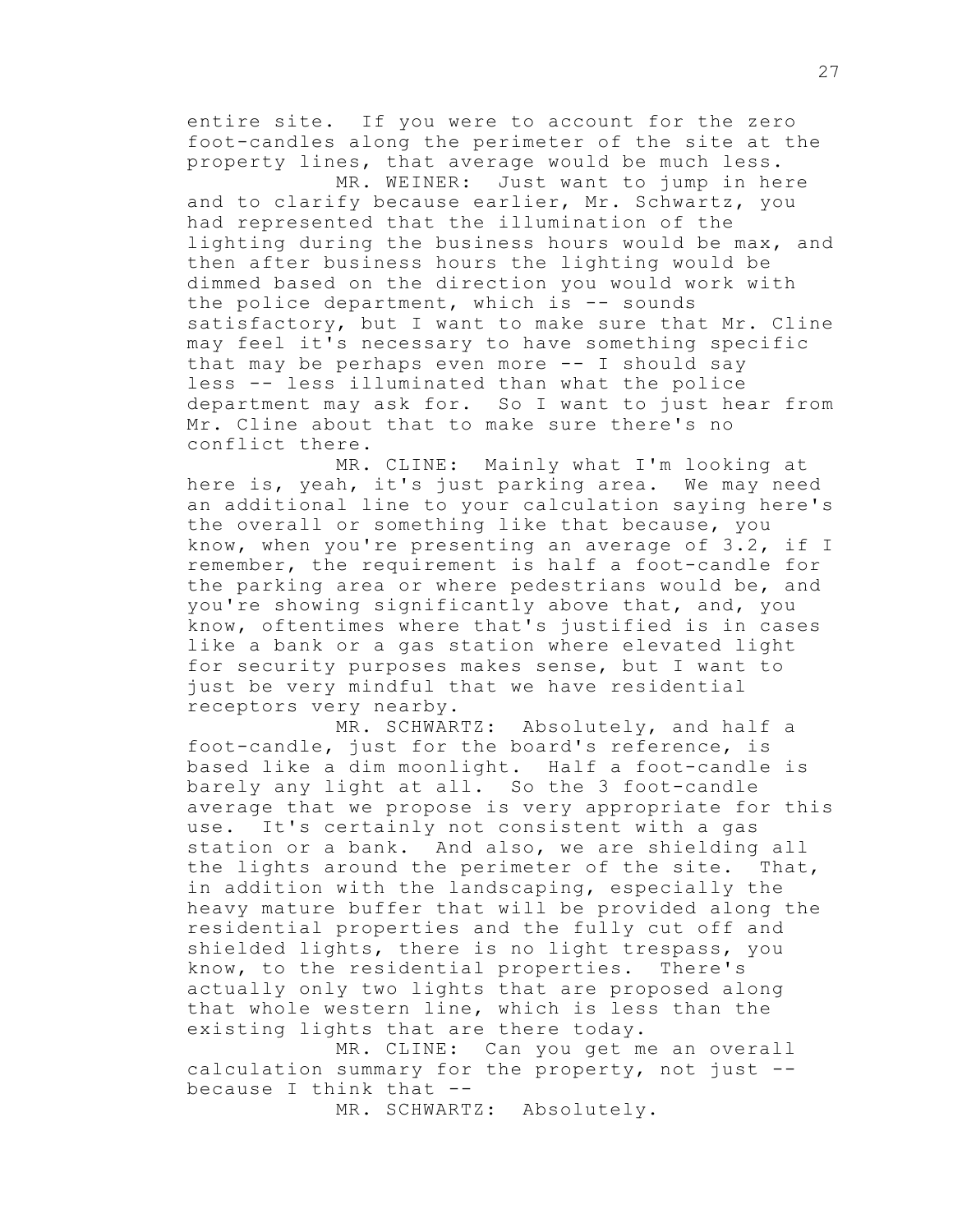entire site. If you were to account for the zero foot-candles along the perimeter of the site at the property lines, that average would be much less.

MR. WEINER: Just want to jump in here and to clarify because earlier, Mr. Schwartz, you had represented that the illumination of the lighting during the business hours would be max, and then after business hours the lighting would be dimmed based on the direction you would work with the police department, which is -- sounds satisfactory, but I want to make sure that Mr. Cline may feel it's necessary to have something specific that may be perhaps even more -- I should say less -- less illuminated than what the police department may ask for. So I want to just hear from Mr. Cline about that to make sure there's no conflict there.

MR. CLINE: Mainly what I'm looking at here is, yeah, it's just parking area. We may need an additional line to your calculation saying here's the overall or something like that because, you know, when you're presenting an average of 3.2, if I remember, the requirement is half a foot-candle for the parking area or where pedestrians would be, and you're showing significantly above that, and, you know, oftentimes where that's justified is in cases like a bank or a gas station where elevated light for security purposes makes sense, but I want to just be very mindful that we have residential receptors very nearby.

MR. SCHWARTZ: Absolutely, and half a foot-candle, just for the board's reference, is based like a dim moonlight. Half a foot-candle is barely any light at all. So the 3 foot-candle average that we propose is very appropriate for this use. It's certainly not consistent with a gas station or a bank. And also, we are shielding all the lights around the perimeter of the site. That, in addition with the landscaping, especially the heavy mature buffer that will be provided along the residential properties and the fully cut off and shielded lights, there is no light trespass, you know, to the residential properties. There's actually only two lights that are proposed along that whole western line, which is less than the existing lights that are there today.

MR. CLINE: Can you get me an overall calculation summary for the property, not just -- because I think that --

MR. SCHWARTZ: Absolutely.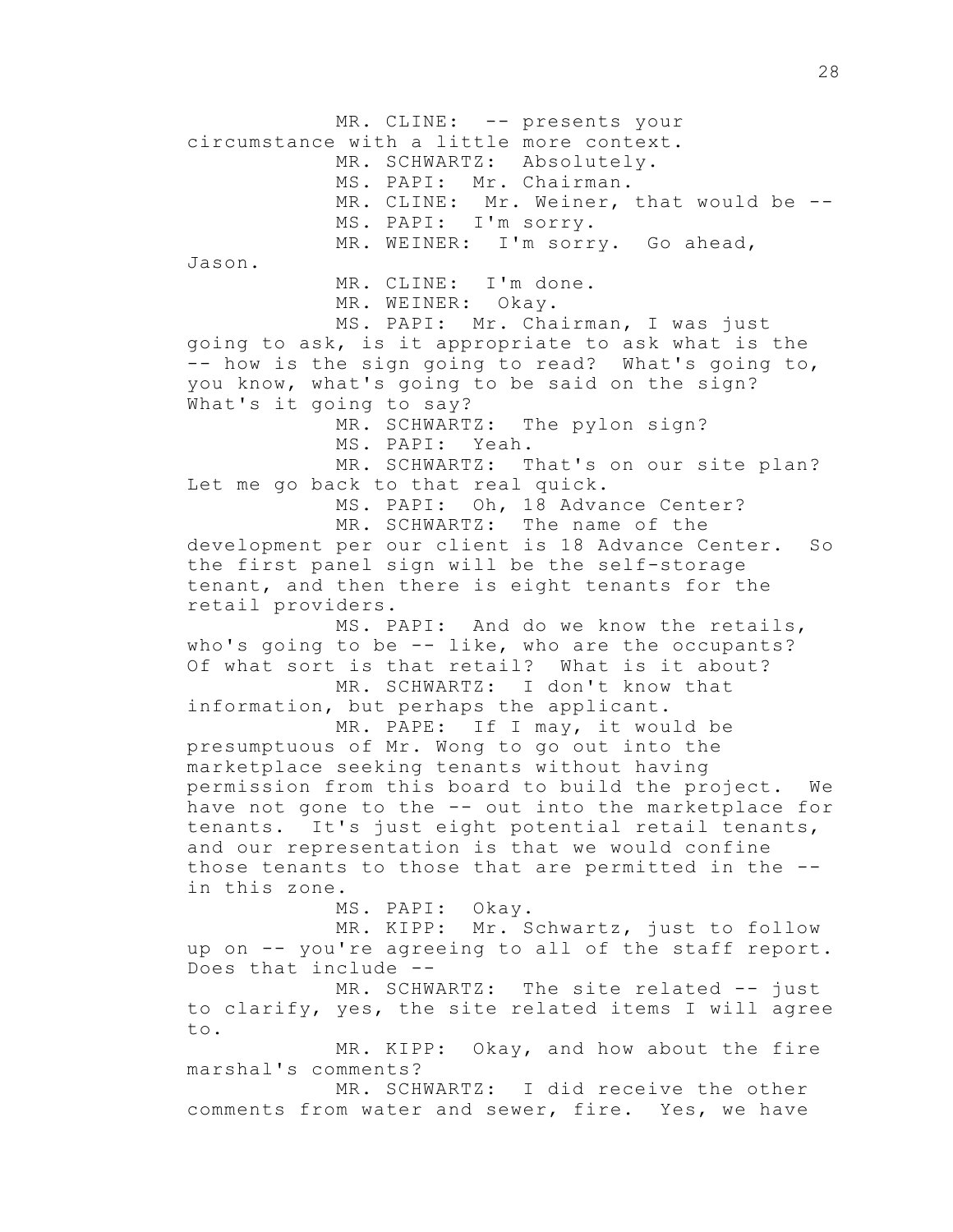MR. CLINE: -- presents your circumstance with a little more context.

MR. SCHWARTZ: Absolutely.

MS. PAPI: Mr. Chairman.

MR. CLINE: Mr. Weiner, that would be --

MS. PAPI: I'm sorry.

MR. WEINER: I'm sorry. Go ahead, Jason.

MR. CLINE: I'm done.

MR. WEINER: Okay.

MS. PAPI: Mr. Chairman, I was just going to ask, is it appropriate to ask what is the -- how is the sign going to read? What's going to, you know, what's going to be said on the sign? What's it going to say?

MR. SCHWARTZ: The pylon sign?

MS. PAPI: Yeah.

MR. SCHWARTZ: That's on our site plan? Let me go back to that real quick.

MS. PAPI: Oh, 18 Advance Center?

MR. SCHWARTZ: The name of the development per our client is 18 Advance Center. So the first panel sign will be the self-storage tenant, and then there is eight tenants for the retail providers.

MS. PAPI: And do we know the retails, who's going to be -- like, who are the occupants? Of what sort is that retail? What is it about?

MR. SCHWARTZ: I don't know that information, but perhaps the applicant.

MR. PAPE: If I may, it would be presumptuous of Mr. Wong to go out into the marketplace seeking tenants without having permission from this board to build the project. We have not gone to the -- out into the marketplace for tenants. It's just eight potential retail tenants, and our representation is that we would confine those tenants to those that are permitted in the -- in this zone.

MS. PAPI: Okay.

MR. KIPP: Mr. Schwartz, just to follow up on -- you're agreeing to all of the staff report. Does that include --

MR. SCHWARTZ: The site related -- just to clarify, yes, the site related items I will agree to.

MR. KIPP: Okay, and how about the fire marshal's comments?

MR. SCHWARTZ: I did receive the other comments from water and sewer, fire. Yes, we have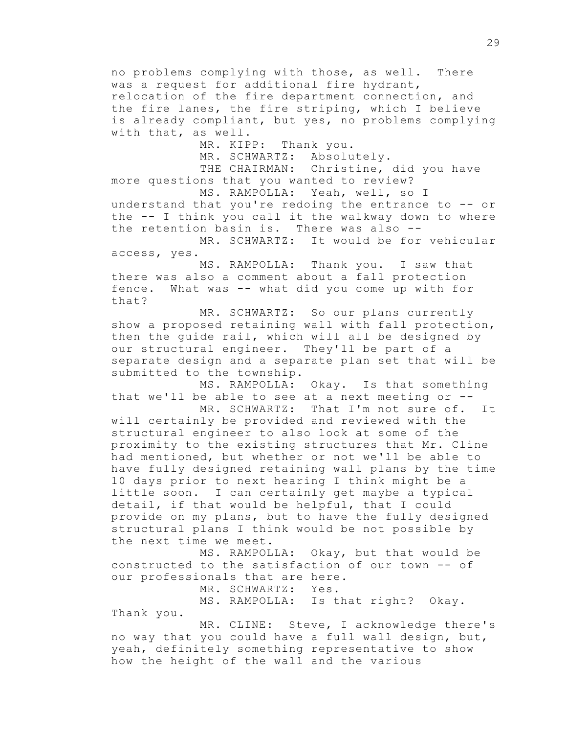no problems complying with those, as well. There was a request for additional fire hydrant, relocation of the fire department connection, and the fire lanes, the fire striping, which I believe is already compliant, but yes, no problems complying with that, as well.

MR. KIPP: Thank you.

MR. SCHWARTZ: Absolutely.

THE CHAIRMAN: Christine, did you have more questions that you wanted to review?

MS. RAMPOLLA: Yeah, well, so I understand that you're redoing the entrance to -- or the -- I think you call it the walkway down to where the retention basin is. There was also --

MR. SCHWARTZ: It would be for vehicular access, yes.

MS. RAMPOLLA: Thank you. I saw that there was also a comment about a fall protection fence. What was -- what did you come up with for that?

MR. SCHWARTZ: So our plans currently show a proposed retaining wall with fall protection, then the guide rail, which will all be designed by our structural engineer. They'll be part of a separate design and a separate plan set that will be submitted to the township.

MS. RAMPOLLA: Okay. Is that something that we'll be able to see at a next meeting or --

MR. SCHWARTZ: That I'm not sure of. It will certainly be provided and reviewed with the structural engineer to also look at some of the proximity to the existing structures that Mr. Cline had mentioned, but whether or not we'll be able to have fully designed retaining wall plans by the time 10 days prior to next hearing I think might be a little soon. I can certainly get maybe a typical detail, if that would be helpful, that I could provide on my plans, but to have the fully designed structural plans I think would be not possible by the next time we meet.

MS. RAMPOLLA: Okay, but that would be constructed to the satisfaction of our town -- of our professionals that are here.

MR. SCHWARTZ: Yes.

MS. RAMPOLLA: Is that right? Okay. Thank you.

MR. CLINE: Steve, I acknowledge there's no way that you could have a full wall design, but, yeah, definitely something representative to show how the height of the wall and the various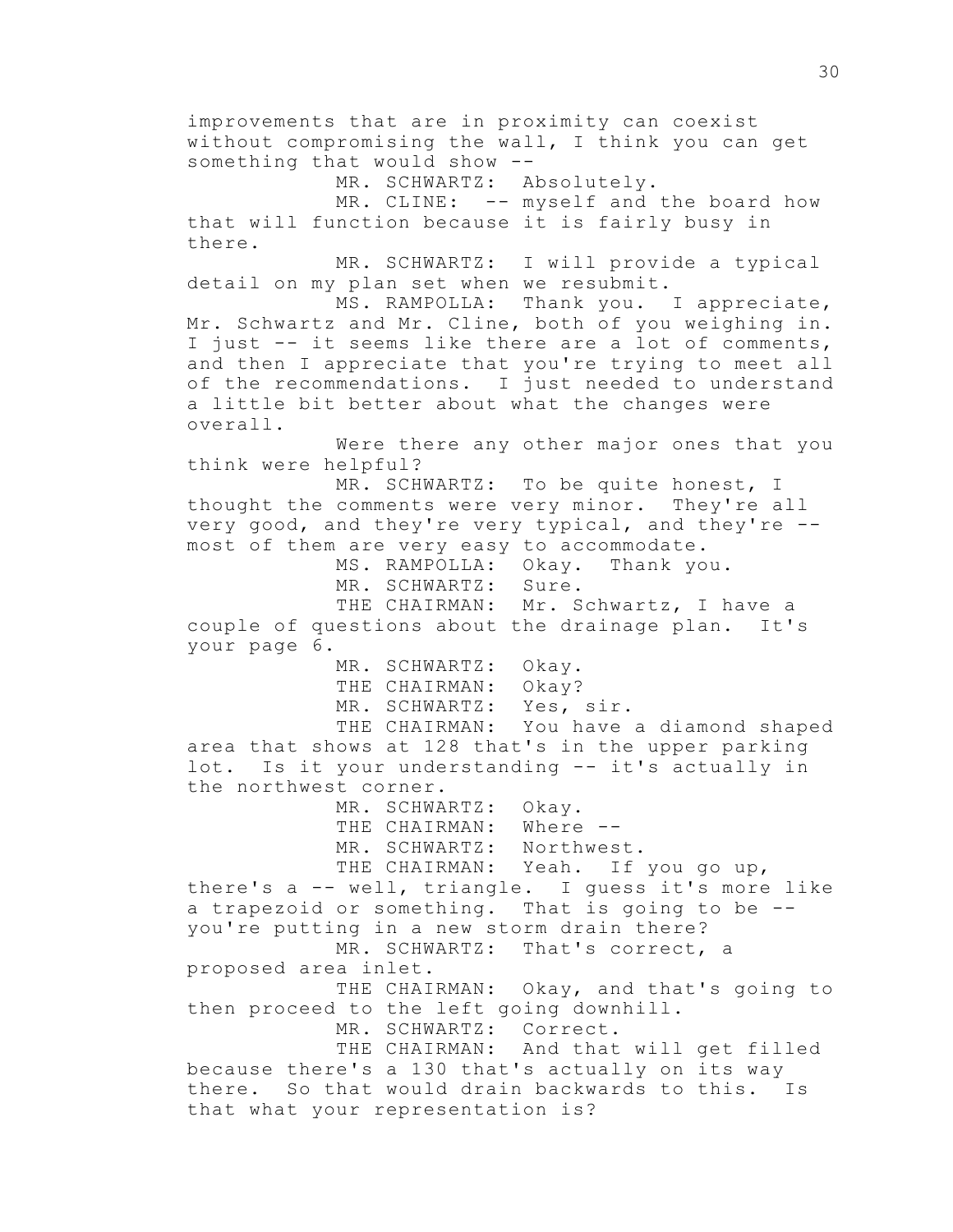improvements that are in proximity can coexist without compromising the wall, I think you can get something that would show --

MR. SCHWARTZ: Absolutely.

MR. CLINE: -- myself and the board how that will function because it is fairly busy in there.

MR. SCHWARTZ: I will provide a typical detail on my plan set when we resubmit.

MS. RAMPOLLA: Thank you. I appreciate, Mr. Schwartz and Mr. Cline, both of you weighing in. I just -- it seems like there are a lot of comments, and then I appreciate that you're trying to meet all of the recommendations. I just needed to understand a little bit better about what the changes were overall.

Were there any other major ones that you think were helpful?

MR. SCHWARTZ: To be quite honest, I thought the comments were very minor. They're all very good, and they're very typical, and they're -- most of them are very easy to accommodate.

MS. RAMPOLLA: Okay. Thank you.

MR. SCHWARTZ: Sure.

THE CHAIRMAN: Mr. Schwartz, I have a couple of questions about the drainage plan. It's your page 6.

MR. SCHWARTZ: Okay.

THE CHAIRMAN: Okay?

MR. SCHWARTZ: Yes, sir.

THE CHAIRMAN: You have a diamond shaped area that shows at 128 that's in the upper parking lot. Is it your understanding -- it's actually in the northwest corner.

MR. SCHWARTZ: Okay.

THE CHAIRMAN: Where --

MR. SCHWARTZ: Northwest.

THE CHAIRMAN: Yeah. If you go up, there's a -- well, triangle. I guess it's more like a trapezoid or something. That is going to be -- you're putting in a new storm drain there?

MR. SCHWARTZ: That's correct, a proposed area inlet.

THE CHAIRMAN: Okay, and that's going to then proceed to the left going downhill.

MR. SCHWARTZ: Correct.

THE CHAIRMAN: And that will get filled because there's a 130 that's actually on its way there. So that would drain backwards to this. Is that what your representation is?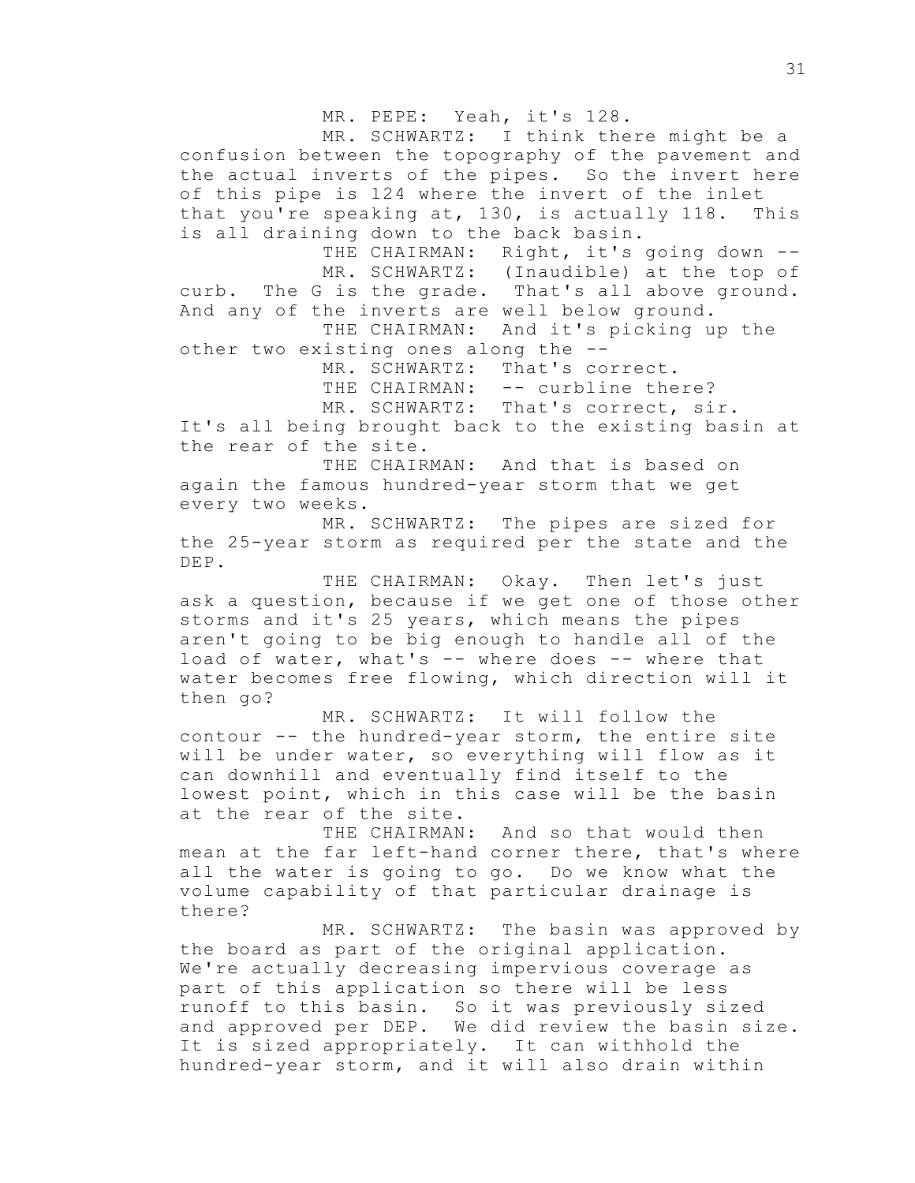MR. PEPE: Yeah, it's 128.

MR. SCHWARTZ: I think there might be a confusion between the topography of the pavement and the actual inverts of the pipes. So the invert here of this pipe is 124 where the invert of the inlet that you're speaking at, 130, is actually 118. This is all draining down to the back basin.

THE CHAIRMAN: Right, it's going down --

MR. SCHWARTZ: (Inaudible) at the top of curb. The G is the grade. That's all above ground. And any of the inverts are well below ground.

THE CHAIRMAN: And it's picking up the other two existing ones along the --

MR. SCHWARTZ: That's correct.

THE CHAIRMAN: -- curbline there?

MR. SCHWARTZ: That's correct, sir. It's all being brought back to the existing basin at the rear of the site.

THE CHAIRMAN: And that is based on again the famous hundred-year storm that we get every two weeks.

MR. SCHWARTZ: The pipes are sized for the 25-year storm as required per the state and the DEP.

THE CHAIRMAN: Okay. Then let's just ask a question, because if we get one of those other storms and it's 25 years, which means the pipes aren't going to be big enough to handle all of the load of water, what's -- where does -- where that water becomes free flowing, which direction will it then go?

MR. SCHWARTZ: It will follow the contour -- the hundred-year storm, the entire site will be under water, so everything will flow as it can downhill and eventually find itself to the lowest point, which in this case will be the basin at the rear of the site.

THE CHAIRMAN: And so that would then mean at the far left-hand corner there, that's where all the water is going to go. Do we know what the volume capability of that particular drainage is there?

MR. SCHWARTZ: The basin was approved by the board as part of the original application. We're actually decreasing impervious coverage as part of this application so there will be less runoff to this basin. So it was previously sized and approved per DEP. We did review the basin size. It is sized appropriately. It can withhold the hundred-year storm, and it will also drain within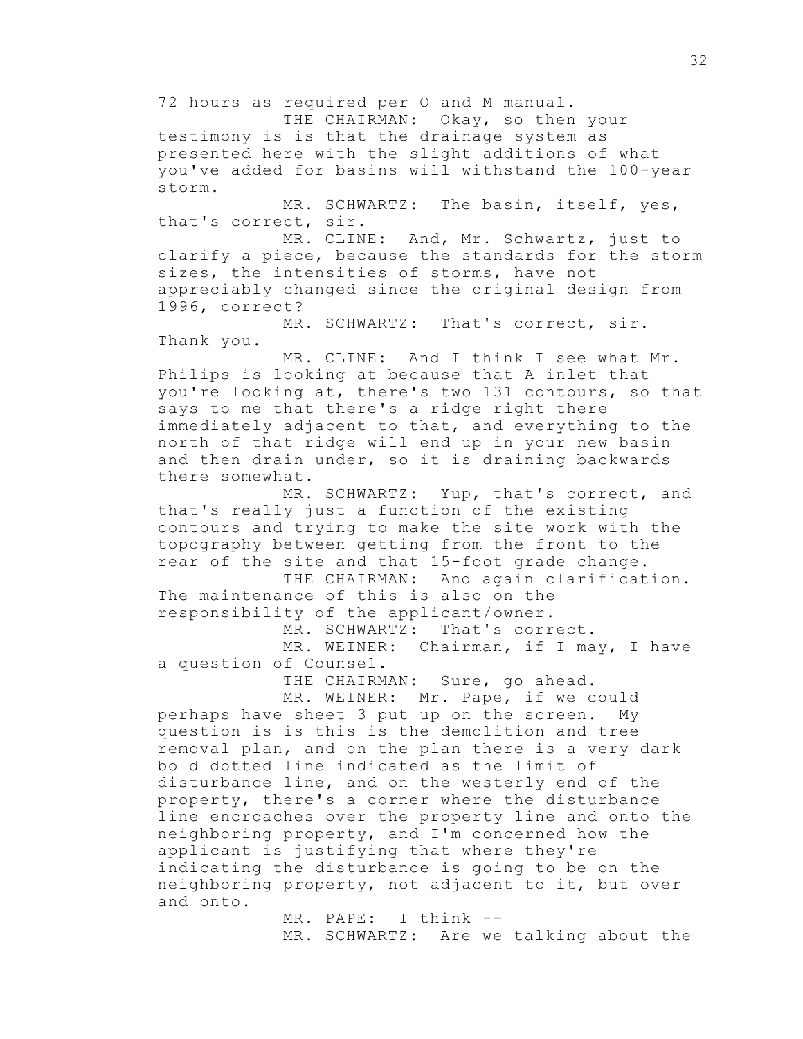72 hours as required per O and M manual.

THE CHAIRMAN: Okay, so then your testimony is is that the drainage system as presented here with the slight additions of what you've added for basins will withstand the 100-year storm.

MR. SCHWARTZ: The basin, itself, yes, that's correct, sir.

MR. CLINE: And, Mr. Schwartz, just to clarify a piece, because the standards for the storm sizes, the intensities of storms, have not appreciably changed since the original design from 1996, correct?

MR. SCHWARTZ: That's correct, sir. Thank you.

MR. CLINE: And I think I see what Mr. Philips is looking at because that A inlet that you're looking at, there's two 131 contours, so that says to me that there's a ridge right there immediately adjacent to that, and everything to the north of that ridge will end up in your new basin and then drain under, so it is draining backwards there somewhat.

MR. SCHWARTZ: Yup, that's correct, and that's really just a function of the existing contours and trying to make the site work with the topography between getting from the front to the rear of the site and that 15-foot grade change.

THE CHAIRMAN: And again clarification. The maintenance of this is also on the responsibility of the applicant/owner.

MR. SCHWARTZ: That's correct.

MR. WEINER: Chairman, if I may, I have a question of Counsel.

THE CHAIRMAN: Sure, go ahead.

MR. WEINER: Mr. Pape, if we could perhaps have sheet 3 put up on the screen. My question is is this is the demolition and tree removal plan, and on the plan there is a very dark bold dotted line indicated as the limit of disturbance line, and on the westerly end of the property, there's a corner where the disturbance line encroaches over the property line and onto the neighboring property, and I'm concerned how the applicant is justifying that where they're indicating the disturbance is going to be on the neighboring property, not adjacent to it, but over and onto.

MR. PAPE: I think --

MR. SCHWARTZ: Are we talking about the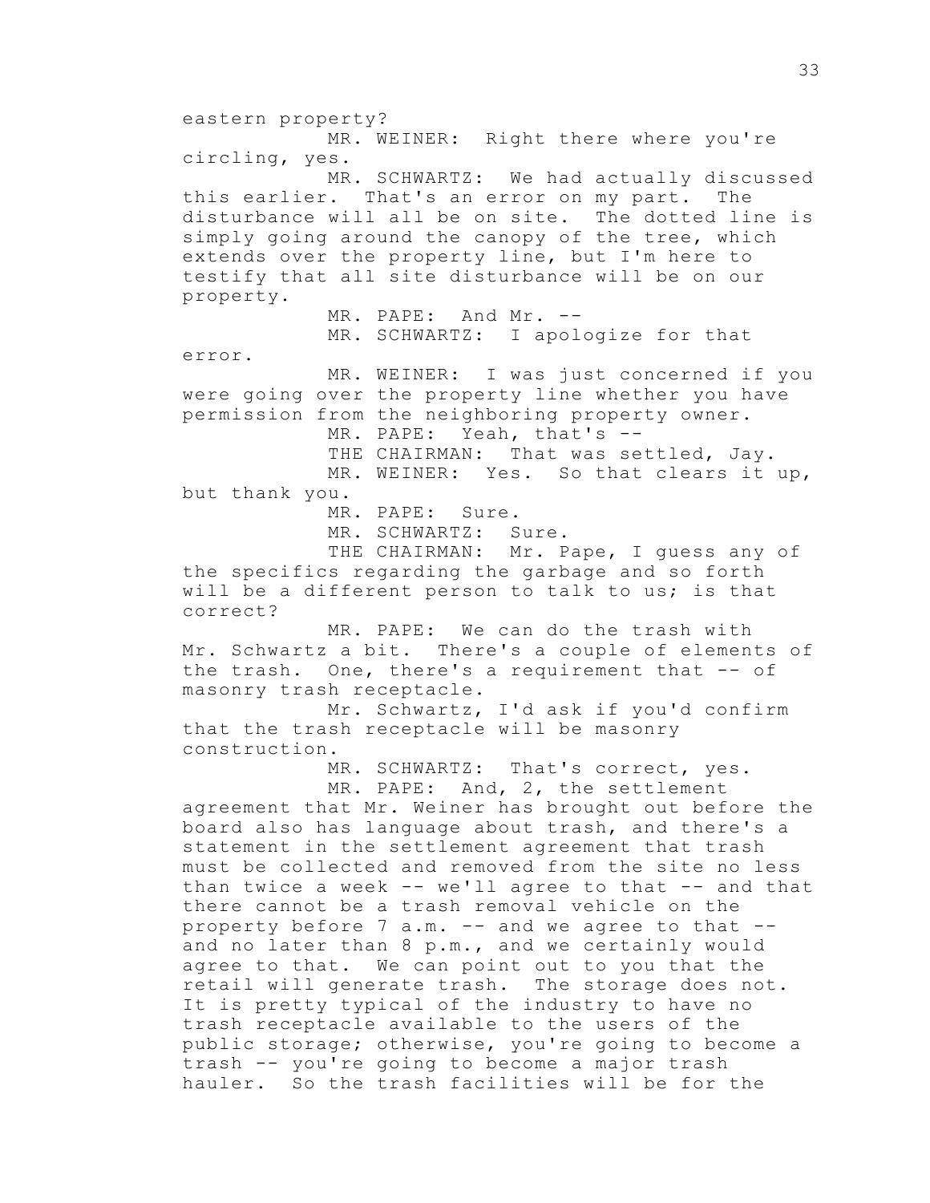eastern property?

MR. WEINER: Right there where you're circling, yes.

MR. SCHWARTZ: We had actually discussed this earlier. That's an error on my part. The disturbance will all be on site. The dotted line is simply going around the canopy of the tree, which extends over the property line, but I'm here to testify that all site disturbance will be on our property.

MR. PAPE: And Mr. --

MR. SCHWARTZ: I apologize for that error.

MR. WEINER: I was just concerned if you were going over the property line whether you have permission from the neighboring property owner.

MR. PAPE: Yeah, that's --

THE CHAIRMAN: That was settled, Jay.

MR. WEINER: Yes. So that clears it up, but thank you.

MR. PAPE: Sure.

MR. SCHWARTZ: Sure.

THE CHAIRMAN: Mr. Pape, I guess any of the specifics regarding the garbage and so forth will be a different person to talk to us; is that correct?

MR. PAPE: We can do the trash with Mr. Schwartz a bit. There's a couple of elements of the trash. One, there's a requirement that -- of masonry trash receptacle.

Mr. Schwartz, I'd ask if you'd confirm that the trash receptacle will be masonry construction.

MR. SCHWARTZ: That's correct, yes.

MR. PAPE: And, 2, the settlement agreement that Mr. Weiner has brought out before the board also has language about trash, and there's a statement in the settlement agreement that trash must be collected and removed from the site no less than twice a week -- we'll agree to that -- and that there cannot be a trash removal vehicle on the property before 7 a.m. -- and we agree to that -- and no later than 8 p.m., and we certainly would agree to that. We can point out to you that the retail will generate trash. The storage does not. It is pretty typical of the industry to have no trash receptacle available to the users of the public storage; otherwise, you're going to become a trash -- you're going to become a major trash hauler. So the trash facilities will be for the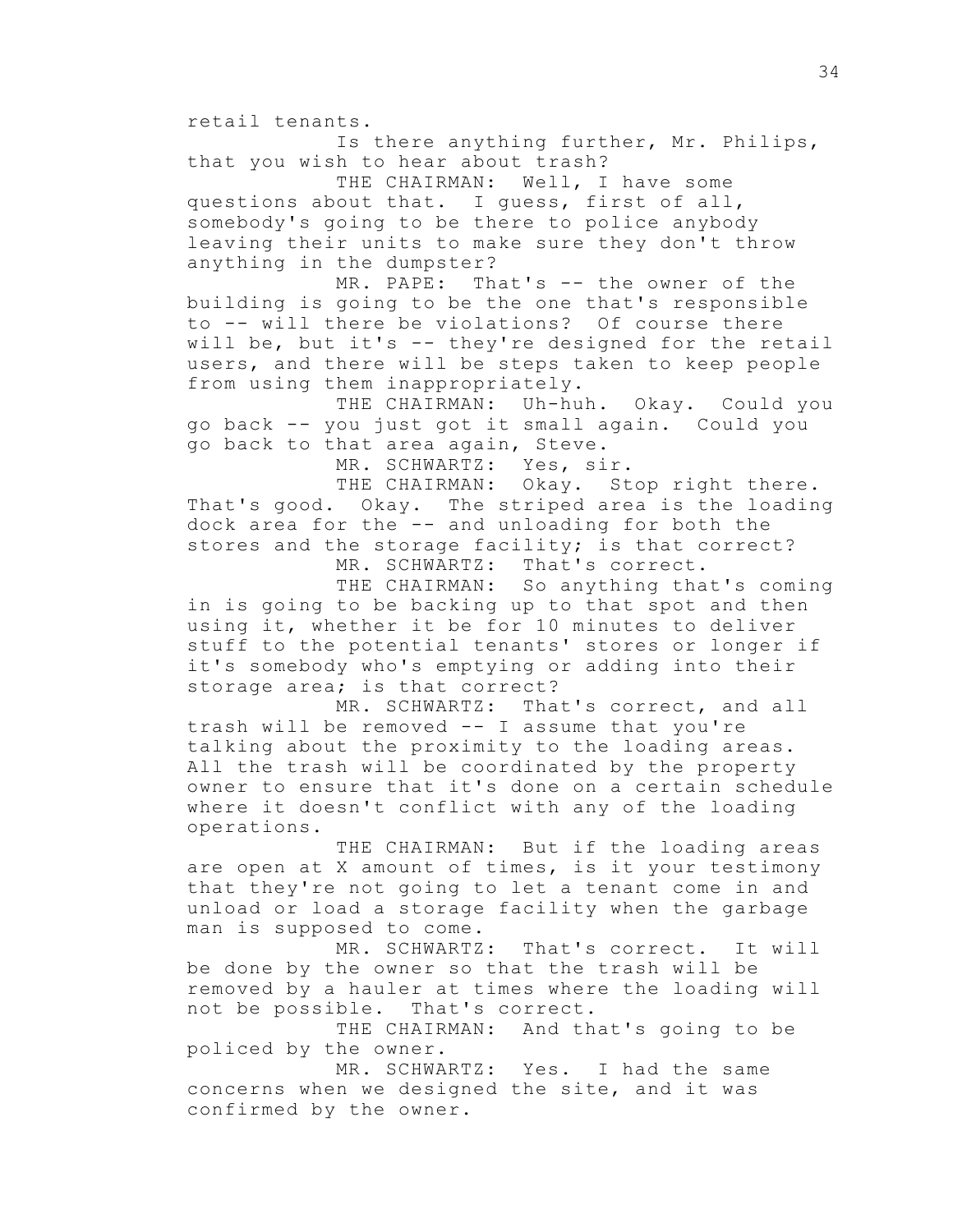retail tenants.

Is there anything further, Mr. Philips, that you wish to hear about trash?

THE CHAIRMAN: Well, I have some questions about that. I guess, first of all, somebody's going to be there to police anybody leaving their units to make sure they don't throw anything in the dumpster?

MR. PAPE: That's -- the owner of the building is going to be the one that's responsible to -- will there be violations? Of course there will be, but it's -- they're designed for the retail users, and there will be steps taken to keep people from using them inappropriately.

THE CHAIRMAN: Uh-huh. Okay. Could you go back -- you just got it small again. Could you go back to that area again, Steve.

MR. SCHWARTZ: Yes, sir.

THE CHAIRMAN: Okay. Stop right there. That's good. Okay. The striped area is the loading dock area for the -- and unloading for both the stores and the storage facility; is that correct?

MR. SCHWARTZ: That's correct.

THE CHAIRMAN: So anything that's coming in is going to be backing up to that spot and then using it, whether it be for 10 minutes to deliver stuff to the potential tenants' stores or longer if it's somebody who's emptying or adding into their storage area; is that correct?

MR. SCHWARTZ: That's correct, and all trash will be removed -- I assume that you're talking about the proximity to the loading areas. All the trash will be coordinated by the property owner to ensure that it's done on a certain schedule where it doesn't conflict with any of the loading operations.

THE CHAIRMAN: But if the loading areas are open at X amount of times, is it your testimony that they're not going to let a tenant come in and unload or load a storage facility when the garbage man is supposed to come.

MR. SCHWARTZ: That's correct. It will be done by the owner so that the trash will be removed by a hauler at times where the loading will not be possible. That's correct.

THE CHAIRMAN: And that's going to be policed by the owner.

MR. SCHWARTZ: Yes. I had the same concerns when we designed the site, and it was confirmed by the owner.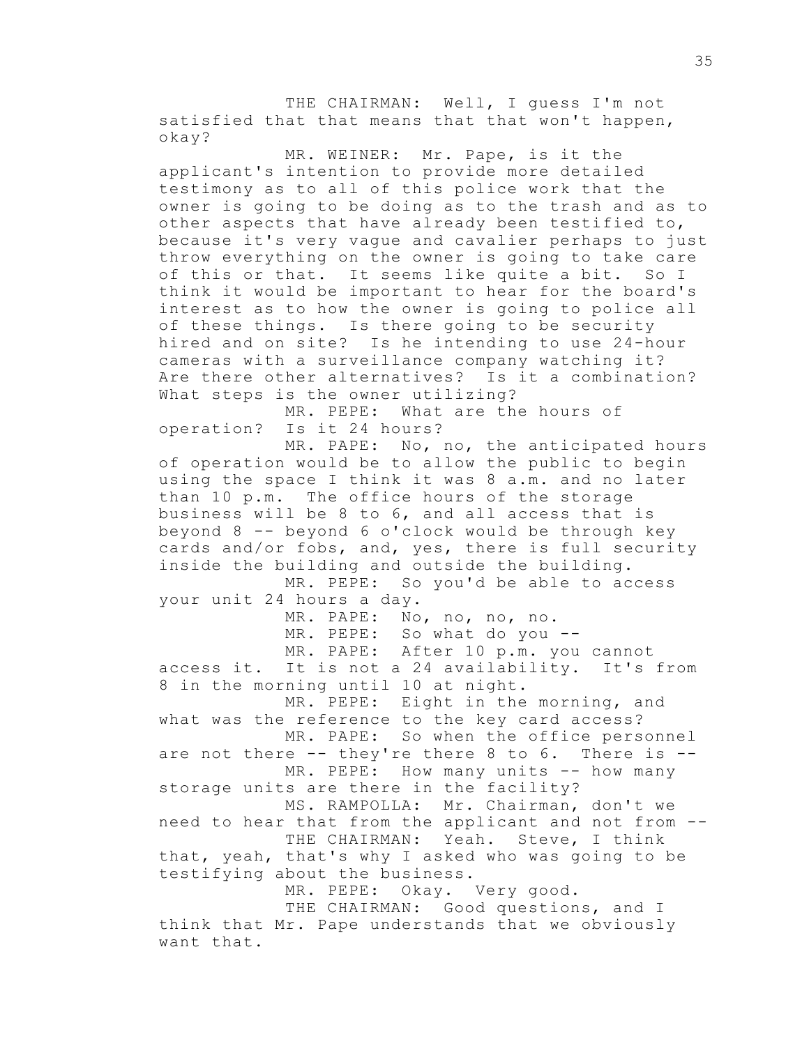THE CHAIRMAN: Well, I guess I'm not satisfied that that means that that won't happen, okay?

MR. WEINER: Mr. Pape, is it the applicant's intention to provide more detailed testimony as to all of this police work that the owner is going to be doing as to the trash and as to other aspects that have already been testified to, because it's very vague and cavalier perhaps to just throw everything on the owner is going to take care of this or that. It seems like quite a bit. So I think it would be important to hear for the board's interest as to how the owner is going to police all of these things. Is there going to be security hired and on site? Is he intending to use 24-hour cameras with a surveillance company watching it? Are there other alternatives? Is it a combination? What steps is the owner utilizing?

MR. PEPE: What are the hours of operation? Is it 24 hours?

MR. PAPE: No, no, the anticipated hours of operation would be to allow the public to begin using the space I think it was 8 a.m. and no later than 10 p.m. The office hours of the storage business will be 8 to 6, and all access that is beyond 8 -- beyond 6 o'clock would be through key cards and/or fobs, and, yes, there is full security inside the building and outside the building.

MR. PEPE: So you'd be able to access your unit 24 hours a day.

MR. PAPE: No, no, no, no.

MR. PEPE: So what do you --

MR. PAPE: After 10 p.m. you cannot access it. It is not a 24 availability. It's from 8 in the morning until 10 at night.

MR. PEPE: Eight in the morning, and what was the reference to the key card access?

MR. PAPE: So when the office personnel are not there -- they're there 8 to 6. There is --

MR. PEPE: How many units -- how many storage units are there in the facility?

MS. RAMPOLLA: Mr. Chairman, don't we need to hear that from the applicant and not from --

THE CHAIRMAN: Yeah. Steve, I think that, yeah, that's why I asked who was going to be testifying about the business.

MR. PEPE: Okay. Very good.

THE CHAIRMAN: Good questions, and I think that Mr. Pape understands that we obviously want that.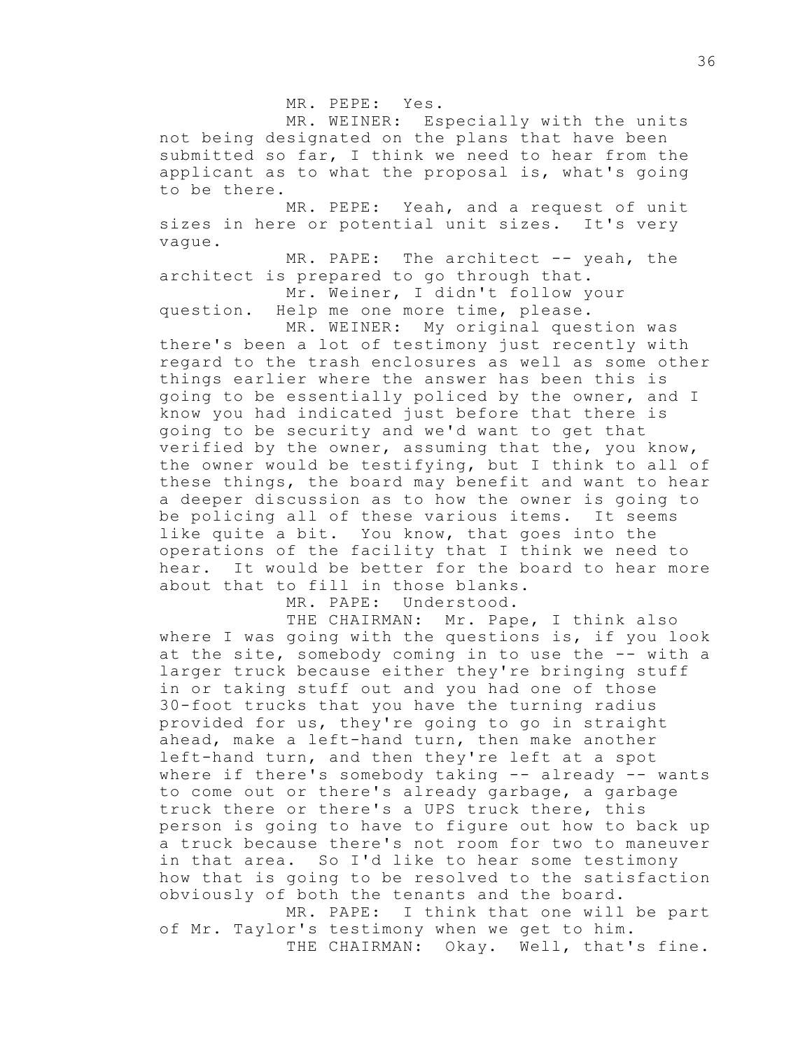MR. PEPE: Yes.

MR. WEINER: Especially with the units not being designated on the plans that have been submitted so far, I think we need to hear from the applicant as to what the proposal is, what's going to be there.

MR. PEPE: Yeah, and a request of unit sizes in here or potential unit sizes. It's very vague.

MR. PAPE: The architect -- yeah, the architect is prepared to go through that.

Mr. Weiner, I didn't follow your question. Help me one more time, please.

MR. WEINER: My original question was there's been a lot of testimony just recently with regard to the trash enclosures as well as some other things earlier where the answer has been this is going to be essentially policed by the owner, and I know you had indicated just before that there is going to be security and we'd want to get that verified by the owner, assuming that the, you know, the owner would be testifying, but I think to all of these things, the board may benefit and want to hear a deeper discussion as to how the owner is going to be policing all of these various items. It seems like quite a bit. You know, that goes into the operations of the facility that I think we need to hear. It would be better for the board to hear more about that to fill in those blanks.

MR. PAPE: Understood.

THE CHAIRMAN: Mr. Pape, I think also where I was going with the questions is, if you look at the site, somebody coming in to use the -- with a larger truck because either they're bringing stuff in or taking stuff out and you had one of those 30-foot trucks that you have the turning radius provided for us, they're going to go in straight ahead, make a left-hand turn, then make another left-hand turn, and then they're left at a spot where if there's somebody taking -- already -- wants to come out or there's already garbage, a garbage truck there or there's a UPS truck there, this person is going to have to figure out how to back up a truck because there's not room for two to maneuver in that area. So I'd like to hear some testimony how that is going to be resolved to the satisfaction obviously of both the tenants and the board.

MR. PAPE: I think that one will be part of Mr. Taylor's testimony when we get to him.

THE CHAIRMAN: Okay. Well, that's fine.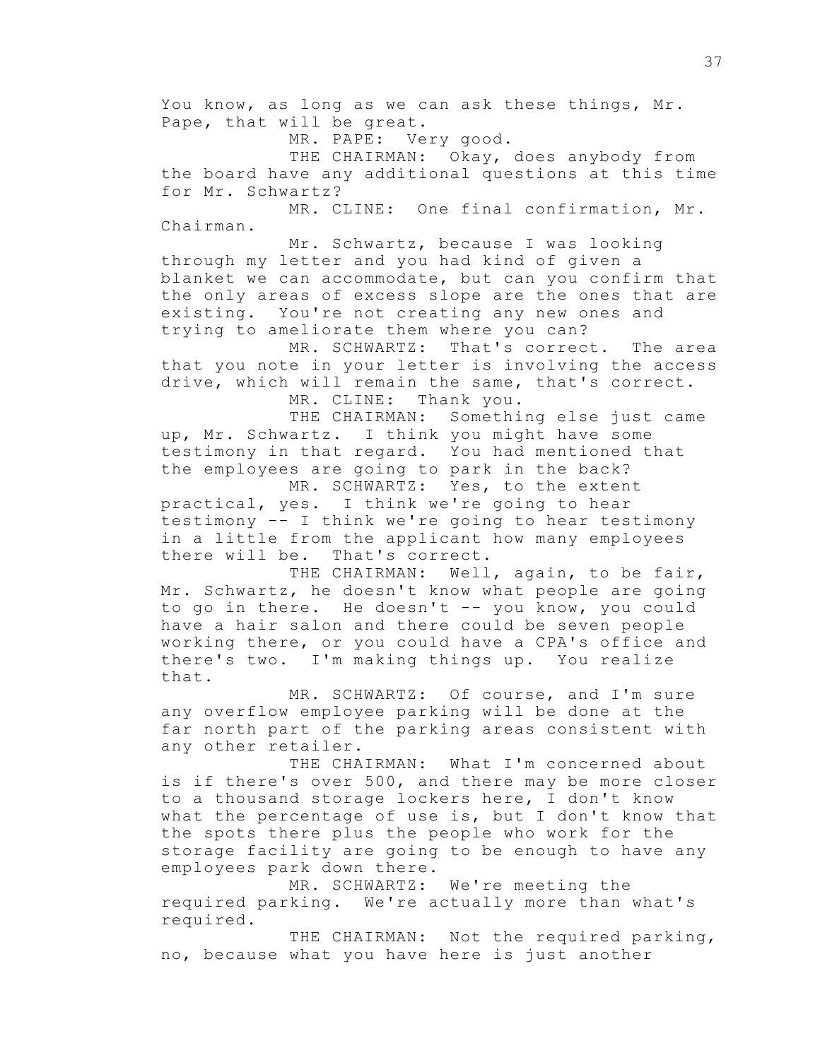You know, as long as we can ask these things, Mr. Pape, that will be great.

MR. PAPE: Very good.

THE CHAIRMAN: Okay, does anybody from the board have any additional questions at this time for Mr. Schwartz?

MR. CLINE: One final confirmation, Mr. Chairman.

Mr. Schwartz, because I was looking through my letter and you had kind of given a blanket we can accommodate, but can you confirm that the only areas of excess slope are the ones that are existing. You're not creating any new ones and trying to ameliorate them where you can?

MR. SCHWARTZ: That's correct. The area that you note in your letter is involving the access drive, which will remain the same, that's correct.

MR. CLINE: Thank you.

THE CHAIRMAN: Something else just came up, Mr. Schwartz. I think you might have some testimony in that regard. You had mentioned that the employees are going to park in the back?

MR. SCHWARTZ: Yes, to the extent practical, yes. I think we're going to hear testimony -- I think we're going to hear testimony in a little from the applicant how many employees there will be. That's correct.

THE CHAIRMAN: Well, again, to be fair, Mr. Schwartz, he doesn't know what people are going to go in there. He doesn't -- you know, you could have a hair salon and there could be seven people working there, or you could have a CPA's office and there's two. I'm making things up. You realize that.

MR. SCHWARTZ: Of course, and I'm sure any overflow employee parking will be done at the far north part of the parking areas consistent with any other retailer.

THE CHAIRMAN: What I'm concerned about is if there's over 500, and there may be more closer to a thousand storage lockers here, I don't know what the percentage of use is, but I don't know that the spots there plus the people who work for the storage facility are going to be enough to have any employees park down there.

MR. SCHWARTZ: We're meeting the required parking. We're actually more than what's required.

THE CHAIRMAN: Not the required parking, no, because what you have here is just another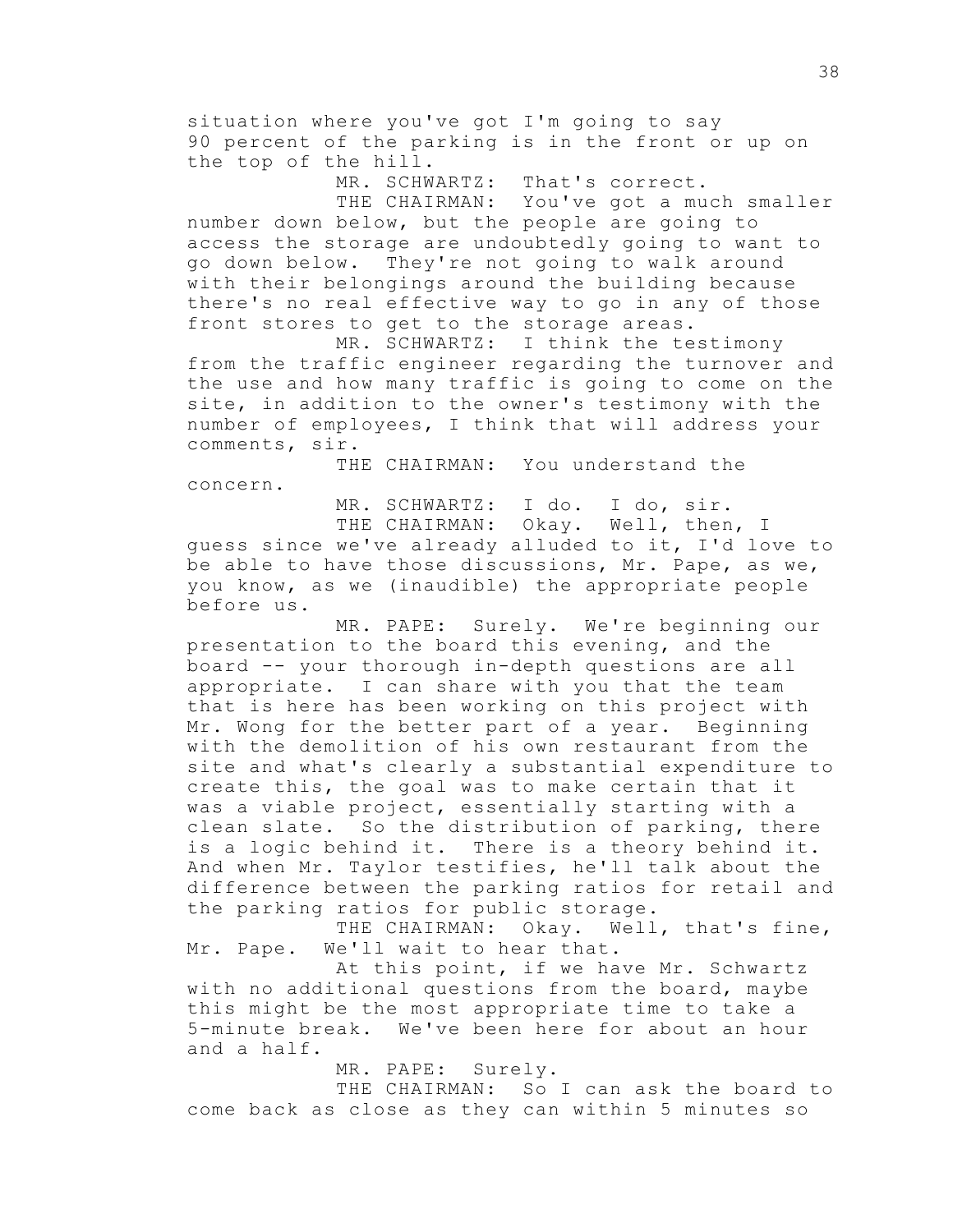situation where you've got I'm going to say 90 percent of the parking is in the front or up on the top of the hill.

MR. SCHWARTZ: That's correct.

THE CHAIRMAN: You've got a much smaller number down below, but the people are going to access the storage are undoubtedly going to want to go down below. They're not going to walk around with their belongings around the building because there's no real effective way to go in any of those front stores to get to the storage areas.

MR. SCHWARTZ: I think the testimony from the traffic engineer regarding the turnover and the use and how many traffic is going to come on the site, in addition to the owner's testimony with the number of employees, I think that will address your comments, sir.

THE CHAIRMAN: You understand the concern.

MR. SCHWARTZ: I do. I do, sir.

THE CHAIRMAN: Okay. Well, then, I guess since we've already alluded to it, I'd love to be able to have those discussions, Mr. Pape, as we, you know, as we (inaudible) the appropriate people before us.

MR. PAPE: Surely. We're beginning our presentation to the board this evening, and the board -- your thorough in-depth questions are all appropriate. I can share with you that the team that is here has been working on this project with Mr. Wong for the better part of a year. Beginning with the demolition of his own restaurant from the site and what's clearly a substantial expenditure to create this, the goal was to make certain that it was a viable project, essentially starting with a clean slate. So the distribution of parking, there is a logic behind it. There is a theory behind it. And when Mr. Taylor testifies, he'll talk about the difference between the parking ratios for retail and the parking ratios for public storage.

THE CHAIRMAN: Okay. Well, that's fine, Mr. Pape. We'll wait to hear that.

At this point, if we have Mr. Schwartz with no additional questions from the board, maybe this might be the most appropriate time to take a 5-minute break. We've been here for about an hour and a half.

MR. PAPE: Surely.

THE CHAIRMAN: So I can ask the board to come back as close as they can within 5 minutes so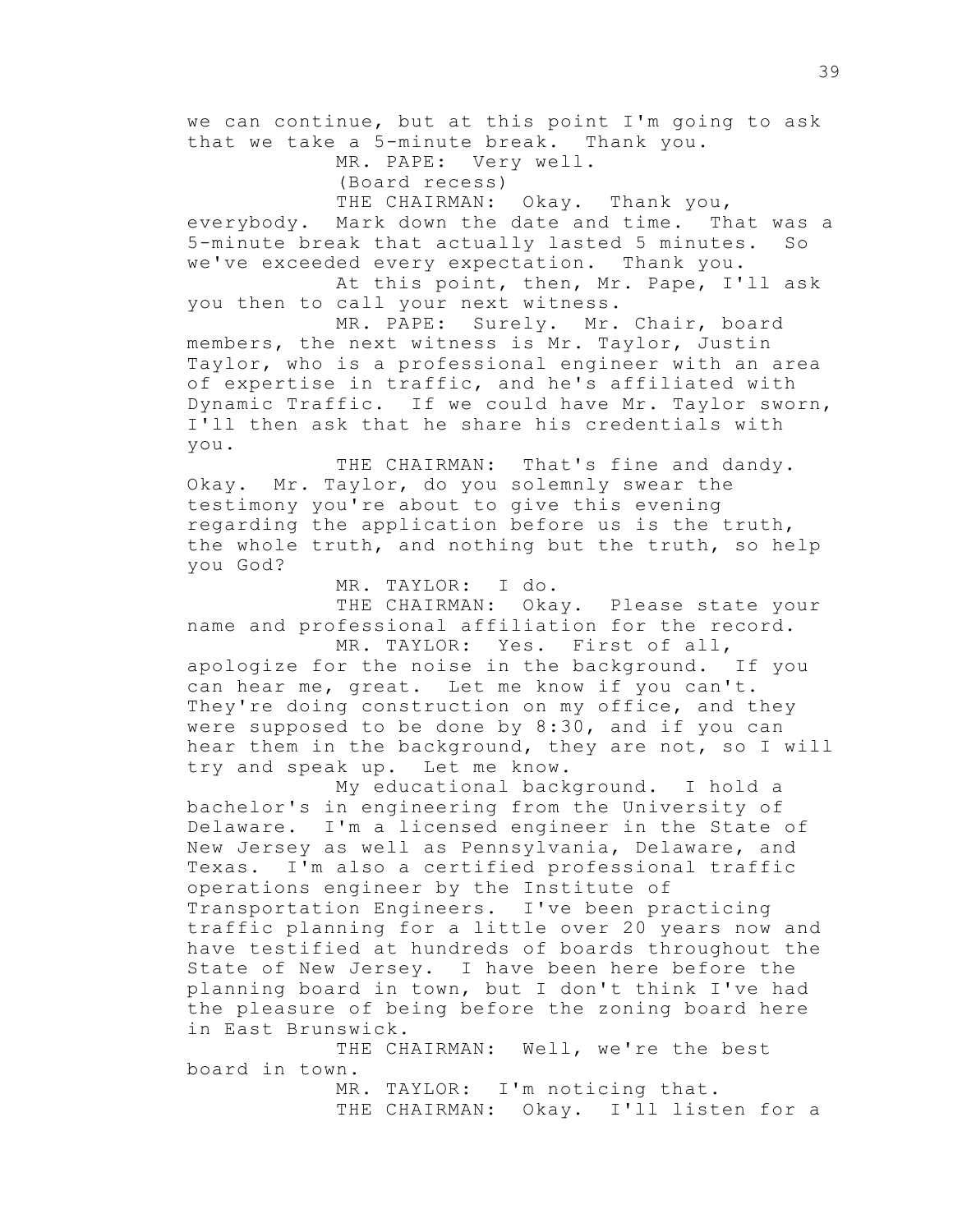we can continue, but at this point I'm going to ask that we take a 5-minute break. Thank you.

MR. PAPE: Very well.

(Board recess)

THE CHAIRMAN: Okay. Thank you, everybody. Mark down the date and time. That was a 5-minute break that actually lasted 5 minutes. So we've exceeded every expectation. Thank you.

At this point, then, Mr. Pape, I'll ask you then to call your next witness.

MR. PAPE: Surely. Mr. Chair, board members, the next witness is Mr. Taylor, Justin Taylor, who is a professional engineer with an area of expertise in traffic, and he's affiliated with Dynamic Traffic. If we could have Mr. Taylor sworn, I'll then ask that he share his credentials with you.

THE CHAIRMAN: That's fine and dandy. Okay. Mr. Taylor, do you solemnly swear the testimony you're about to give this evening regarding the application before us is the truth, the whole truth, and nothing but the truth, so help you God?

MR. TAYLOR: I do.

THE CHAIRMAN: Okay. Please state your name and professional affiliation for the record.

MR. TAYLOR: Yes. First of all, apologize for the noise in the background. If you can hear me, great. Let me know if you can't. They're doing construction on my office, and they were supposed to be done by 8:30, and if you can hear them in the background, they are not, so I will try and speak up. Let me know.

My educational background. I hold a bachelor's in engineering from the University of Delaware. I'm a licensed engineer in the State of New Jersey as well as Pennsylvania, Delaware, and Texas. I'm also a certified professional traffic operations engineer by the Institute of Transportation Engineers. I've been practicing traffic planning for a little over 20 years now and have testified at hundreds of boards throughout the State of New Jersey. I have been here before the planning board in town, but I don't think I've had the pleasure of being before the zoning board here in East Brunswick.

THE CHAIRMAN: Well, we're the best board in town.

MR. TAYLOR: I'm noticing that.

THE CHAIRMAN: Okay. I'll listen for a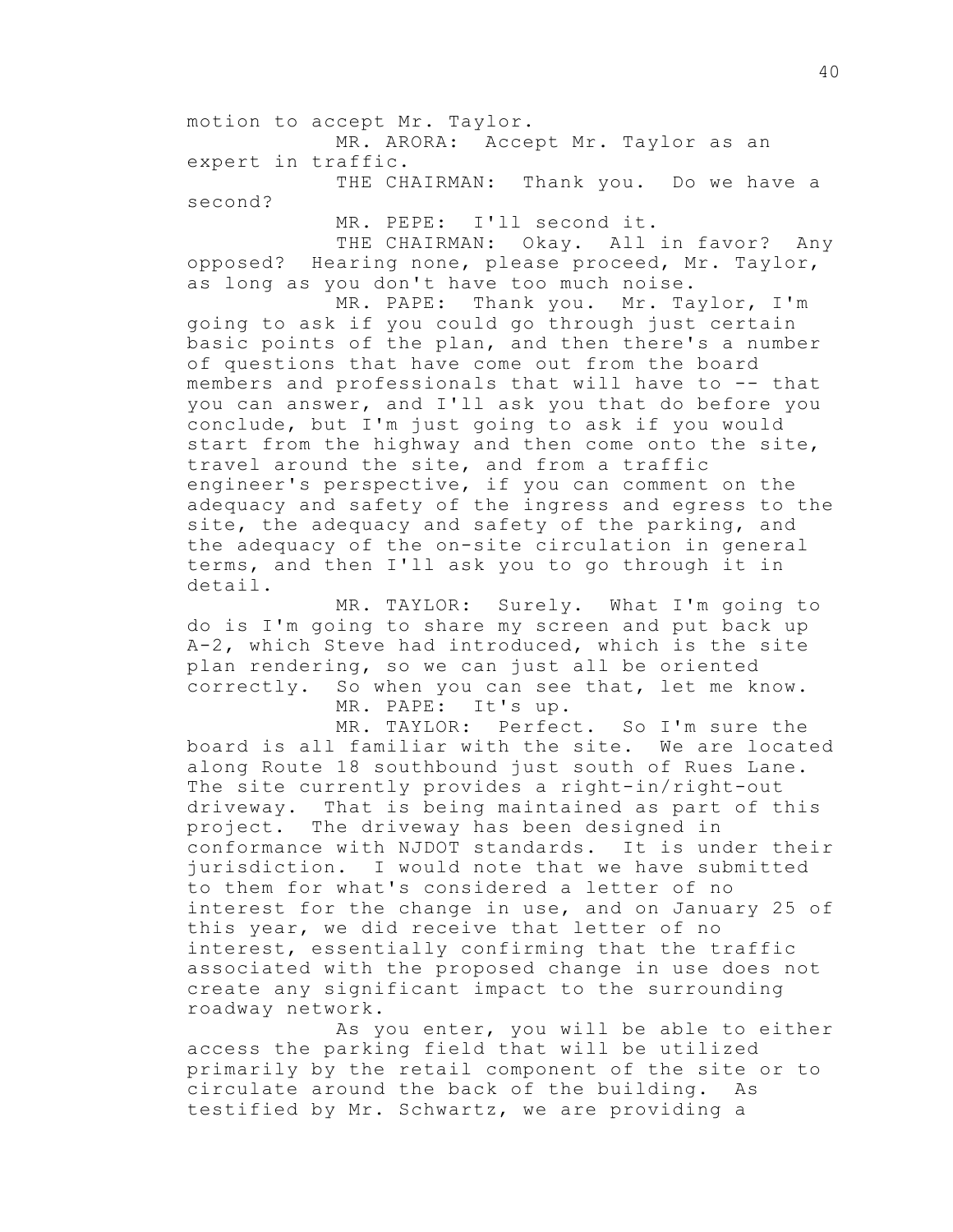motion to accept Mr. Taylor.

MR. ARORA: Accept Mr. Taylor as an expert in traffic.

THE CHAIRMAN: Thank you. Do we have a second?

MR. PEPE: I'll second it.

THE CHAIRMAN: Okay. All in favor? Any opposed? Hearing none, please proceed, Mr. Taylor, as long as you don't have too much noise.

MR. PAPE: Thank you. Mr. Taylor, I'm going to ask if you could go through just certain basic points of the plan, and then there's a number of questions that have come out from the board members and professionals that will have to -- that you can answer, and I'll ask you that do before you conclude, but I'm just going to ask if you would start from the highway and then come onto the site, travel around the site, and from a traffic engineer's perspective, if you can comment on the adequacy and safety of the ingress and egress to the site, the adequacy and safety of the parking, and the adequacy of the on-site circulation in general terms, and then I'll ask you to go through it in detail.

MR. TAYLOR: Surely. What I'm going to do is I'm going to share my screen and put back up A-2, which Steve had introduced, which is the site plan rendering, so we can just all be oriented correctly. So when you can see that, let me know.

MR. PAPE: It's up.

MR. TAYLOR: Perfect. So I'm sure the board is all familiar with the site. We are located along Route 18 southbound just south of Rues Lane. The site currently provides a right-in/right-out driveway. That is being maintained as part of this project. The driveway has been designed in conformance with NJDOT standards. It is under their jurisdiction. I would note that we have submitted to them for what's considered a letter of no interest for the change in use, and on January 25 of this year, we did receive that letter of no interest, essentially confirming that the traffic associated with the proposed change in use does not create any significant impact to the surrounding roadway network.

As you enter, you will be able to either access the parking field that will be utilized primarily by the retail component of the site or to circulate around the back of the building. As testified by Mr. Schwartz, we are providing a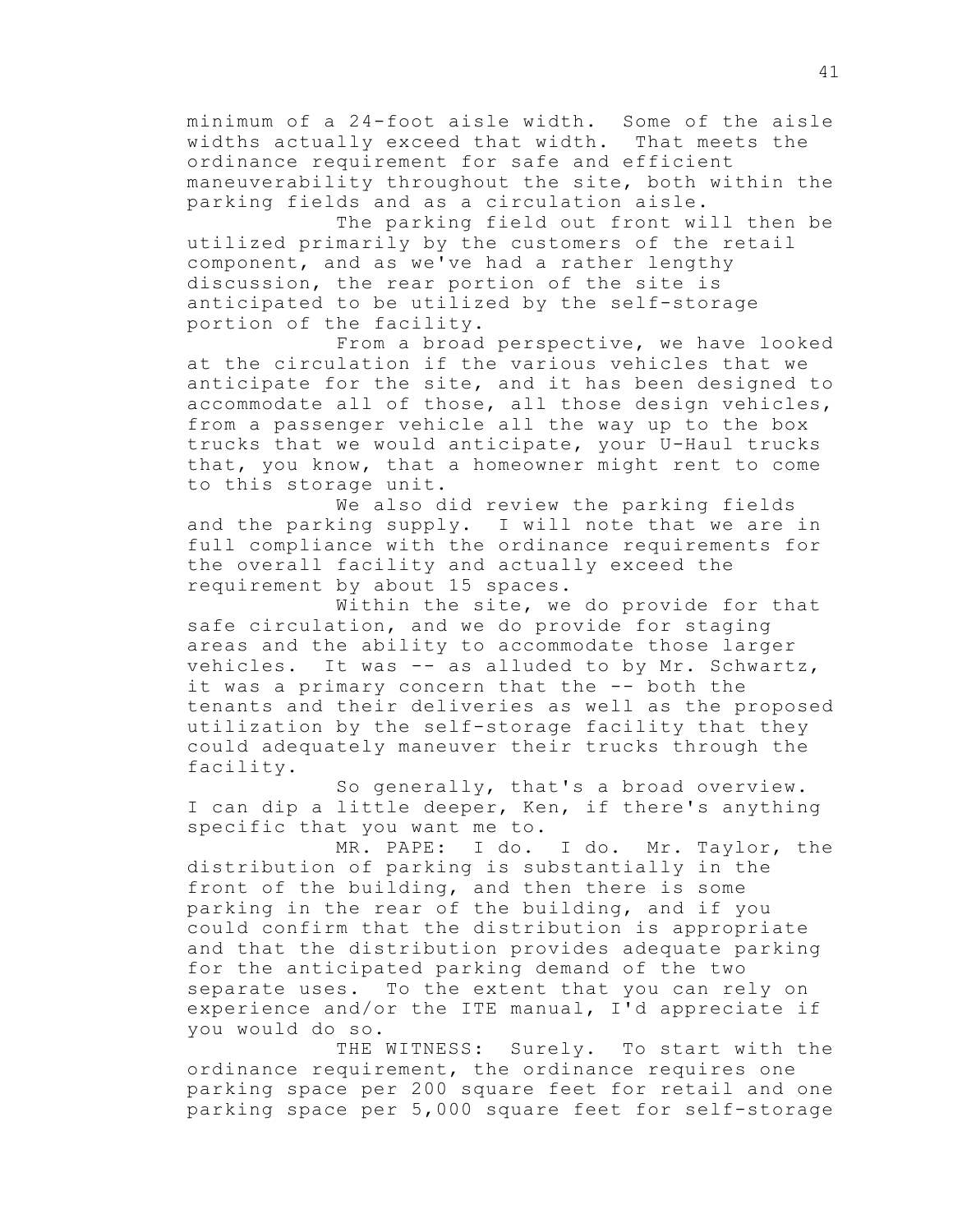minimum of a 24-foot aisle width. Some of the aisle widths actually exceed that width. That meets the ordinance requirement for safe and efficient maneuverability throughout the site, both within the parking fields and as a circulation aisle.

The parking field out front will then be utilized primarily by the customers of the retail component, and as we've had a rather lengthy discussion, the rear portion of the site is anticipated to be utilized by the self-storage portion of the facility.

From a broad perspective, we have looked at the circulation if the various vehicles that we anticipate for the site, and it has been designed to accommodate all of those, all those design vehicles, from a passenger vehicle all the way up to the box trucks that we would anticipate, your U-Haul trucks that, you know, that a homeowner might rent to come to this storage unit.

We also did review the parking fields and the parking supply. I will note that we are in full compliance with the ordinance requirements for the overall facility and actually exceed the requirement by about 15 spaces.

Within the site, we do provide for that safe circulation, and we do provide for staging areas and the ability to accommodate those larger vehicles. It was -- as alluded to by Mr. Schwartz, it was a primary concern that the -- both the tenants and their deliveries as well as the proposed utilization by the self-storage facility that they could adequately maneuver their trucks through the facility.

So generally, that's a broad overview. I can dip a little deeper, Ken, if there's anything specific that you want me to.

MR. PAPE: I do. I do. Mr. Taylor, the distribution of parking is substantially in the front of the building, and then there is some parking in the rear of the building, and if you could confirm that the distribution is appropriate and that the distribution provides adequate parking for the anticipated parking demand of the two separate uses. To the extent that you can rely on experience and/or the ITE manual, I'd appreciate if you would do so.

THE WITNESS: Surely. To start with the ordinance requirement, the ordinance requires one parking space per 200 square feet for retail and one parking space per 5,000 square feet for self-storage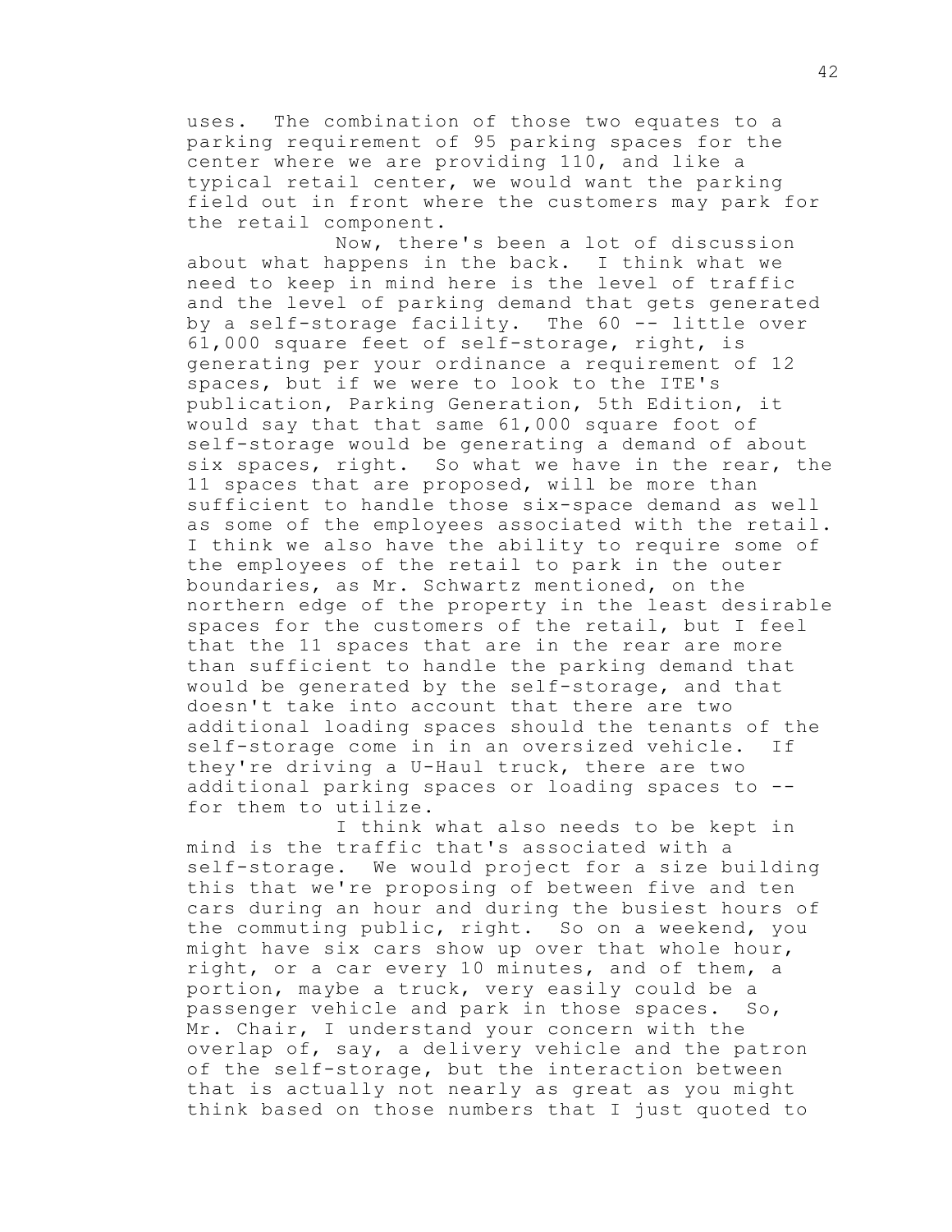uses. The combination of those two equates to a parking requirement of 95 parking spaces for the center where we are providing 110, and like a typical retail center, we would want the parking field out in front where the customers may park for the retail component.

Now, there's been a lot of discussion about what happens in the back. I think what we need to keep in mind here is the level of traffic and the level of parking demand that gets generated by a self-storage facility. The 60 -- little over 61,000 square feet of self-storage, right, is generating per your ordinance a requirement of 12 spaces, but if we were to look to the ITE's publication, Parking Generation, 5th Edition, it would say that that same 61,000 square foot of self-storage would be generating a demand of about six spaces, right. So what we have in the rear, the 11 spaces that are proposed, will be more than sufficient to handle those six-space demand as well as some of the employees associated with the retail. I think we also have the ability to require some of the employees of the retail to park in the outer boundaries, as Mr. Schwartz mentioned, on the northern edge of the property in the least desirable spaces for the customers of the retail, but I feel that the 11 spaces that are in the rear are more than sufficient to handle the parking demand that would be generated by the self-storage, and that doesn't take into account that there are two additional loading spaces should the tenants of the self-storage come in in an oversized vehicle. If they're driving a U-Haul truck, there are two additional parking spaces or loading spaces to -- for them to utilize.

I think what also needs to be kept in mind is the traffic that's associated with a self-storage. We would project for a size building this that we're proposing of between five and ten cars during an hour and during the busiest hours of the commuting public, right. So on a weekend, you might have six cars show up over that whole hour, right, or a car every 10 minutes, and of them, a portion, maybe a truck, very easily could be a passenger vehicle and park in those spaces. So, Mr. Chair, I understand your concern with the overlap of, say, a delivery vehicle and the patron of the self-storage, but the interaction between that is actually not nearly as great as you might think based on those numbers that I just quoted to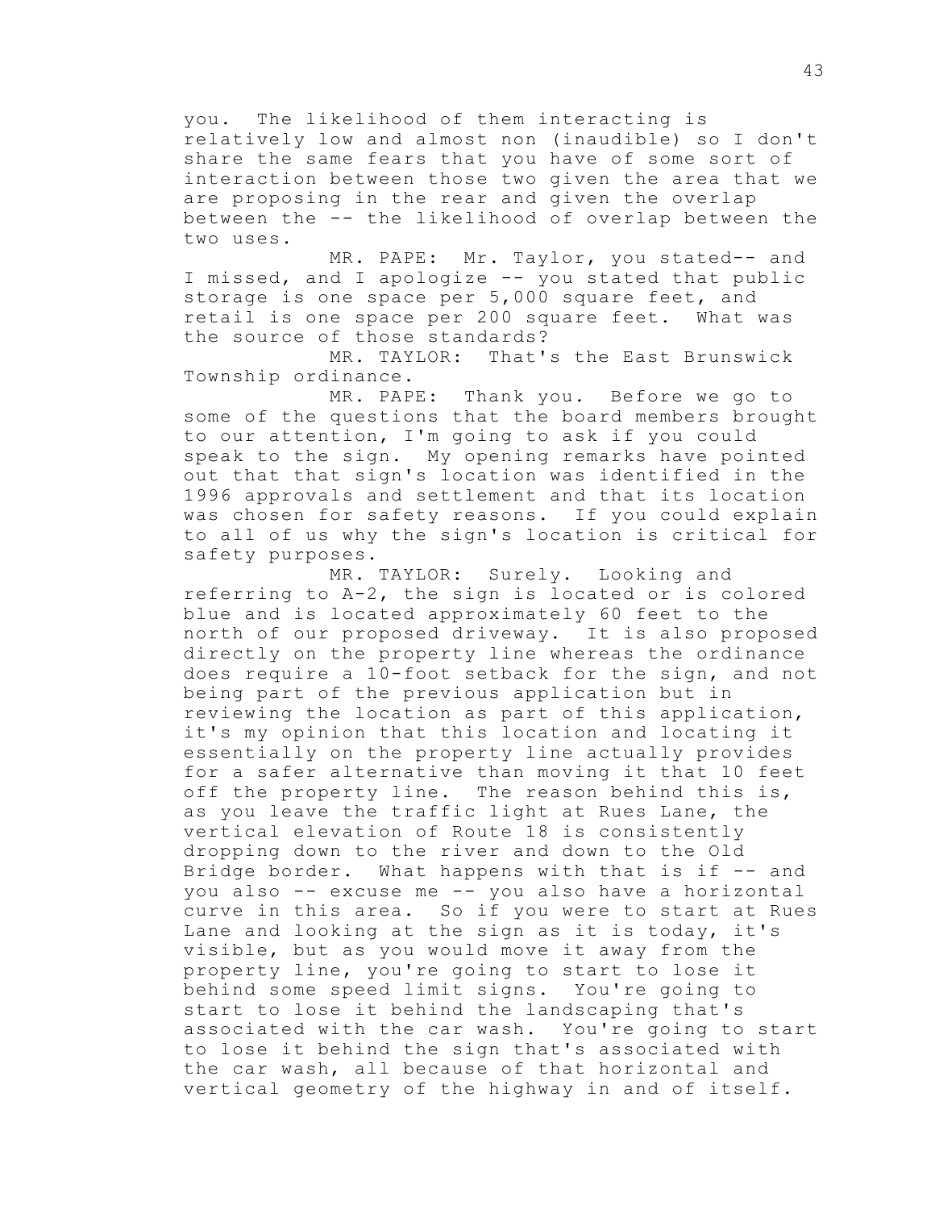you. The likelihood of them interacting is relatively low and almost non (inaudible) so I don't share the same fears that you have of some sort of interaction between those two given the area that we are proposing in the rear and given the overlap between the -- the likelihood of overlap between the two uses.

MR. PAPE: Mr. Taylor, you stated-- and I missed, and I apologize -- you stated that public storage is one space per 5,000 square feet, and retail is one space per 200 square feet. What was the source of those standards?

MR. TAYLOR: That's the East Brunswick Township ordinance.

MR. PAPE: Thank you. Before we go to some of the questions that the board members brought to our attention, I'm going to ask if you could speak to the sign. My opening remarks have pointed out that that sign's location was identified in the 1996 approvals and settlement and that its location was chosen for safety reasons. If you could explain to all of us why the sign's location is critical for safety purposes.

MR. TAYLOR: Surely. Looking and referring to A-2, the sign is located or is colored blue and is located approximately 60 feet to the north of our proposed driveway. It is also proposed directly on the property line whereas the ordinance does require a 10-foot setback for the sign, and not being part of the previous application but in reviewing the location as part of this application, it's my opinion that this location and locating it essentially on the property line actually provides for a safer alternative than moving it that 10 feet off the property line. The reason behind this is, as you leave the traffic light at Rues Lane, the vertical elevation of Route 18 is consistently dropping down to the river and down to the Old Bridge border. What happens with that is if -- and you also -- excuse me -- you also have a horizontal curve in this area. So if you were to start at Rues Lane and looking at the sign as it is today, it's visible, but as you would move it away from the property line, you're going to start to lose it behind some speed limit signs. You're going to start to lose it behind the landscaping that's associated with the car wash. You're going to start to lose it behind the sign that's associated with the car wash, all because of that horizontal and vertical geometry of the highway in and of itself.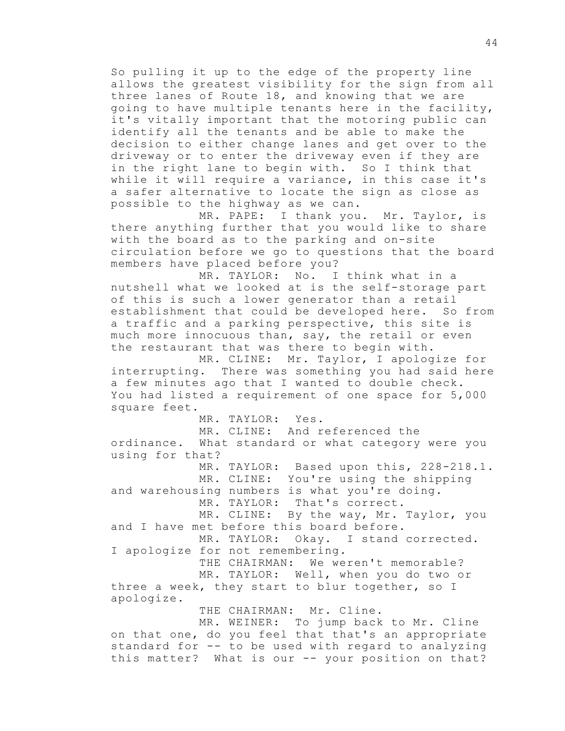So pulling it up to the edge of the property line allows the greatest visibility for the sign from all three lanes of Route 18, and knowing that we are going to have multiple tenants here in the facility, it's vitally important that the motoring public can identify all the tenants and be able to make the decision to either change lanes and get over to the driveway or to enter the driveway even if they are in the right lane to begin with. So I think that while it will require a variance, in this case it's a safer alternative to locate the sign as close as possible to the highway as we can.

MR. PAPE: I thank you. Mr. Taylor, is there anything further that you would like to share with the board as to the parking and on-site circulation before we go to questions that the board members have placed before you?

MR. TAYLOR: No. I think what in a nutshell what we looked at is the self-storage part of this is such a lower generator than a retail establishment that could be developed here. So from a traffic and a parking perspective, this site is much more innocuous than, say, the retail or even the restaurant that was there to begin with.

MR. CLINE: Mr. Taylor, I apologize for interrupting. There was something you had said here a few minutes ago that I wanted to double check. You had listed a requirement of one space for 5,000 square feet.

MR. TAYLOR: Yes.

MR. CLINE: And referenced the ordinance. What standard or what category were you using for that?

MR. TAYLOR: Based upon this, 228-218.1.

MR. CLINE: You're using the shipping and warehousing numbers is what you're doing.

MR. TAYLOR: That's correct.

MR. CLINE: By the way, Mr. Taylor, you and I have met before this board before.

MR. TAYLOR: Okay. I stand corrected. I apologize for not remembering.

THE CHAIRMAN: We weren't memorable?

MR. TAYLOR: Well, when you do two or three a week, they start to blur together, so I apologize.

THE CHAIRMAN: Mr. Cline.

MR. WEINER: To jump back to Mr. Cline on that one, do you feel that that's an appropriate standard for -- to be used with regard to analyzing this matter? What is our -- your position on that?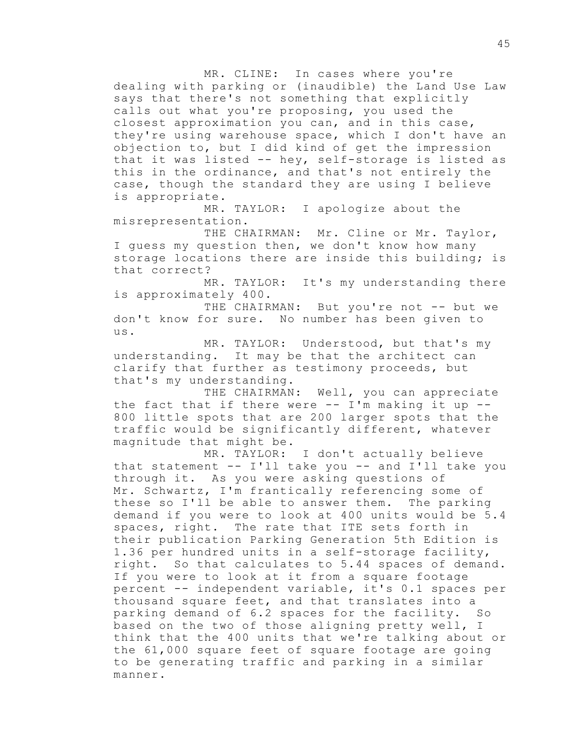MR. CLINE: In cases where you're dealing with parking or (inaudible) the Land Use Law says that there's not something that explicitly calls out what you're proposing, you used the closest approximation you can, and in this case, they're using warehouse space, which I don't have an objection to, but I did kind of get the impression that it was listed -- hey, self-storage is listed as this in the ordinance, and that's not entirely the case, though the standard they are using I believe is appropriate.

MR. TAYLOR: I apologize about the misrepresentation.

THE CHAIRMAN: Mr. Cline or Mr. Taylor, I guess my question then, we don't know how many storage locations there are inside this building; is that correct?

MR. TAYLOR: It's my understanding there is approximately 400.

THE CHAIRMAN: But you're not -- but we don't know for sure. No number has been given to us.

MR. TAYLOR: Understood, but that's my understanding. It may be that the architect can clarify that further as testimony proceeds, but that's my understanding.

THE CHAIRMAN: Well, you can appreciate the fact that if there were -- I'm making it up -- 800 little spots that are 200 larger spots that the traffic would be significantly different, whatever magnitude that might be.

MR. TAYLOR: I don't actually believe that statement -- I'll take you -- and I'll take you through it. As you were asking questions of Mr. Schwartz, I'm frantically referencing some of these so I'll be able to answer them. The parking demand if you were to look at 400 units would be 5.4 spaces, right. The rate that ITE sets forth in their publication Parking Generation 5th Edition is 1.36 per hundred units in a self-storage facility, right. So that calculates to 5.44 spaces of demand. If you were to look at it from a square footage percent -- independent variable, it's 0.1 spaces per thousand square feet, and that translates into a parking demand of 6.2 spaces for the facility. So based on the two of those aligning pretty well, I think that the 400 units that we're talking about or the 61,000 square feet of square footage are going to be generating traffic and parking in a similar manner.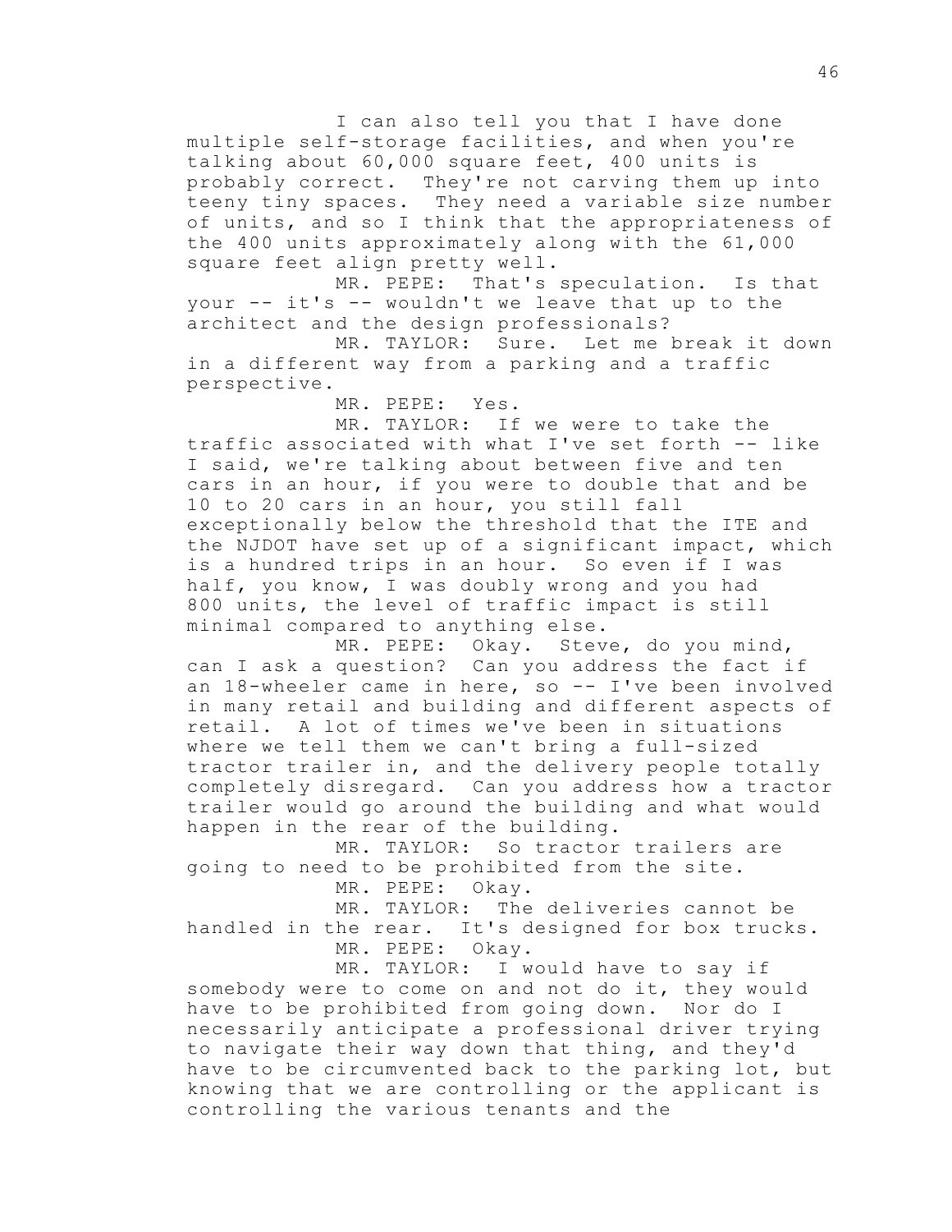I can also tell you that I have done multiple self-storage facilities, and when you're talking about 60,000 square feet, 400 units is probably correct. They're not carving them up into teeny tiny spaces. They need a variable size number of units, and so I think that the appropriateness of the 400 units approximately along with the 61,000 square feet align pretty well.

MR. PEPE: That's speculation. Is that your -- it's -- wouldn't we leave that up to the architect and the design professionals?

MR. TAYLOR: Sure. Let me break it down in a different way from a parking and a traffic perspective.

MR. PEPE: Yes.

MR. TAYLOR: If we were to take the traffic associated with what I've set forth -- like I said, we're talking about between five and ten cars in an hour, if you were to double that and be 10 to 20 cars in an hour, you still fall exceptionally below the threshold that the ITE and the NJDOT have set up of a significant impact, which is a hundred trips in an hour. So even if I was half, you know, I was doubly wrong and you had 800 units, the level of traffic impact is still minimal compared to anything else.

MR. PEPE: Okay. Steve, do you mind, can I ask a question? Can you address the fact if an 18-wheeler came in here, so -- I've been involved in many retail and building and different aspects of retail. A lot of times we've been in situations where we tell them we can't bring a full-sized tractor trailer in, and the delivery people totally completely disregard. Can you address how a tractor trailer would go around the building and what would happen in the rear of the building.

MR. TAYLOR: So tractor trailers are going to need to be prohibited from the site.

MR. PEPE: Okay.

MR. TAYLOR: The deliveries cannot be handled in the rear. It's designed for box trucks.

MR. PEPE: Okay.

MR. TAYLOR: I would have to say if somebody were to come on and not do it, they would have to be prohibited from going down. Nor do I necessarily anticipate a professional driver trying to navigate their way down that thing, and they'd have to be circumvented back to the parking lot, but knowing that we are controlling or the applicant is controlling the various tenants and the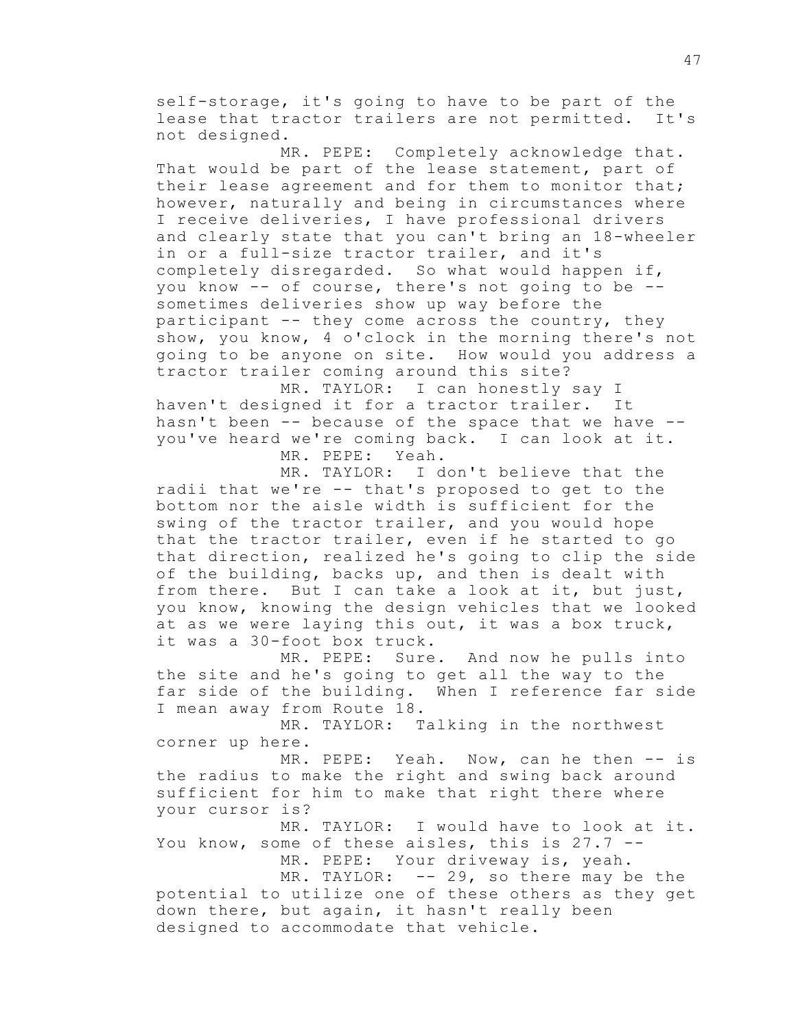self-storage, it's going to have to be part of the lease that tractor trailers are not permitted. It's not designed.

MR. PEPE: Completely acknowledge that. That would be part of the lease statement, part of their lease agreement and for them to monitor that; however, naturally and being in circumstances where I receive deliveries, I have professional drivers and clearly state that you can't bring an 18-wheeler in or a full-size tractor trailer, and it's completely disregarded. So what would happen if, you know -- of course, there's not going to be -- sometimes deliveries show up way before the participant -- they come across the country, they show, you know, 4 o'clock in the morning there's not going to be anyone on site. How would you address a tractor trailer coming around this site?

MR. TAYLOR: I can honestly say I haven't designed it for a tractor trailer. It hasn't been -- because of the space that we have -- you've heard we're coming back. I can look at it.

MR. PEPE: Yeah.

MR. TAYLOR: I don't believe that the radii that we're -- that's proposed to get to the bottom nor the aisle width is sufficient for the swing of the tractor trailer, and you would hope that the tractor trailer, even if he started to go that direction, realized he's going to clip the side of the building, backs up, and then is dealt with from there. But I can take a look at it, but just, you know, knowing the design vehicles that we looked at as we were laying this out, it was a box truck, it was a 30-foot box truck.

MR. PEPE: Sure. And now he pulls into the site and he's going to get all the way to the far side of the building. When I reference far side I mean away from Route 18.

MR. TAYLOR: Talking in the northwest corner up here.

MR. PEPE: Yeah. Now, can he then -- is the radius to make the right and swing back around sufficient for him to make that right there where your cursor is?

MR. TAYLOR: I would have to look at it. You know, some of these aisles, this is 27.7 --

MR. PEPE: Your driveway is, yeah.

MR. TAYLOR: -- 29, so there may be the potential to utilize one of these others as they get down there, but again, it hasn't really been designed to accommodate that vehicle.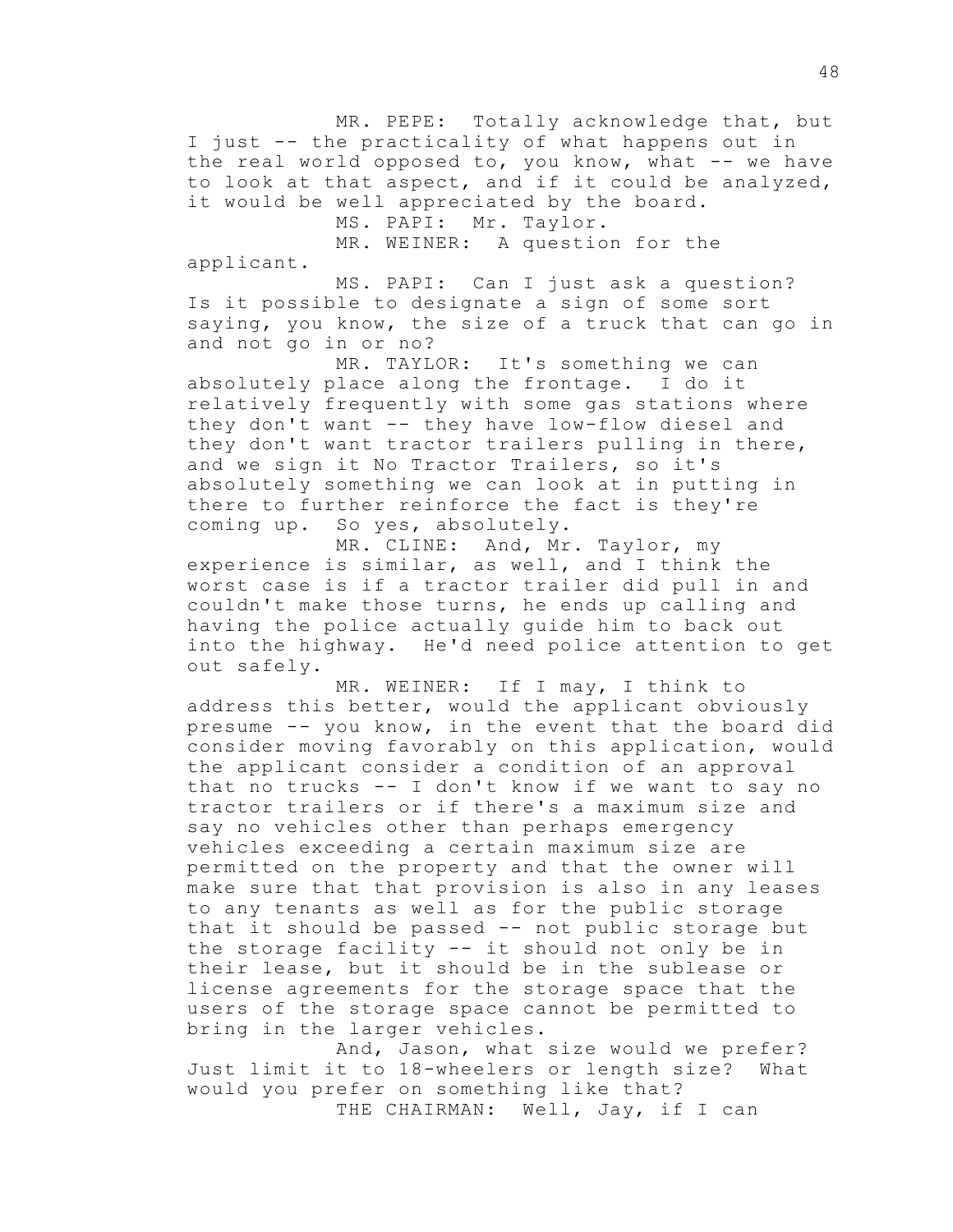MR. PEPE: Totally acknowledge that, but I just -- the practicality of what happens out in the real world opposed to, you know, what -- we have to look at that aspect, and if it could be analyzed, it would be well appreciated by the board.

MS. PAPI: Mr. Taylor.

MR. WEINER: A question for the applicant.

MS. PAPI: Can I just ask a question? Is it possible to designate a sign of some sort saying, you know, the size of a truck that can go in and not go in or no?

MR. TAYLOR: It's something we can absolutely place along the frontage. I do it relatively frequently with some gas stations where they don't want -- they have low-flow diesel and they don't want tractor trailers pulling in there, and we sign it No Tractor Trailers, so it's absolutely something we can look at in putting in there to further reinforce the fact is they're coming up. So yes, absolutely.

MR. CLINE: And, Mr. Taylor, my experience is similar, as well, and I think the worst case is if a tractor trailer did pull in and couldn't make those turns, he ends up calling and having the police actually guide him to back out into the highway. He'd need police attention to get out safely.

MR. WEINER: If I may, I think to address this better, would the applicant obviously presume -- you know, in the event that the board did consider moving favorably on this application, would the applicant consider a condition of an approval that no trucks -- I don't know if we want to say no tractor trailers or if there's a maximum size and say no vehicles other than perhaps emergency vehicles exceeding a certain maximum size are permitted on the property and that the owner will make sure that that provision is also in any leases to any tenants as well as for the public storage that it should be passed -- not public storage but the storage facility -- it should not only be in their lease, but it should be in the sublease or license agreements for the storage space that the users of the storage space cannot be permitted to bring in the larger vehicles.

And, Jason, what size would we prefer? Just limit it to 18-wheelers or length size? What would you prefer on something like that?

THE CHAIRMAN: Well, Jay, if I can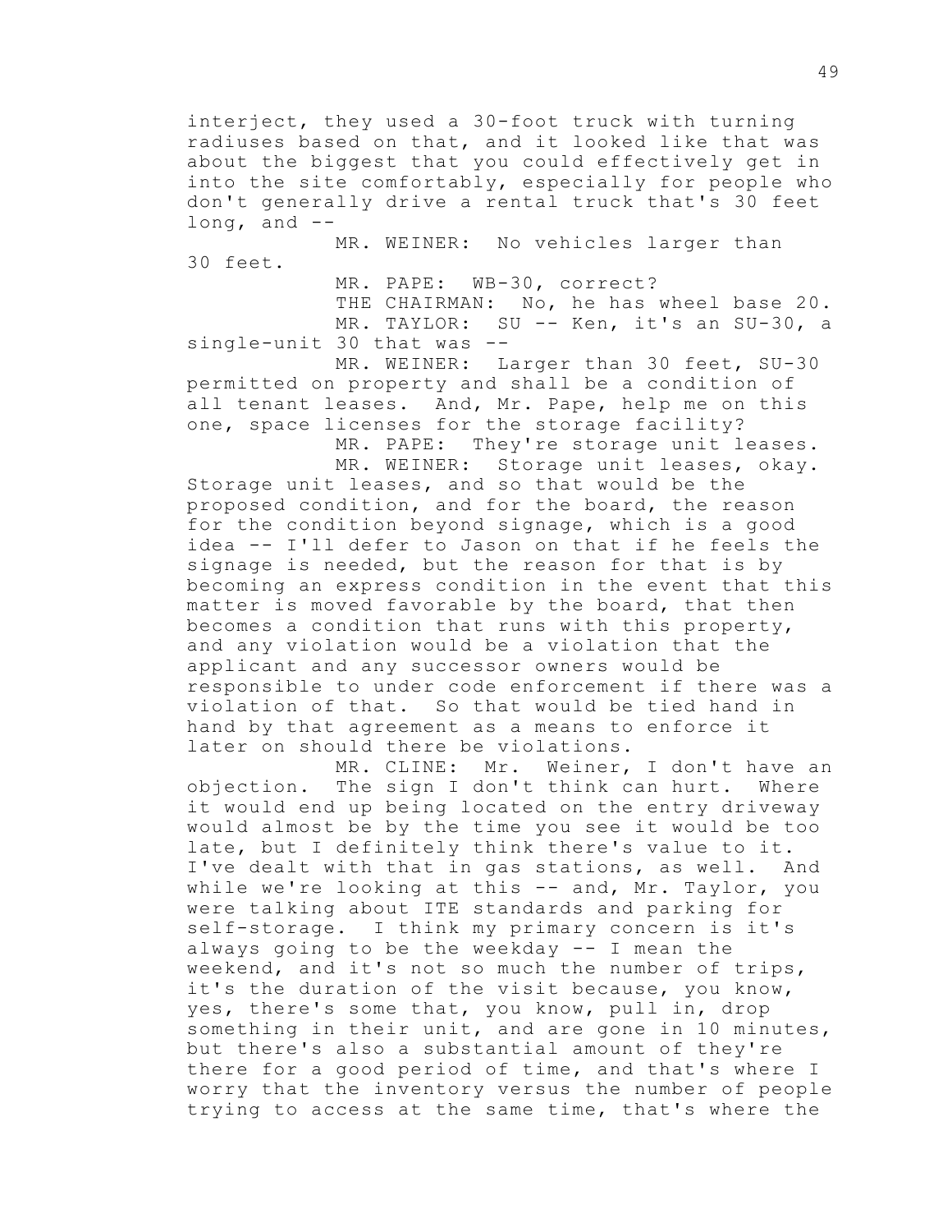interject, they used a 30-foot truck with turning radiuses based on that, and it looked like that was about the biggest that you could effectively get in into the site comfortably, especially for people who don't generally drive a rental truck that's 30 feet long, and --

MR. WEINER: No vehicles larger than 30 feet.

MR. PAPE: WB-30, correct?

THE CHAIRMAN: No, he has wheel base 20.

MR. TAYLOR: SU -- Ken, it's an SU-30, a single-unit 30 that was --

MR. WEINER: Larger than 30 feet, SU-30 permitted on property and shall be a condition of all tenant leases. And, Mr. Pape, help me on this one, space licenses for the storage facility?

MR. PAPE: They're storage unit leases.

MR. WEINER: Storage unit leases, okay. Storage unit leases, and so that would be the proposed condition, and for the board, the reason for the condition beyond signage, which is a good idea -- I'll defer to Jason on that if he feels the signage is needed, but the reason for that is by becoming an express condition in the event that this matter is moved favorable by the board, that then becomes a condition that runs with this property, and any violation would be a violation that the applicant and any successor owners would be responsible to under code enforcement if there was a violation of that. So that would be tied hand in hand by that agreement as a means to enforce it later on should there be violations.

MR. CLINE: Mr. Weiner, I don't have an objection. The sign I don't think can hurt. Where it would end up being located on the entry driveway would almost be by the time you see it would be too late, but I definitely think there's value to it. I've dealt with that in gas stations, as well. And while we're looking at this -- and, Mr. Taylor, you were talking about ITE standards and parking for self-storage. I think my primary concern is it's always going to be the weekday -- I mean the weekend, and it's not so much the number of trips, it's the duration of the visit because, you know, yes, there's some that, you know, pull in, drop something in their unit, and are gone in 10 minutes, but there's also a substantial amount of they're there for a good period of time, and that's where I worry that the inventory versus the number of people trying to access at the same time, that's where the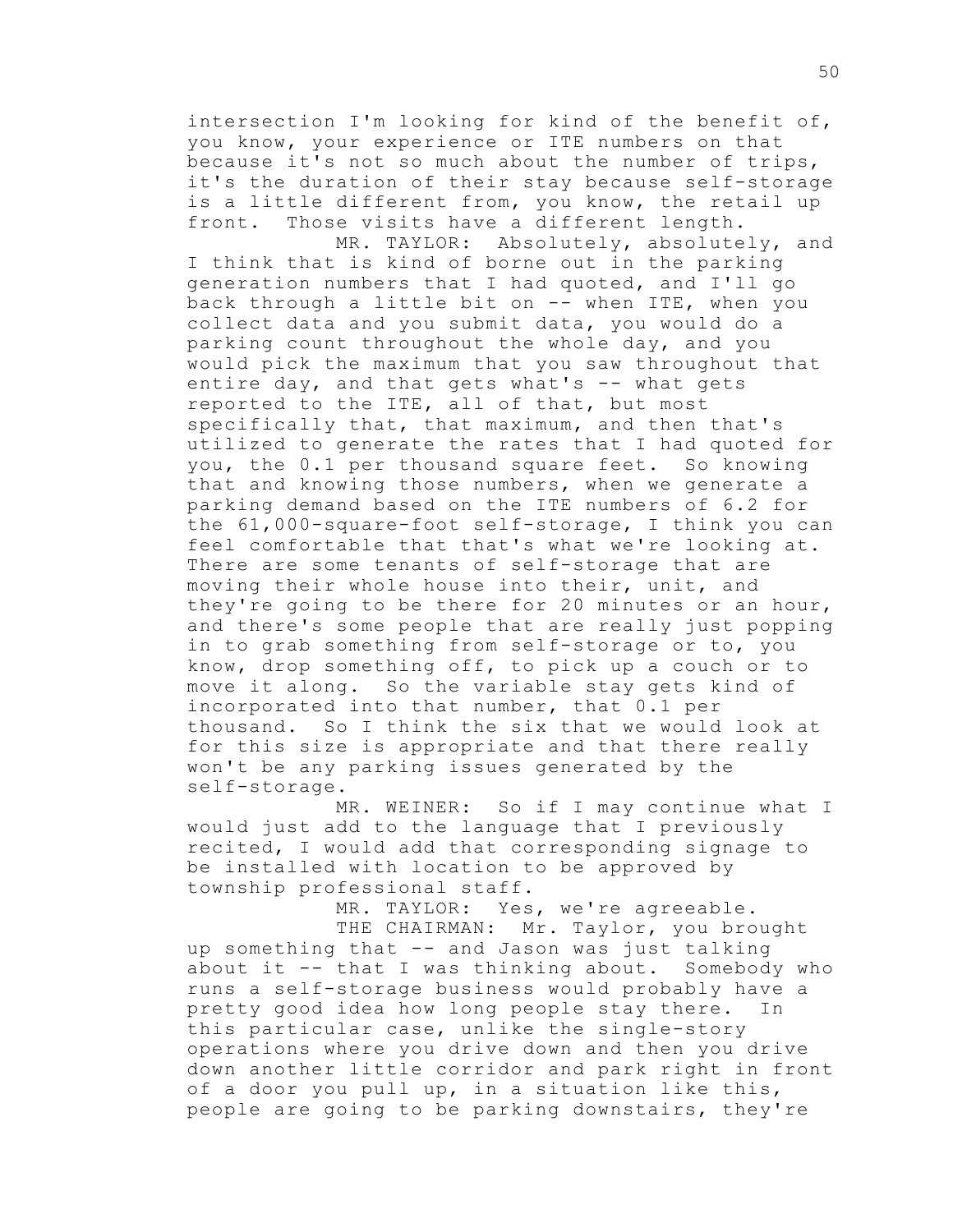intersection I'm looking for kind of the benefit of, you know, your experience or ITE numbers on that because it's not so much about the number of trips, it's the duration of their stay because self-storage is a little different from, you know, the retail up front. Those visits have a different length.

MR. TAYLOR: Absolutely, absolutely, and I think that is kind of borne out in the parking generation numbers that I had quoted, and I'll go back through a little bit on -- when ITE, when you collect data and you submit data, you would do a parking count throughout the whole day, and you would pick the maximum that you saw throughout that entire day, and that gets what's -- what gets reported to the ITE, all of that, but most specifically that, that maximum, and then that's utilized to generate the rates that I had quoted for you, the 0.1 per thousand square feet. So knowing that and knowing those numbers, when we generate a parking demand based on the ITE numbers of 6.2 for the 61,000-square-foot self-storage, I think you can feel comfortable that that's what we're looking at. There are some tenants of self-storage that are moving their whole house into their, unit, and they're going to be there for 20 minutes or an hour, and there's some people that are really just popping in to grab something from self-storage or to, you know, drop something off, to pick up a couch or to move it along. So the variable stay gets kind of incorporated into that number, that 0.1 per thousand. So I think the six that we would look at for this size is appropriate and that there really won't be any parking issues generated by the self-storage.

MR. WEINER: So if I may continue what I would just add to the language that I previously recited, I would add that corresponding signage to be installed with location to be approved by township professional staff.

MR. TAYLOR: Yes, we're agreeable.

THE CHAIRMAN: Mr. Taylor, you brought up something that -- and Jason was just talking about it -- that I was thinking about. Somebody who runs a self-storage business would probably have a pretty good idea how long people stay there. In this particular case, unlike the single-story operations where you drive down and then you drive down another little corridor and park right in front of a door you pull up, in a situation like this, people are going to be parking downstairs, they're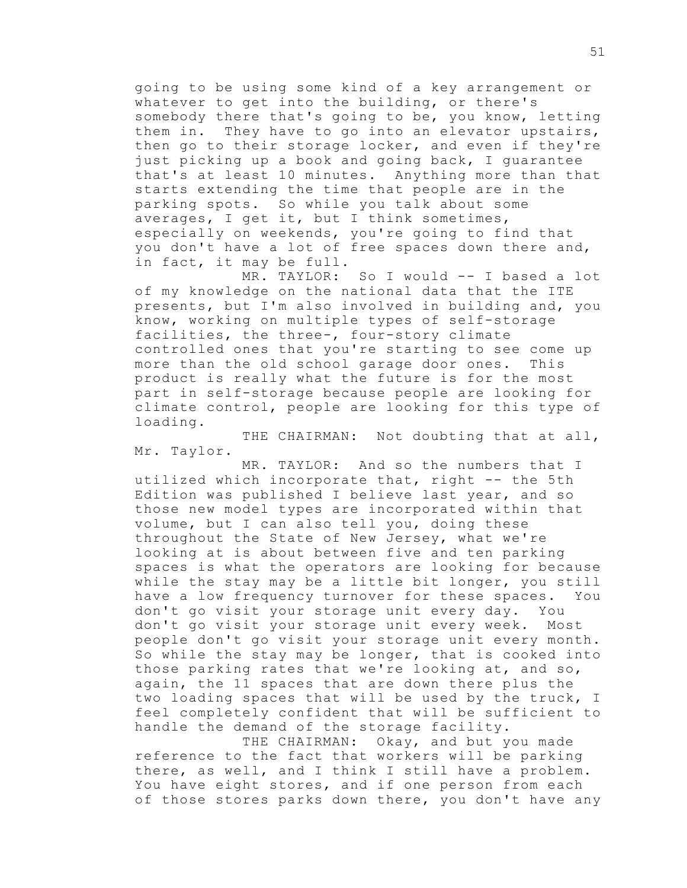going to be using some kind of a key arrangement or whatever to get into the building, or there's somebody there that's going to be, you know, letting them in. They have to go into an elevator upstairs, then go to their storage locker, and even if they're just picking up a book and going back, I guarantee that's at least 10 minutes. Anything more than that starts extending the time that people are in the parking spots. So while you talk about some averages, I get it, but I think sometimes, especially on weekends, you're going to find that you don't have a lot of free spaces down there and, in fact, it may be full.

MR. TAYLOR: So I would -- I based a lot of my knowledge on the national data that the ITE presents, but I'm also involved in building and, you know, working on multiple types of self-storage facilities, the three-, four-story climate controlled ones that you're starting to see come up more than the old school garage door ones. This product is really what the future is for the most part in self-storage because people are looking for climate control, people are looking for this type of loading.

THE CHAIRMAN: Not doubting that at all, Mr. Taylor.

MR. TAYLOR: And so the numbers that I utilized which incorporate that, right -- the 5th Edition was published I believe last year, and so those new model types are incorporated within that volume, but I can also tell you, doing these throughout the State of New Jersey, what we're looking at is about between five and ten parking spaces is what the operators are looking for because while the stay may be a little bit longer, you still have a low frequency turnover for these spaces. You don't go visit your storage unit every day. You don't go visit your storage unit every week. Most people don't go visit your storage unit every month. So while the stay may be longer, that is cooked into those parking rates that we're looking at, and so, again, the 11 spaces that are down there plus the two loading spaces that will be used by the truck, I feel completely confident that will be sufficient to handle the demand of the storage facility.

THE CHAIRMAN: Okay, and but you made reference to the fact that workers will be parking there, as well, and I think I still have a problem. You have eight stores, and if one person from each of those stores parks down there, you don't have any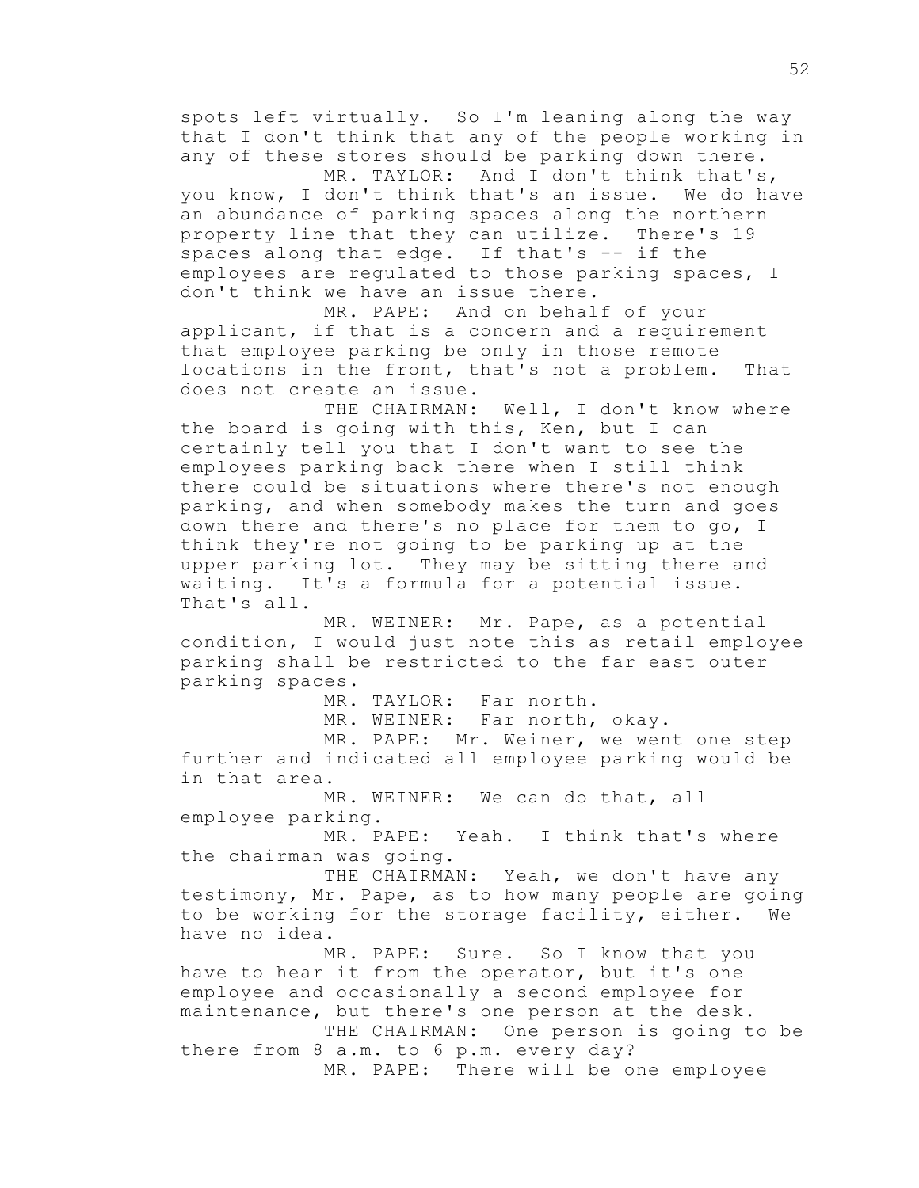spots left virtually. So I'm leaning along the way that I don't think that any of the people working in any of these stores should be parking down there.

MR. TAYLOR: And I don't think that's, you know, I don't think that's an issue. We do have an abundance of parking spaces along the northern property line that they can utilize. There's 19 spaces along that edge. If that's -- if the employees are regulated to those parking spaces, I don't think we have an issue there.

MR. PAPE: And on behalf of your applicant, if that is a concern and a requirement that employee parking be only in those remote locations in the front, that's not a problem. That does not create an issue.

THE CHAIRMAN: Well, I don't know where the board is going with this, Ken, but I can certainly tell you that I don't want to see the employees parking back there when I still think there could be situations where there's not enough parking, and when somebody makes the turn and goes down there and there's no place for them to go, I think they're not going to be parking up at the upper parking lot. They may be sitting there and waiting. It's a formula for a potential issue. That's all.

MR. WEINER: Mr. Pape, as a potential condition, I would just note this as retail employee parking shall be restricted to the far east outer parking spaces.

MR. TAYLOR: Far north.

MR. WEINER: Far north, okay.

MR. PAPE: Mr. Weiner, we went one step further and indicated all employee parking would be in that area.

MR. WEINER: We can do that, all employee parking.

MR. PAPE: Yeah. I think that's where the chairman was going.

THE CHAIRMAN: Yeah, we don't have any testimony, Mr. Pape, as to how many people are going to be working for the storage facility, either. We have no idea.

MR. PAPE: Sure. So I know that you have to hear it from the operator, but it's one employee and occasionally a second employee for maintenance, but there's one person at the desk.

THE CHAIRMAN: One person is going to be there from 8 a.m. to 6 p.m. every day?

MR. PAPE: There will be one employee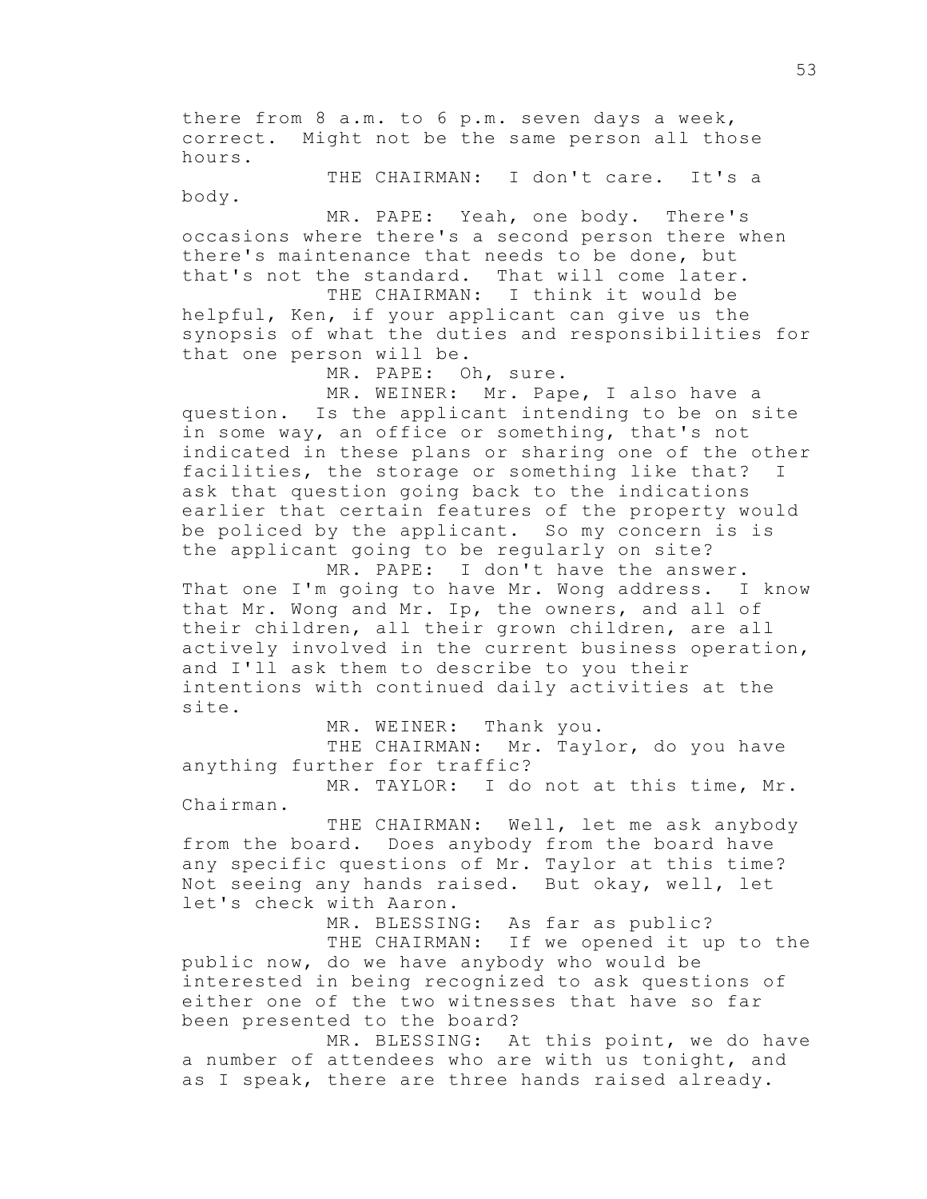there from 8 a.m. to 6 p.m. seven days a week, correct. Might not be the same person all those hours.

THE CHAIRMAN: I don't care. It's a body.

MR. PAPE: Yeah, one body. There's occasions where there's a second person there when there's maintenance that needs to be done, but that's not the standard. That will come later.

THE CHAIRMAN: I think it would be helpful, Ken, if your applicant can give us the synopsis of what the duties and responsibilities for that one person will be.

MR. PAPE: Oh, sure.

MR. WEINER: Mr. Pape, I also have a question. Is the applicant intending to be on site in some way, an office or something, that's not indicated in these plans or sharing one of the other facilities, the storage or something like that? I ask that question going back to the indications earlier that certain features of the property would be policed by the applicant. So my concern is is the applicant going to be regularly on site?

MR. PAPE: I don't have the answer. That one I'm going to have Mr. Wong address. I know that Mr. Wong and Mr. Ip, the owners, and all of their children, all their grown children, are all actively involved in the current business operation, and I'll ask them to describe to you their intentions with continued daily activities at the site.

MR. WEINER: Thank you.

THE CHAIRMAN: Mr. Taylor, do you have anything further for traffic?

MR. TAYLOR: I do not at this time, Mr. Chairman.

THE CHAIRMAN: Well, let me ask anybody from the board. Does anybody from the board have any specific questions of Mr. Taylor at this time? Not seeing any hands raised. But okay, well, let let's check with Aaron.

MR. BLESSING: As far as public?

THE CHAIRMAN: If we opened it up to the public now, do we have anybody who would be interested in being recognized to ask questions of either one of the two witnesses that have so far been presented to the board?

MR. BLESSING: At this point, we do have a number of attendees who are with us tonight, and as I speak, there are three hands raised already.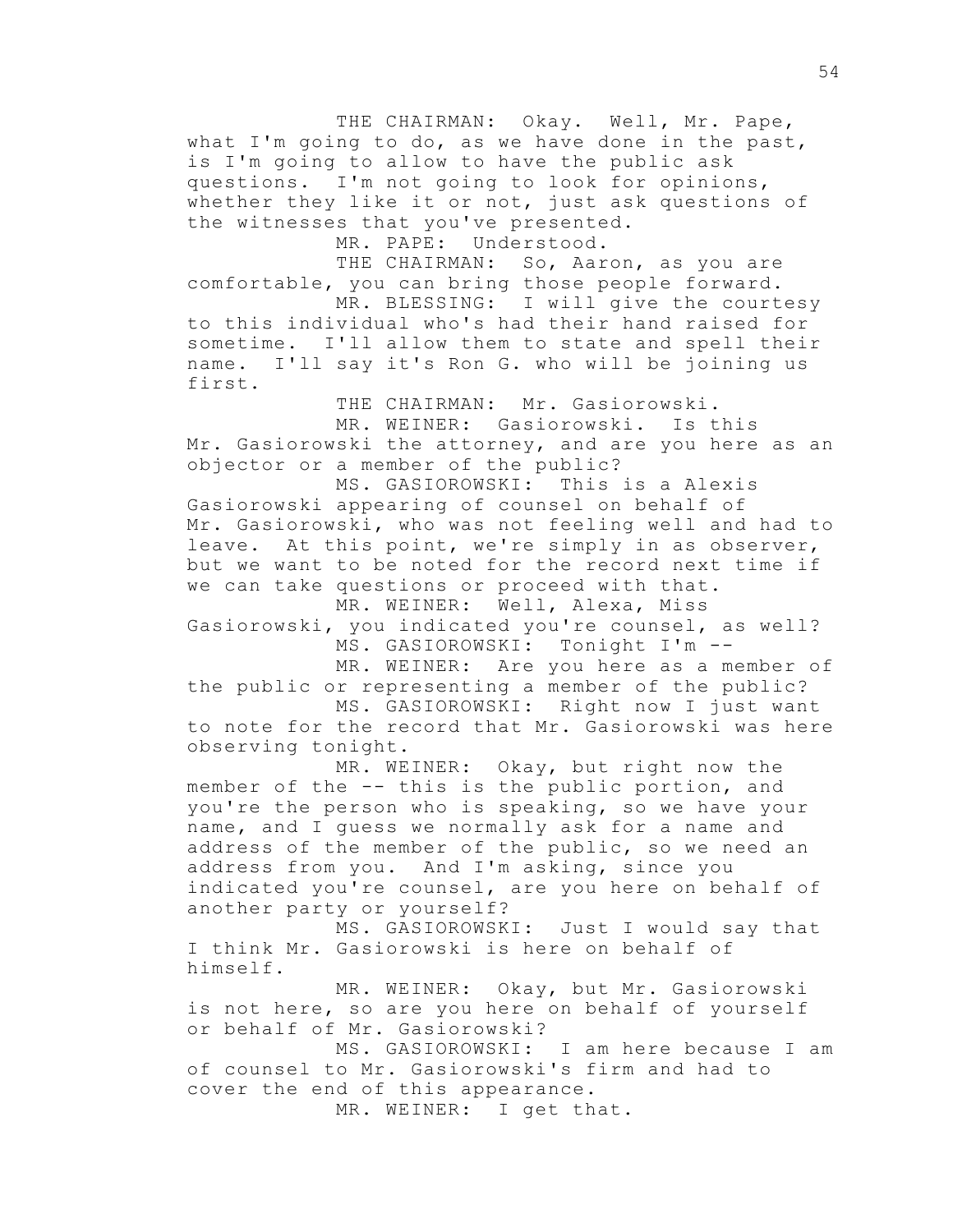THE CHAIRMAN: Okay. Well, Mr. Pape, what I'm going to do, as we have done in the past, is I'm going to allow to have the public ask questions. I'm not going to look for opinions, whether they like it or not, just ask questions of the witnesses that you've presented.

MR. PAPE: Understood.

THE CHAIRMAN: So, Aaron, as you are comfortable, you can bring those people forward.

MR. BLESSING: I will give the courtesy to this individual who's had their hand raised for sometime. I'll allow them to state and spell their name. I'll say it's Ron G. who will be joining us first.

THE CHAIRMAN: Mr. Gasiorowski.

MR. WEINER: Gasiorowski. Is this Mr. Gasiorowski the attorney, and are you here as an objector or a member of the public?

MS. GASIOROWSKI: This is a Alexis Gasiorowski appearing of counsel on behalf of Mr. Gasiorowski, who was not feeling well and had to leave. At this point, we're simply in as observer, but we want to be noted for the record next time if we can take questions or proceed with that.

MR. WEINER: Well, Alexa, Miss Gasiorowski, you indicated you're counsel, as well?

MS. GASIOROWSKI: Tonight I'm --

MR. WEINER: Are you here as a member of the public or representing a member of the public?

MS. GASIOROWSKI: Right now I just want to note for the record that Mr. Gasiorowski was here observing tonight.

MR. WEINER: Okay, but right now the member of the -- this is the public portion, and you're the person who is speaking, so we have your name, and I guess we normally ask for a name and address of the member of the public, so we need an address from you. And I'm asking, since you indicated you're counsel, are you here on behalf of another party or yourself?

MS. GASIOROWSKI: Just I would say that I think Mr. Gasiorowski is here on behalf of himself.

MR. WEINER: Okay, but Mr. Gasiorowski is not here, so are you here on behalf of yourself or behalf of Mr. Gasiorowski?

MS. GASIOROWSKI: I am here because I am of counsel to Mr. Gasiorowski's firm and had to cover the end of this appearance.

MR. WEINER: I get that.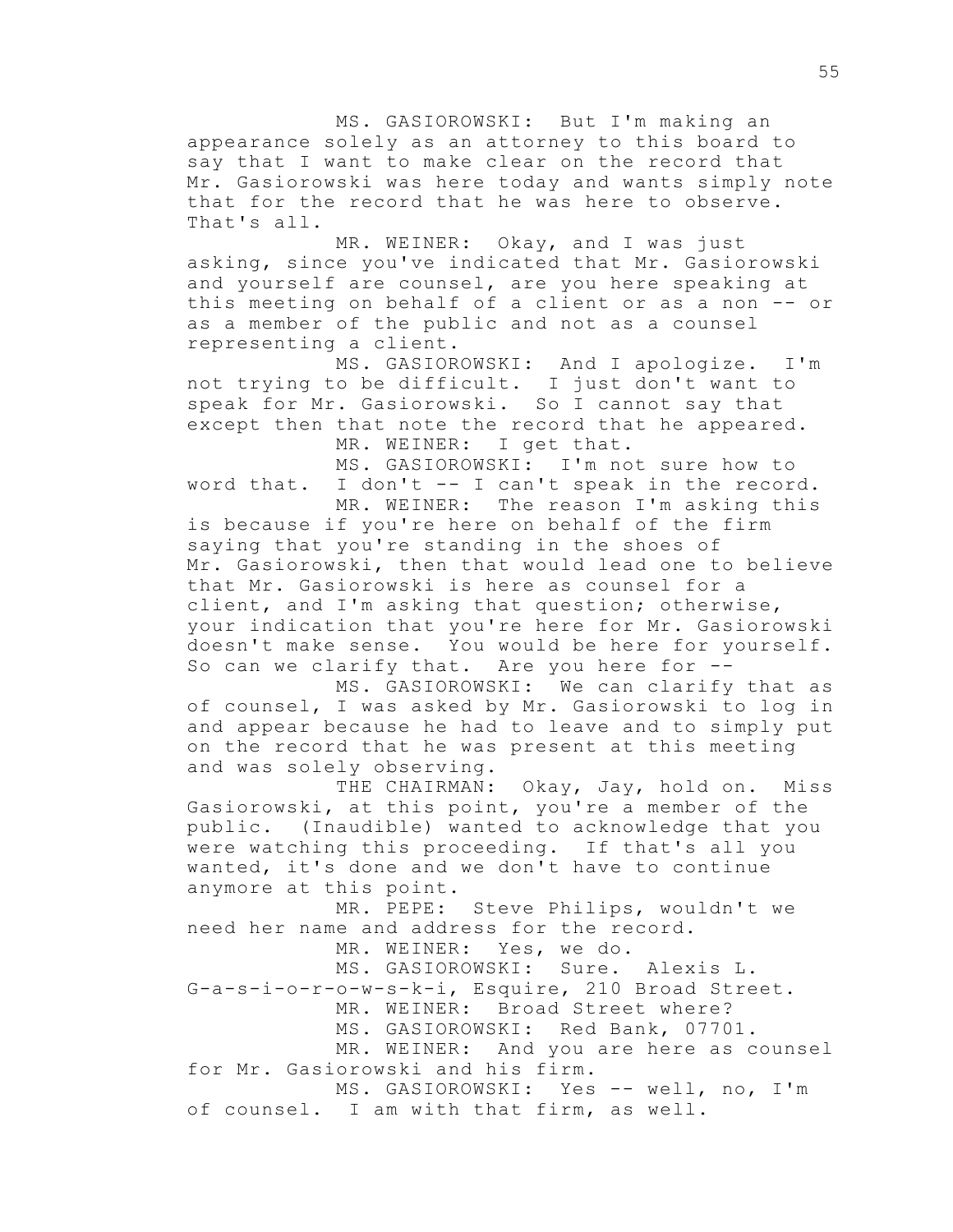MS. GASIOROWSKI: But I'm making an appearance solely as an attorney to this board to say that I want to make clear on the record that Mr. Gasiorowski was here today and wants simply note that for the record that he was here to observe. That's all.

MR. WEINER: Okay, and I was just asking, since you've indicated that Mr. Gasiorowski and yourself are counsel, are you here speaking at this meeting on behalf of a client or as a non -- or as a member of the public and not as a counsel representing a client.

MS. GASIOROWSKI: And I apologize. I'm not trying to be difficult. I just don't want to speak for Mr. Gasiorowski. So I cannot say that except then that note the record that he appeared.

MR. WEINER: I get that.

MS. GASIOROWSKI: I'm not sure how to word that. I don't -- I can't speak in the record.

MR. WEINER: The reason I'm asking this is because if you're here on behalf of the firm saying that you're standing in the shoes of Mr. Gasiorowski, then that would lead one to believe that Mr. Gasiorowski is here as counsel for a client, and I'm asking that question; otherwise, your indication that you're here for Mr. Gasiorowski doesn't make sense. You would be here for yourself. So can we clarify that. Are you here for --

MS. GASIOROWSKI: We can clarify that as of counsel, I was asked by Mr. Gasiorowski to log in and appear because he had to leave and to simply put on the record that he was present at this meeting and was solely observing.

THE CHAIRMAN: Okay, Jay, hold on. Miss Gasiorowski, at this point, you're a member of the public. (Inaudible) wanted to acknowledge that you were watching this proceeding. If that's all you wanted, it's done and we don't have to continue anymore at this point.

MR. PEPE: Steve Philips, wouldn't we need her name and address for the record.

MR. WEINER: Yes, we do.

MS. GASIOROWSKI: Sure. Alexis L. G-a-s-i-o-r-o-w-s-k-i, Esquire, 210 Broad Street.

MR. WEINER: Broad Street where?

MS. GASIOROWSKI: Red Bank, 07701.

MR. WEINER: And you are here as counsel for Mr. Gasiorowski and his firm.

MS. GASIOROWSKI: Yes -- well, no, I'm of counsel. I am with that firm, as well.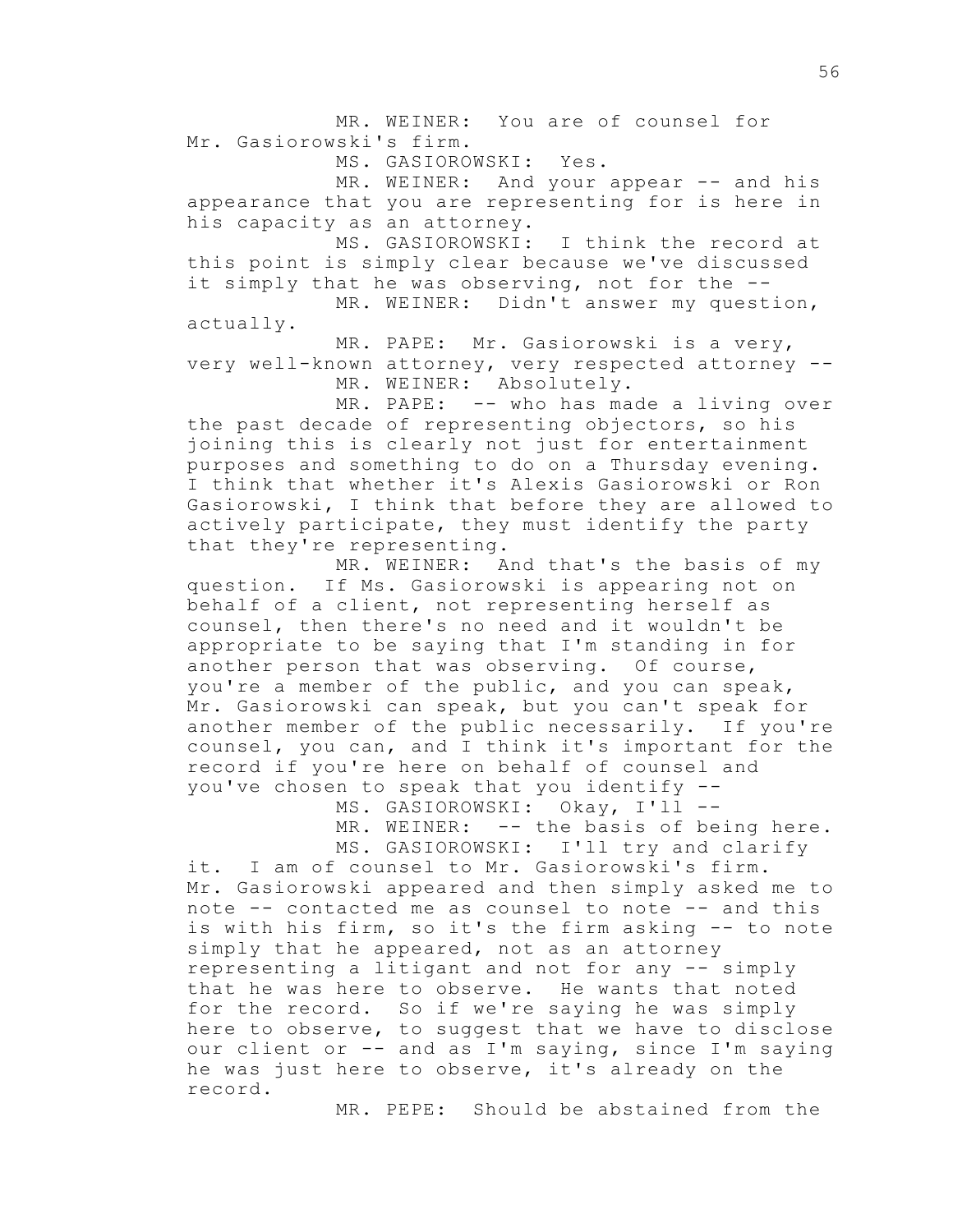MR. WEINER: You are of counsel for Mr. Gasiorowski's firm.

MS. GASIOROWSKI: Yes.

MR. WEINER: And your appear -- and his appearance that you are representing for is here in his capacity as an attorney.

MS. GASIOROWSKI: I think the record at this point is simply clear because we've discussed it simply that he was observing, not for the --

MR. WEINER: Didn't answer my question, actually.

MR. PAPE: Mr. Gasiorowski is a very, very well-known attorney, very respected attorney --

MR. WEINER: Absolutely.

MR. PAPE: -- who has made a living over the past decade of representing objectors, so his joining this is clearly not just for entertainment purposes and something to do on a Thursday evening. I think that whether it's Alexis Gasiorowski or Ron Gasiorowski, I think that before they are allowed to actively participate, they must identify the party that they're representing.

MR. WEINER: And that's the basis of my question. If Ms. Gasiorowski is appearing not on behalf of a client, not representing herself as counsel, then there's no need and it wouldn't be appropriate to be saying that I'm standing in for another person that was observing. Of course, you're a member of the public, and you can speak, Mr. Gasiorowski can speak, but you can't speak for another member of the public necessarily. If you're counsel, you can, and I think it's important for the record if you're here on behalf of counsel and you've chosen to speak that you identify --

MS. GASIOROWSKI: Okay, I'll --

MR. WEINER: -- the basis of being here.

MS. GASIOROWSKI: I'll try and clarify it. I am of counsel to Mr. Gasiorowski's firm. Mr. Gasiorowski appeared and then simply asked me to note -- contacted me as counsel to note -- and this is with his firm, so it's the firm asking -- to note simply that he appeared, not as an attorney representing a litigant and not for any -- simply that he was here to observe. He wants that noted for the record. So if we're saying he was simply here to observe, to suggest that we have to disclose our client or -- and as I'm saying, since I'm saying he was just here to observe, it's already on the record.

MR. PEPE: Should be abstained from the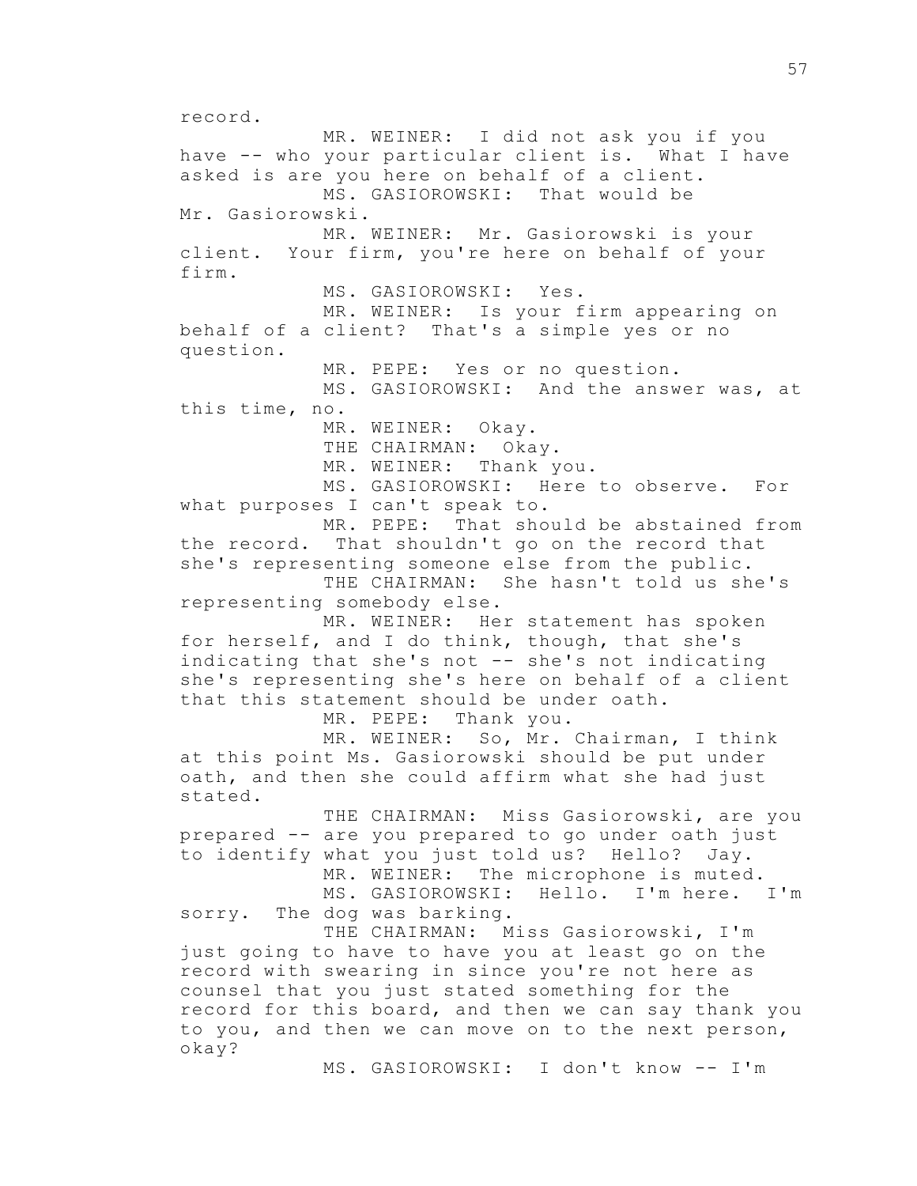record.

MR. WEINER: I did not ask you if you have -- who your particular client is. What I have asked is are you here on behalf of a client.

MS. GASIOROWSKI: That would be Mr. Gasiorowski.

MR. WEINER: Mr. Gasiorowski is your client. Your firm, you're here on behalf of your firm.

MS. GASIOROWSKI: Yes.

MR. WEINER: Is your firm appearing on behalf of a client? That's a simple yes or no question.

MR. PEPE: Yes or no question.

MS. GASIOROWSKI: And the answer was, at this time, no.

MR. WEINER: Okay.

THE CHAIRMAN: Okay.

MR. WEINER: Thank you.

MS. GASIOROWSKI: Here to observe. For what purposes I can't speak to.

MR. PEPE: That should be abstained from the record. That shouldn't go on the record that she's representing someone else from the public.

THE CHAIRMAN: She hasn't told us she's representing somebody else.

MR. WEINER: Her statement has spoken for herself, and I do think, though, that she's indicating that she's not -- she's not indicating she's representing she's here on behalf of a client that this statement should be under oath.

MR. PEPE: Thank you.

MR. WEINER: So, Mr. Chairman, I think at this point Ms. Gasiorowski should be put under oath, and then she could affirm what she had just stated.

THE CHAIRMAN: Miss Gasiorowski, are you prepared -- are you prepared to go under oath just to identify what you just told us? Hello? Jay.

MR. WEINER: The microphone is muted.

MS. GASIOROWSKI: Hello. I'm here. I'm sorry. The dog was barking.

THE CHAIRMAN: Miss Gasiorowski, I'm just going to have to have you at least go on the record with swearing in since you're not here as counsel that you just stated something for the record for this board, and then we can say thank you to you, and then we can move on to the next person, okay?

MS. GASIOROWSKI: I don't know -- I'm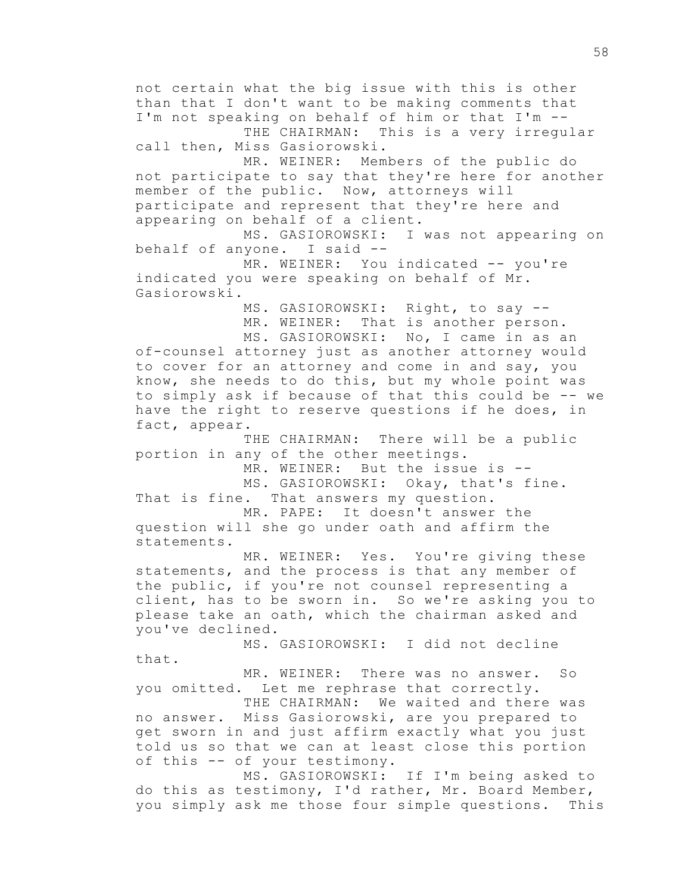not certain what the big issue with this is other than that I don't want to be making comments that I'm not speaking on behalf of him or that I'm --

THE CHAIRMAN: This is a very irregular call then, Miss Gasiorowski.

MR. WEINER: Members of the public do not participate to say that they're here for another member of the public. Now, attorneys will participate and represent that they're here and appearing on behalf of a client.

MS. GASIOROWSKI: I was not appearing on behalf of anyone. I said --

MR. WEINER: You indicated -- you're indicated you were speaking on behalf of Mr. Gasiorowski.

MS. GASIOROWSKI: Right, to say --

MR. WEINER: That is another person.

MS. GASIOROWSKI: No, I came in as an of-counsel attorney just as another attorney would to cover for an attorney and come in and say, you know, she needs to do this, but my whole point was to simply ask if because of that this could be -- we have the right to reserve questions if he does, in fact, appear.

THE CHAIRMAN: There will be a public portion in any of the other meetings.

MR. WEINER: But the issue is --

MS. GASIOROWSKI: Okay, that's fine. That is fine. That answers my question.

MR. PAPE: It doesn't answer the question will she go under oath and affirm the statements.

MR. WEINER: Yes. You're giving these statements, and the process is that any member of the public, if you're not counsel representing a client, has to be sworn in. So we're asking you to please take an oath, which the chairman asked and you've declined.

MS. GASIOROWSKI: I did not decline that.

MR. WEINER: There was no answer. So you omitted. Let me rephrase that correctly.

THE CHAIRMAN: We waited and there was no answer. Miss Gasiorowski, are you prepared to get sworn in and just affirm exactly what you just told us so that we can at least close this portion of this -- of your testimony.

MS. GASIOROWSKI: If I'm being asked to do this as testimony, I'd rather, Mr. Board Member, you simply ask me those four simple questions. This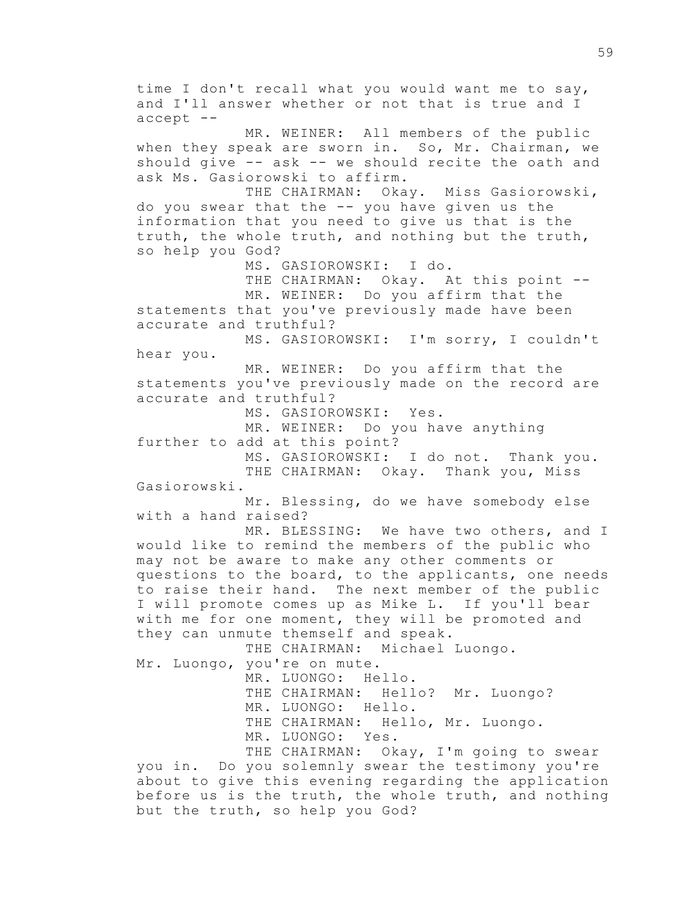time I don't recall what you would want me to say, and I'll answer whether or not that is true and I accept --

MR. WEINER: All members of the public when they speak are sworn in. So, Mr. Chairman, we should give -- ask -- we should recite the oath and ask Ms. Gasiorowski to affirm.

THE CHAIRMAN: Okay. Miss Gasiorowski, do you swear that the -- you have given us the information that you need to give us that is the truth, the whole truth, and nothing but the truth, so help you God?

MS. GASIOROWSKI: I do.

THE CHAIRMAN: Okay. At this point --

MR. WEINER: Do you affirm that the statements that you've previously made have been accurate and truthful?

MS. GASIOROWSKI: I'm sorry, I couldn't hear you.

MR. WEINER: Do you affirm that the statements you've previously made on the record are accurate and truthful?

MS. GASIOROWSKI: Yes.

MR. WEINER: Do you have anything further to add at this point?

MS. GASIOROWSKI: I do not. Thank you.

THE CHAIRMAN: Okay. Thank you, Miss Gasiorowski.

Mr. Blessing, do we have somebody else with a hand raised?

MR. BLESSING: We have two others, and I would like to remind the members of the public who may not be aware to make any other comments or questions to the board, to the applicants, one needs to raise their hand. The next member of the public I will promote comes up as Mike L. If you'll bear with me for one moment, they will be promoted and they can unmute themself and speak.

THE CHAIRMAN: Michael Luongo. Mr. Luongo, you're on mute.

MR. LUONGO: Hello.

THE CHAIRMAN: Hello? Mr. Luongo?

MR. LUONGO: Hello.

THE CHAIRMAN: Hello, Mr. Luongo.

MR. LUONGO: Yes.

THE CHAIRMAN: Okay, I'm going to swear you in. Do you solemnly swear the testimony you're about to give this evening regarding the application before us is the truth, the whole truth, and nothing but the truth, so help you God?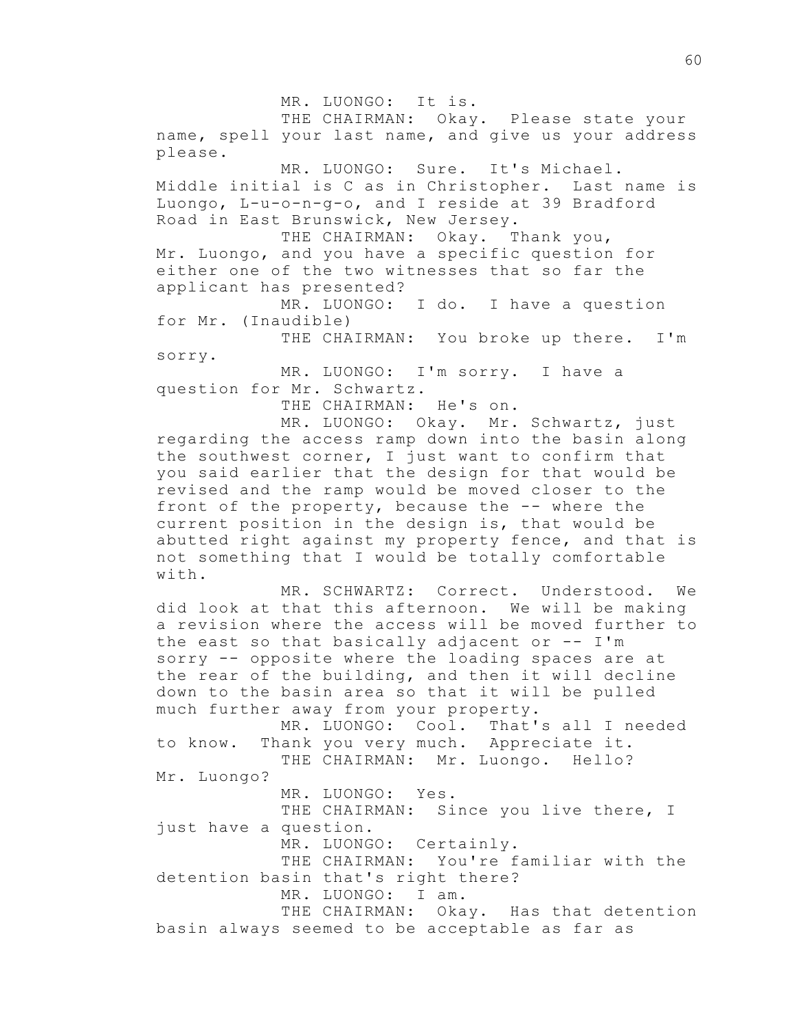MR. LUONGO: It is.

THE CHAIRMAN: Okay. Please state your name, spell your last name, and give us your address please.

MR. LUONGO: Sure. It's Michael. Middle initial is C as in Christopher. Last name is Luongo, L-u-o-n-g-o, and I reside at 39 Bradford Road in East Brunswick, New Jersey.

THE CHAIRMAN: Okay. Thank you, Mr. Luongo, and you have a specific question for either one of the two witnesses that so far the applicant has presented?

MR. LUONGO: I do. I have a question for Mr. (Inaudible)

THE CHAIRMAN: You broke up there. I'm sorry.

MR. LUONGO: I'm sorry. I have a question for Mr. Schwartz.

THE CHAIRMAN: He's on.

MR. LUONGO: Okay. Mr. Schwartz, just regarding the access ramp down into the basin along the southwest corner, I just want to confirm that you said earlier that the design for that would be revised and the ramp would be moved closer to the front of the property, because the -- where the current position in the design is, that would be abutted right against my property fence, and that is not something that I would be totally comfortable with.

MR. SCHWARTZ: Correct. Understood. We did look at that this afternoon. We will be making a revision where the access will be moved further to the east so that basically adjacent or -- I'm sorry -- opposite where the loading spaces are at the rear of the building, and then it will decline down to the basin area so that it will be pulled much further away from your property.

MR. LUONGO: Cool. That's all I needed to know. Thank you very much. Appreciate it.

THE CHAIRMAN: Mr. Luongo. Hello? Mr. Luongo?

MR. LUONGO: Yes.

THE CHAIRMAN: Since you live there, I just have a question.

MR. LUONGO: Certainly.

THE CHAIRMAN: You're familiar with the detention basin that's right there?

MR. LUONGO: I am.

THE CHAIRMAN: Okay. Has that detention basin always seemed to be acceptable as far as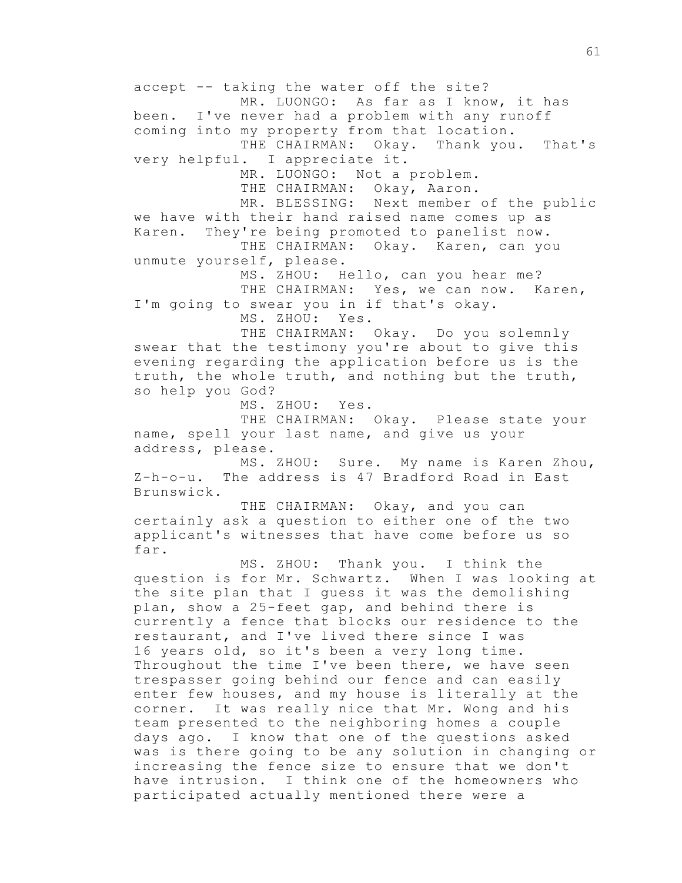accept -- taking the water off the site?

MR. LUONGO: As far as I know, it has been. I've never had a problem with any runoff coming into my property from that location.

THE CHAIRMAN: Okay. Thank you. That's very helpful. I appreciate it.

MR. LUONGO: Not a problem.

THE CHAIRMAN: Okay, Aaron.

MR. BLESSING: Next member of the public we have with their hand raised name comes up as Karen. They're being promoted to panelist now.

THE CHAIRMAN: Okay. Karen, can you unmute yourself, please.

MS. ZHOU: Hello, can you hear me?

THE CHAIRMAN: Yes, we can now. Karen, I'm going to swear you in if that's okay.

MS. ZHOU: Yes.

THE CHAIRMAN: Okay. Do you solemnly swear that the testimony you're about to give this evening regarding the application before us is the truth, the whole truth, and nothing but the truth, so help you God?

MS. ZHOU: Yes.

THE CHAIRMAN: Okay. Please state your name, spell your last name, and give us your address, please.

MS. ZHOU: Sure. My name is Karen Zhou, Z-h-o-u. The address is 47 Bradford Road in East Brunswick.

THE CHAIRMAN: Okay, and you can certainly ask a question to either one of the two applicant's witnesses that have come before us so far.

MS. ZHOU: Thank you. I think the question is for Mr. Schwartz. When I was looking at the site plan that I guess it was the demolishing plan, show a 25-feet gap, and behind there is currently a fence that blocks our residence to the restaurant, and I've lived there since I was 16 years old, so it's been a very long time. Throughout the time I've been there, we have seen trespasser going behind our fence and can easily enter few houses, and my house is literally at the corner. It was really nice that Mr. Wong and his team presented to the neighboring homes a couple days ago. I know that one of the questions asked was is there going to be any solution in changing or increasing the fence size to ensure that we don't have intrusion. I think one of the homeowners who participated actually mentioned there were a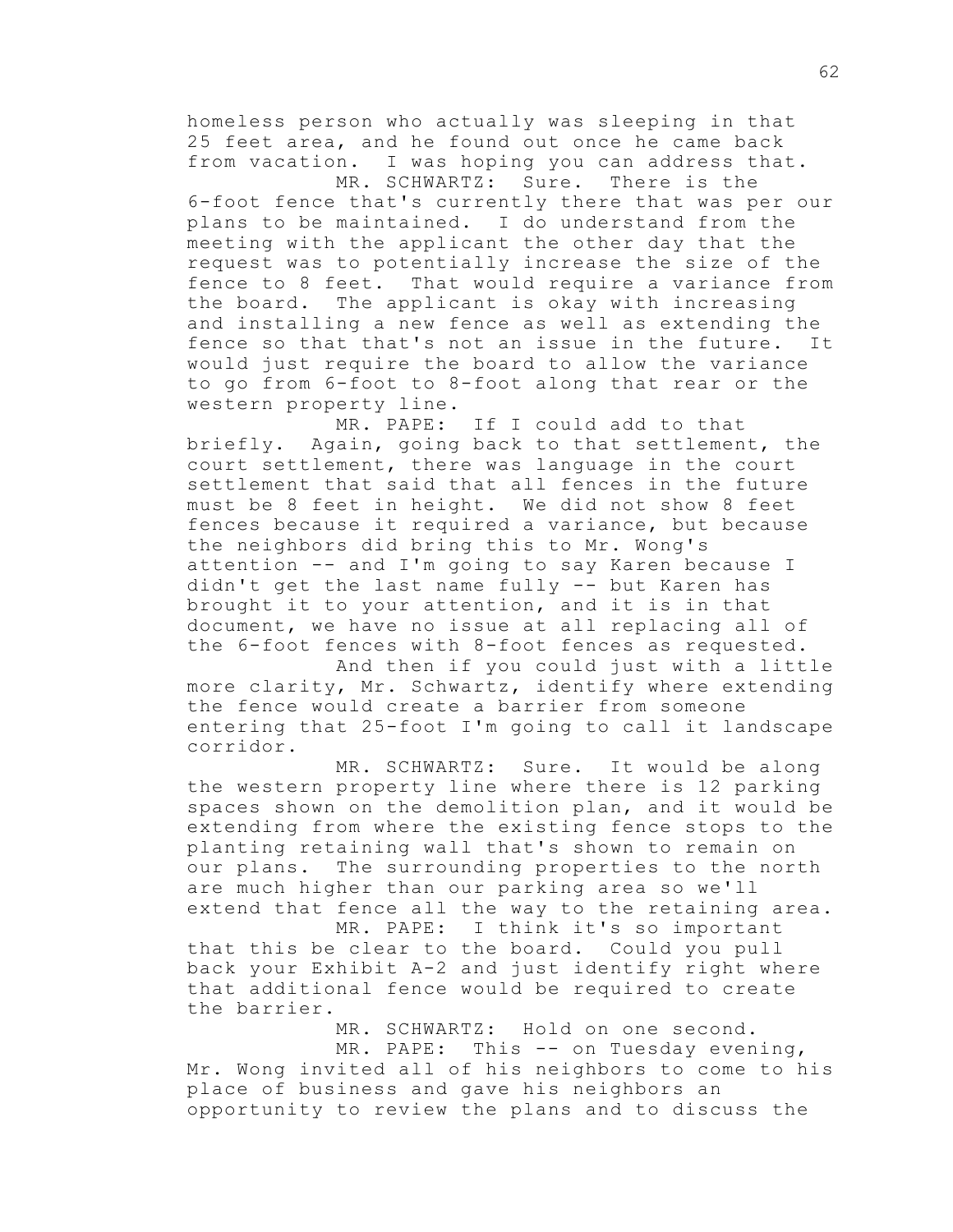homeless person who actually was sleeping in that 25 feet area, and he found out once he came back from vacation. I was hoping you can address that.

MR. SCHWARTZ: Sure. There is the 6-foot fence that's currently there that was per our plans to be maintained. I do understand from the meeting with the applicant the other day that the request was to potentially increase the size of the fence to 8 feet. That would require a variance from the board. The applicant is okay with increasing and installing a new fence as well as extending the fence so that that's not an issue in the future. It would just require the board to allow the variance to go from 6-foot to 8-foot along that rear or the western property line.

MR. PAPE: If I could add to that briefly. Again, going back to that settlement, the court settlement, there was language in the court settlement that said that all fences in the future must be 8 feet in height. We did not show 8 feet fences because it required a variance, but because the neighbors did bring this to Mr. Wong's attention -- and I'm going to say Karen because I didn't get the last name fully -- but Karen has brought it to your attention, and it is in that document, we have no issue at all replacing all of the 6-foot fences with 8-foot fences as requested.

And then if you could just with a little more clarity, Mr. Schwartz, identify where extending the fence would create a barrier from someone entering that 25-foot I'm going to call it landscape corridor.

MR. SCHWARTZ: Sure. It would be along the western property line where there is 12 parking spaces shown on the demolition plan, and it would be extending from where the existing fence stops to the planting retaining wall that's shown to remain on our plans. The surrounding properties to the north are much higher than our parking area so we'll extend that fence all the way to the retaining area.

MR. PAPE: I think it's so important that this be clear to the board. Could you pull back your Exhibit A-2 and just identify right where that additional fence would be required to create the barrier.

MR. SCHWARTZ: Hold on one second.

MR. PAPE: This -- on Tuesday evening, Mr. Wong invited all of his neighbors to come to his place of business and gave his neighbors an opportunity to review the plans and to discuss the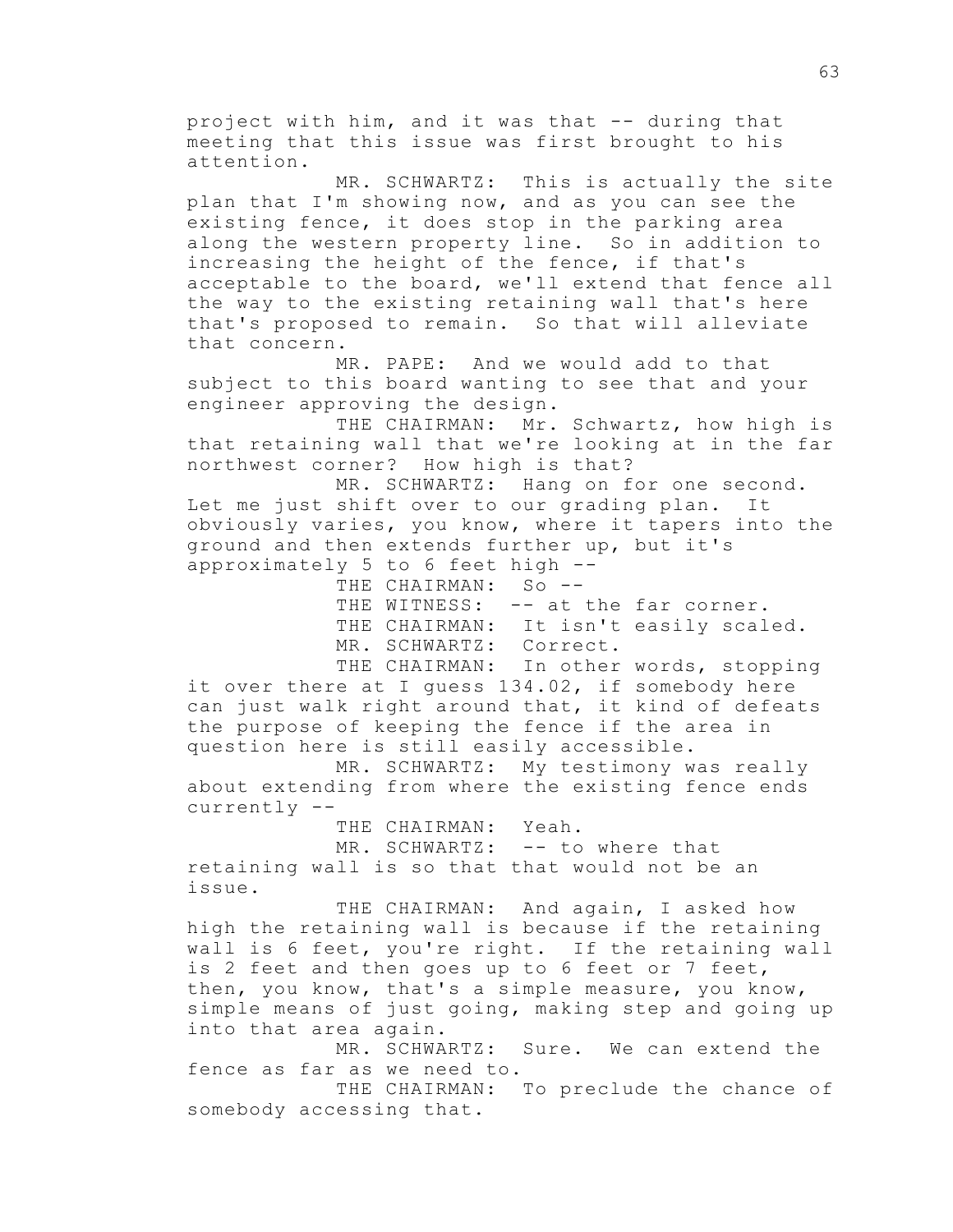project with him, and it was that -- during that meeting that this issue was first brought to his attention.

MR. SCHWARTZ: This is actually the site plan that I'm showing now, and as you can see the existing fence, it does stop in the parking area along the western property line. So in addition to increasing the height of the fence, if that's acceptable to the board, we'll extend that fence all the way to the existing retaining wall that's here that's proposed to remain. So that will alleviate that concern.

MR. PAPE: And we would add to that subject to this board wanting to see that and your engineer approving the design.

THE CHAIRMAN: Mr. Schwartz, how high is that retaining wall that we're looking at in the far northwest corner? How high is that?

MR. SCHWARTZ: Hang on for one second. Let me just shift over to our grading plan. It obviously varies, you know, where it tapers into the ground and then extends further up, but it's approximately 5 to 6 feet high --

THE CHAIRMAN: So --

THE WITNESS: -- at the far corner.

THE CHAIRMAN: It isn't easily scaled.

MR. SCHWARTZ: Correct.

THE CHAIRMAN: In other words, stopping it over there at I guess 134.02, if somebody here can just walk right around that, it kind of defeats the purpose of keeping the fence if the area in question here is still easily accessible.

MR. SCHWARTZ: My testimony was really about extending from where the existing fence ends currently --

THE CHAIRMAN: Yeah.

MR. SCHWARTZ: -- to where that retaining wall is so that that would not be an issue.

THE CHAIRMAN: And again, I asked how high the retaining wall is because if the retaining wall is 6 feet, you're right. If the retaining wall is 2 feet and then goes up to 6 feet or 7 feet, then, you know, that's a simple measure, you know, simple means of just going, making step and going up into that area again.

MR. SCHWARTZ: Sure. We can extend the fence as far as we need to.

THE CHAIRMAN: To preclude the chance of somebody accessing that.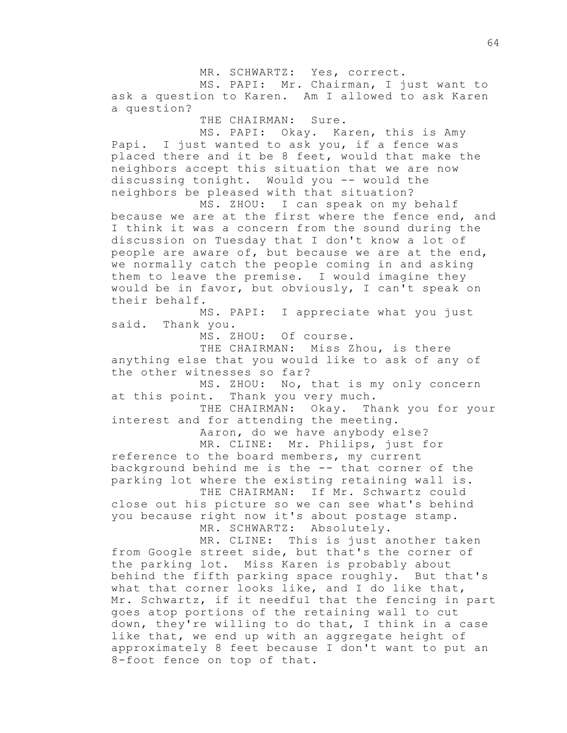MR. SCHWARTZ: Yes, correct.

MS. PAPI: Mr. Chairman, I just want to ask a question to Karen. Am I allowed to ask Karen a question?

THE CHAIRMAN: Sure.

MS. PAPI: Okay. Karen, this is Amy Papi. I just wanted to ask you, if a fence was placed there and it be 8 feet, would that make the neighbors accept this situation that we are now discussing tonight. Would you -- would the neighbors be pleased with that situation?

MS. ZHOU: I can speak on my behalf because we are at the first where the fence end, and I think it was a concern from the sound during the discussion on Tuesday that I don't know a lot of people are aware of, but because we are at the end, we normally catch the people coming in and asking them to leave the premise. I would imagine they would be in favor, but obviously, I can't speak on their behalf.

MS. PAPI: I appreciate what you just said. Thank you.

MS. ZHOU: Of course.

THE CHAIRMAN: Miss Zhou, is there anything else that you would like to ask of any of the other witnesses so far?

MS. ZHOU: No, that is my only concern at this point. Thank you very much.

THE CHAIRMAN: Okay. Thank you for your interest and for attending the meeting.

Aaron, do we have anybody else?

MR. CLINE: Mr. Philips, just for reference to the board members, my current background behind me is the -- that corner of the parking lot where the existing retaining wall is.

THE CHAIRMAN: If Mr. Schwartz could close out his picture so we can see what's behind you because right now it's about postage stamp.

MR. SCHWARTZ: Absolutely.

MR. CLINE: This is just another taken from Google street side, but that's the corner of the parking lot. Miss Karen is probably about behind the fifth parking space roughly. But that's what that corner looks like, and I do like that, Mr. Schwartz, if it needful that the fencing in part goes atop portions of the retaining wall to cut down, they're willing to do that, I think in a case like that, we end up with an aggregate height of approximately 8 feet because I don't want to put an 8-foot fence on top of that.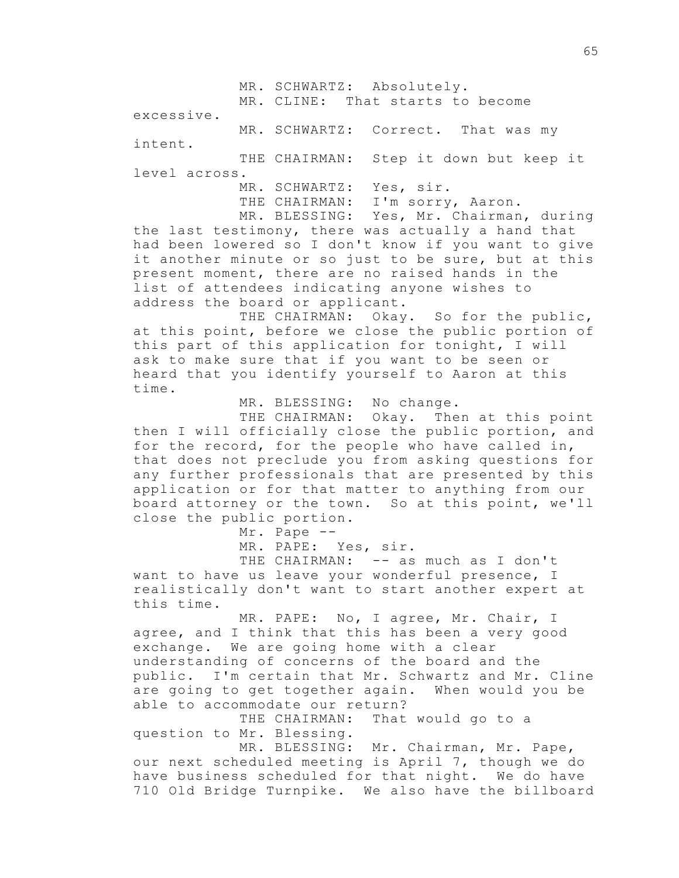MR. SCHWARTZ: Absolutely.

MR. CLINE: That starts to become excessive.

MR. SCHWARTZ: Correct. That was my intent.

THE CHAIRMAN: Step it down but keep it level across.

MR. SCHWARTZ: Yes, sir.

THE CHAIRMAN: I'm sorry, Aaron.

MR. BLESSING: Yes, Mr. Chairman, during the last testimony, there was actually a hand that had been lowered so I don't know if you want to give it another minute or so just to be sure, but at this present moment, there are no raised hands in the list of attendees indicating anyone wishes to address the board or applicant.

THE CHAIRMAN: Okay. So for the public, at this point, before we close the public portion of this part of this application for tonight, I will ask to make sure that if you want to be seen or heard that you identify yourself to Aaron at this time.

MR. BLESSING: No change.

THE CHAIRMAN: Okay. Then at this point then I will officially close the public portion, and for the record, for the people who have called in, that does not preclude you from asking questions for any further professionals that are presented by this application or for that matter to anything from our board attorney or the town. So at this point, we'll close the public portion.

Mr. Pape --

MR. PAPE: Yes, sir.

THE CHAIRMAN: -- as much as I don't want to have us leave your wonderful presence, I realistically don't want to start another expert at this time.

MR. PAPE: No, I agree, Mr. Chair, I agree, and I think that this has been a very good exchange. We are going home with a clear understanding of concerns of the board and the public. I'm certain that Mr. Schwartz and Mr. Cline are going to get together again. When would you be able to accommodate our return?

THE CHAIRMAN: That would go to a question to Mr. Blessing.

MR. BLESSING: Mr. Chairman, Mr. Pape, our next scheduled meeting is April 7, though we do have business scheduled for that night. We do have 710 Old Bridge Turnpike. We also have the billboard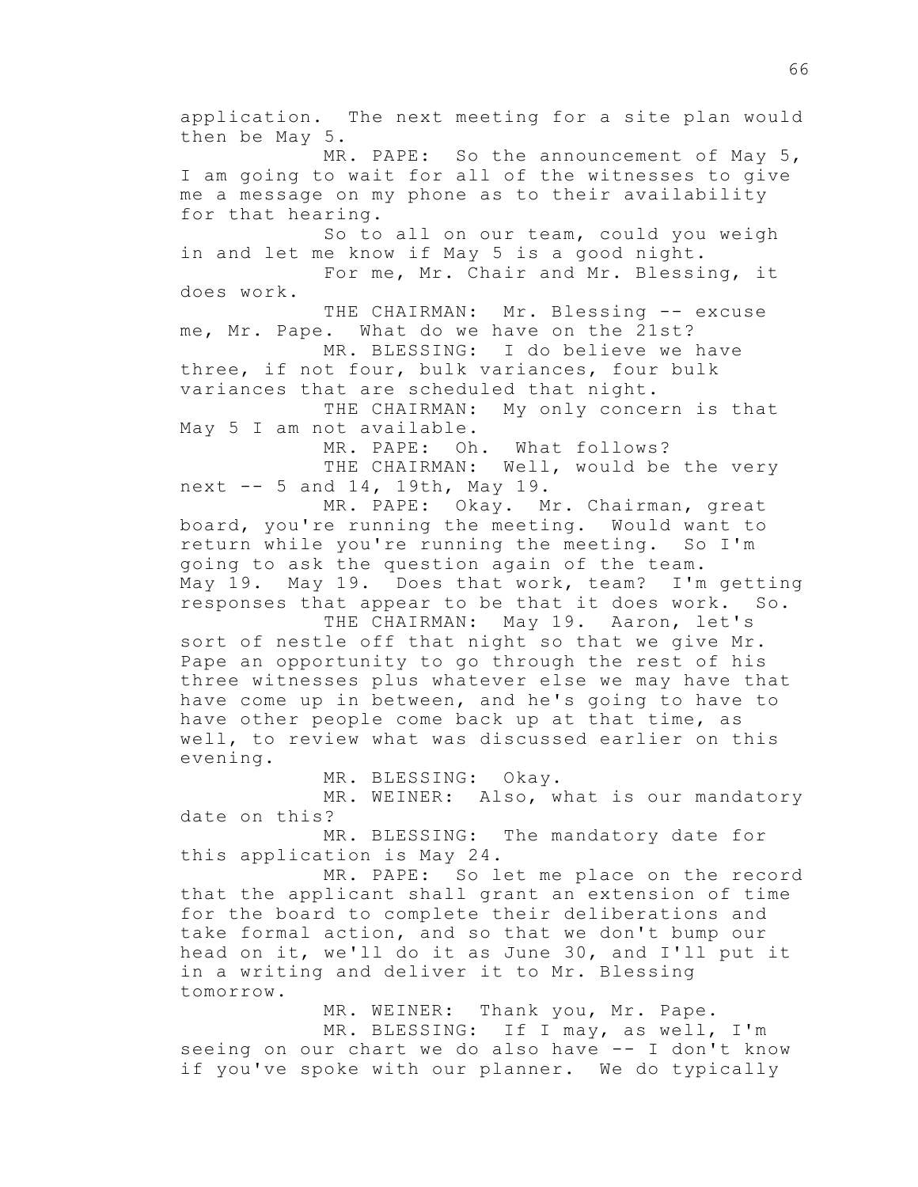application. The next meeting for a site plan would then be May 5.

MR. PAPE: So the announcement of May 5, I am going to wait for all of the witnesses to give me a message on my phone as to their availability for that hearing.

So to all on our team, could you weigh in and let me know if May 5 is a good night.

For me, Mr. Chair and Mr. Blessing, it does work.

THE CHAIRMAN: Mr. Blessing -- excuse me, Mr. Pape. What do we have on the 21st?

MR. BLESSING: I do believe we have three, if not four, bulk variances, four bulk variances that are scheduled that night.

THE CHAIRMAN: My only concern is that May 5 I am not available.

MR. PAPE: Oh. What follows?

THE CHAIRMAN: Well, would be the very next -- 5 and 14, 19th, May 19.

MR. PAPE: Okay. Mr. Chairman, great board, you're running the meeting. Would want to return while you're running the meeting. So I'm going to ask the question again of the team. May 19. May 19. Does that work, team? I'm getting responses that appear to be that it does work. So.

THE CHAIRMAN: May 19. Aaron, let's sort of nestle off that night so that we give Mr. Pape an opportunity to go through the rest of his three witnesses plus whatever else we may have that have come up in between, and he's going to have to have other people come back up at that time, as well, to review what was discussed earlier on this evening.

MR. BLESSING: Okay.

MR. WEINER: Also, what is our mandatory date on this?

MR. BLESSING: The mandatory date for this application is May 24.

MR. PAPE: So let me place on the record that the applicant shall grant an extension of time for the board to complete their deliberations and take formal action, and so that we don't bump our head on it, we'll do it as June 30, and I'll put it in a writing and deliver it to Mr. Blessing tomorrow.

MR. WEINER: Thank you, Mr. Pape.

MR. BLESSING: If I may, as well, I'm seeing on our chart we do also have -- I don't know if you've spoke with our planner. We do typically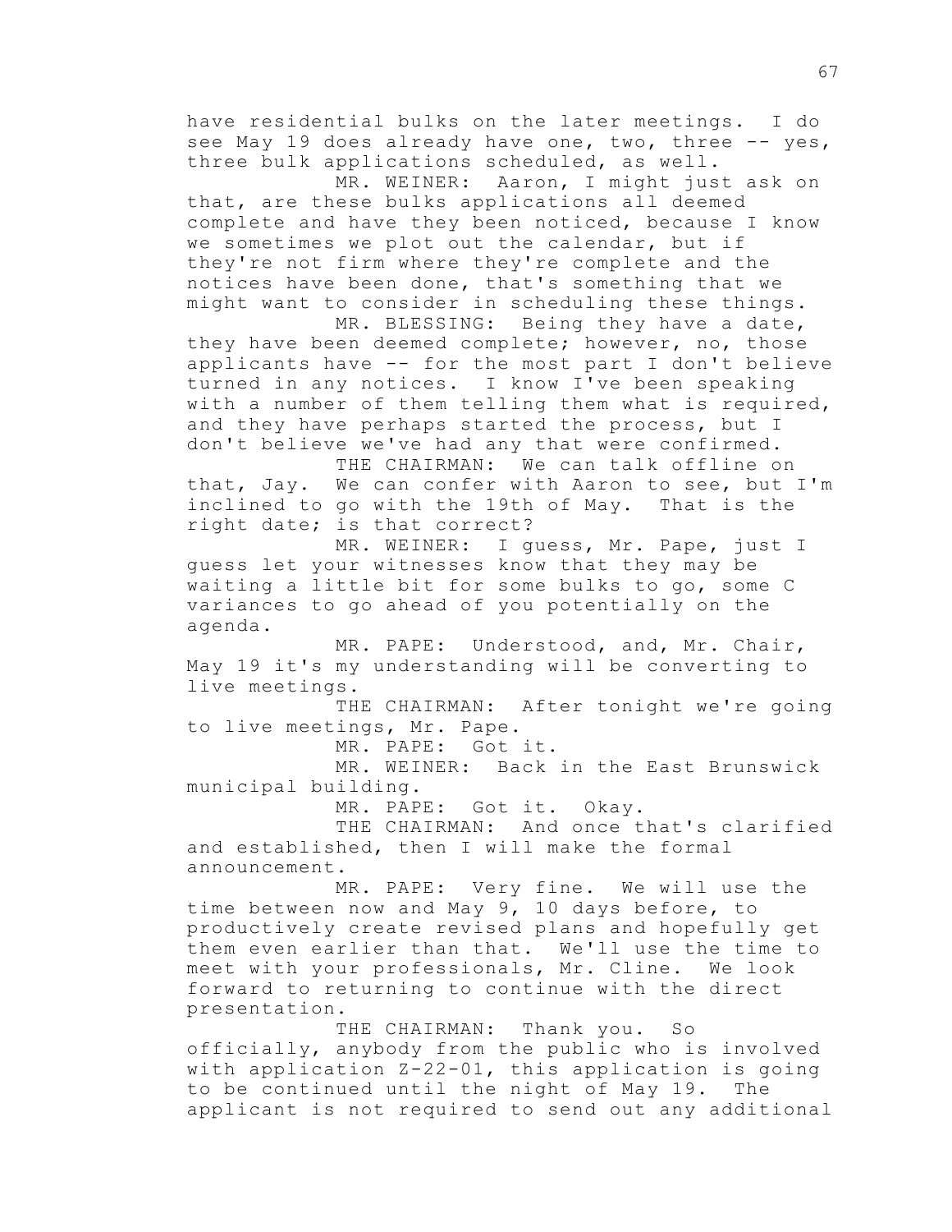have residential bulks on the later meetings. I do see May 19 does already have one, two, three -- yes, three bulk applications scheduled, as well.

MR. WEINER: Aaron, I might just ask on that, are these bulks applications all deemed complete and have they been noticed, because I know we sometimes we plot out the calendar, but if they're not firm where they're complete and the notices have been done, that's something that we might want to consider in scheduling these things.

MR. BLESSING: Being they have a date, they have been deemed complete; however, no, those applicants have -- for the most part I don't believe turned in any notices. I know I've been speaking with a number of them telling them what is required, and they have perhaps started the process, but I don't believe we've had any that were confirmed.

THE CHAIRMAN: We can talk offline on that, Jay. We can confer with Aaron to see, but I'm inclined to go with the 19th of May. That is the right date; is that correct?

MR. WEINER: I guess, Mr. Pape, just I guess let your witnesses know that they may be waiting a little bit for some bulks to go, some C variances to go ahead of you potentially on the agenda.

MR. PAPE: Understood, and, Mr. Chair, May 19 it's my understanding will be converting to live meetings.

THE CHAIRMAN: After tonight we're going to live meetings, Mr. Pape.

MR. PAPE: Got it.

MR. WEINER: Back in the East Brunswick municipal building.

MR. PAPE: Got it. Okay.

THE CHAIRMAN: And once that's clarified and established, then I will make the formal announcement.

MR. PAPE: Very fine. We will use the time between now and May 9, 10 days before, to productively create revised plans and hopefully get them even earlier than that. We'll use the time to meet with your professionals, Mr. Cline. We look forward to returning to continue with the direct presentation.

THE CHAIRMAN: Thank you. So officially, anybody from the public who is involved with application Z-22-01, this application is going to be continued until the night of May 19. The applicant is not required to send out any additional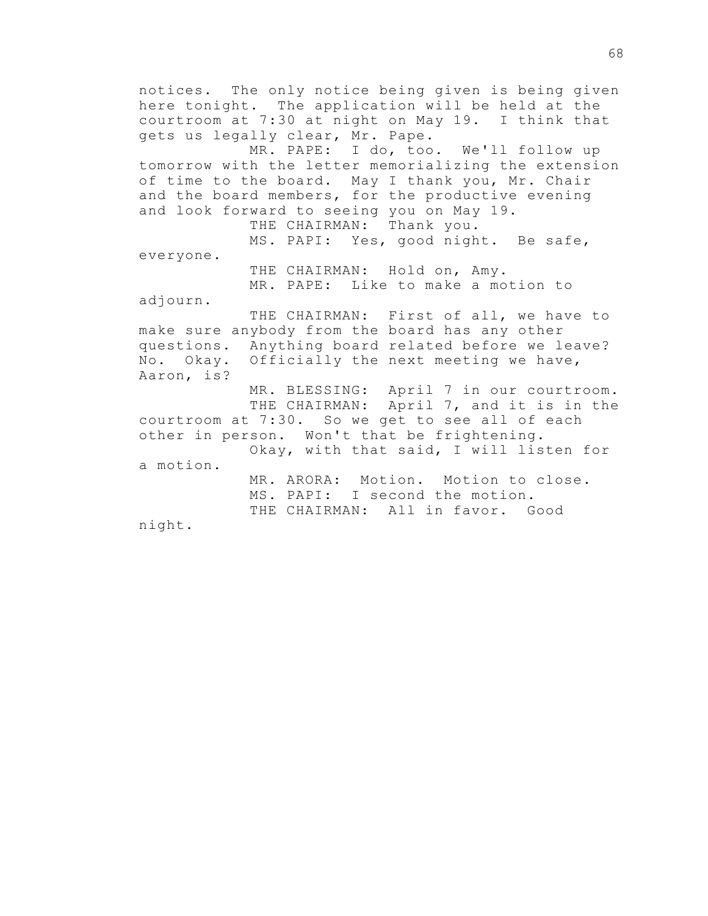notices. The only notice being given is being given here tonight. The application will be held at the courtroom at 7:30 at night on May 19. I think that gets us legally clear, Mr. Pape.

MR. PAPE: I do, too. We'll follow up tomorrow with the letter memorializing the extension of time to the board. May I thank you, Mr. Chair and the board members, for the productive evening and look forward to seeing you on May 19.

THE CHAIRMAN: Thank you.

MS. PAPI: Yes, good night. Be safe, everyone.

THE CHAIRMAN: Hold on, Amy.

MR. PAPE: Like to make a motion to adjourn.

THE CHAIRMAN: First of all, we have to make sure anybody from the board has any other questions. Anything board related before we leave? No. Okay. Officially the next meeting we have, Aaron, is?

MR. BLESSING: April 7 in our courtroom.

THE CHAIRMAN: April 7, and it is in the courtroom at 7:30. So we get to see all of each other in person. Won't that be frightening.

Okay, with that said, I will listen for a motion.

MR. ARORA: Motion. Motion to close.

MS. PAPI: I second the motion.

THE CHAIRMAN: All in favor. Good night.